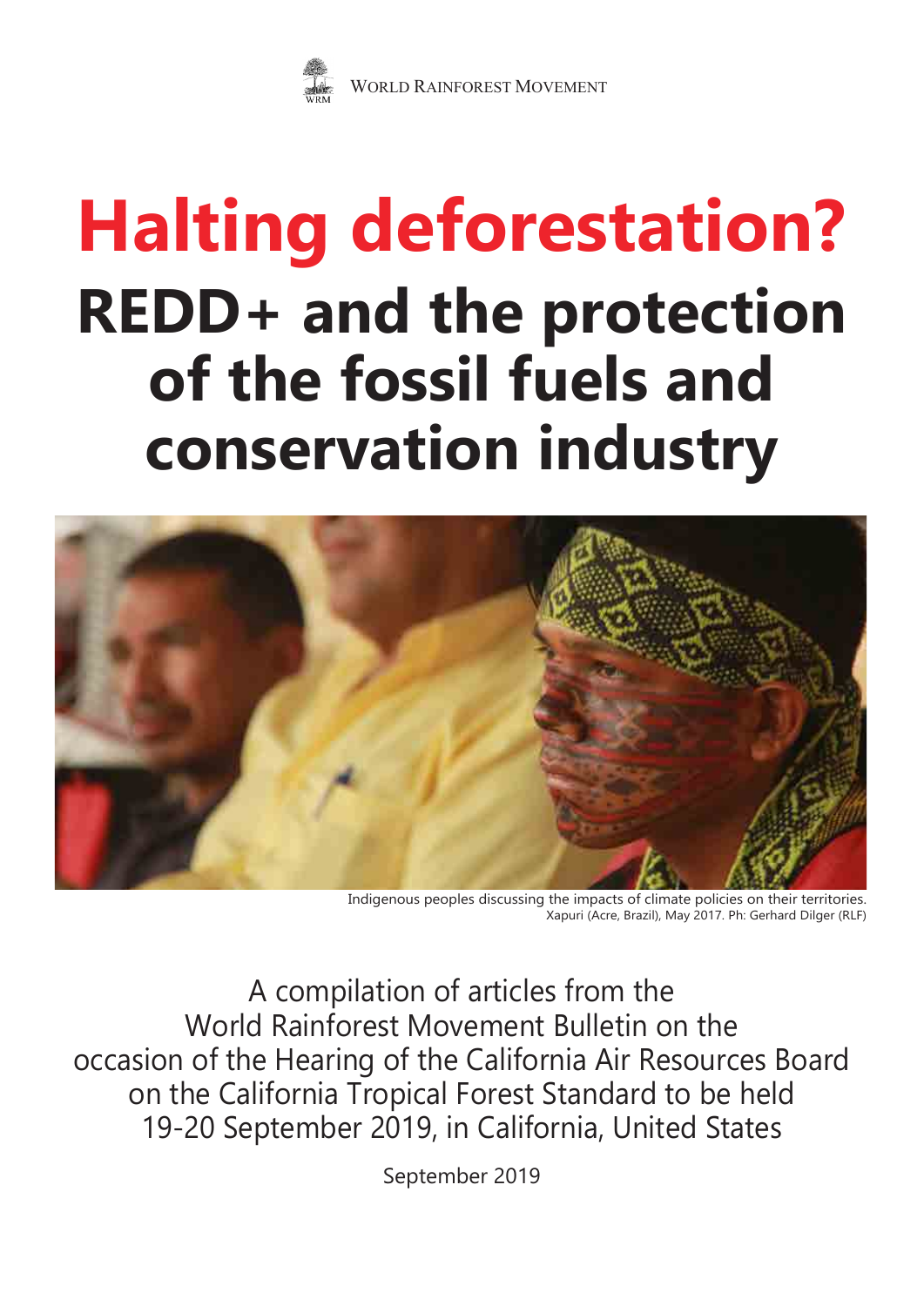WORLD RAINFOREST MOVEMENT

# Halting deforestation?

# REDD+ and the protection of the fossil fuels and conservation industry

Indigenous peoples discussing the impacts of climate policies on their territories. Xapuri (Acre, Brazil), May 2017. Ph: Gerhard Dilger (RLF)

A compilation of articles from the World Rainforest Movement Bulletin on the occasion of the Hearing of the California Air Resources Board on the California Tropical Forest Standard to be held 19-20 September 2019, in California, United States

September 2019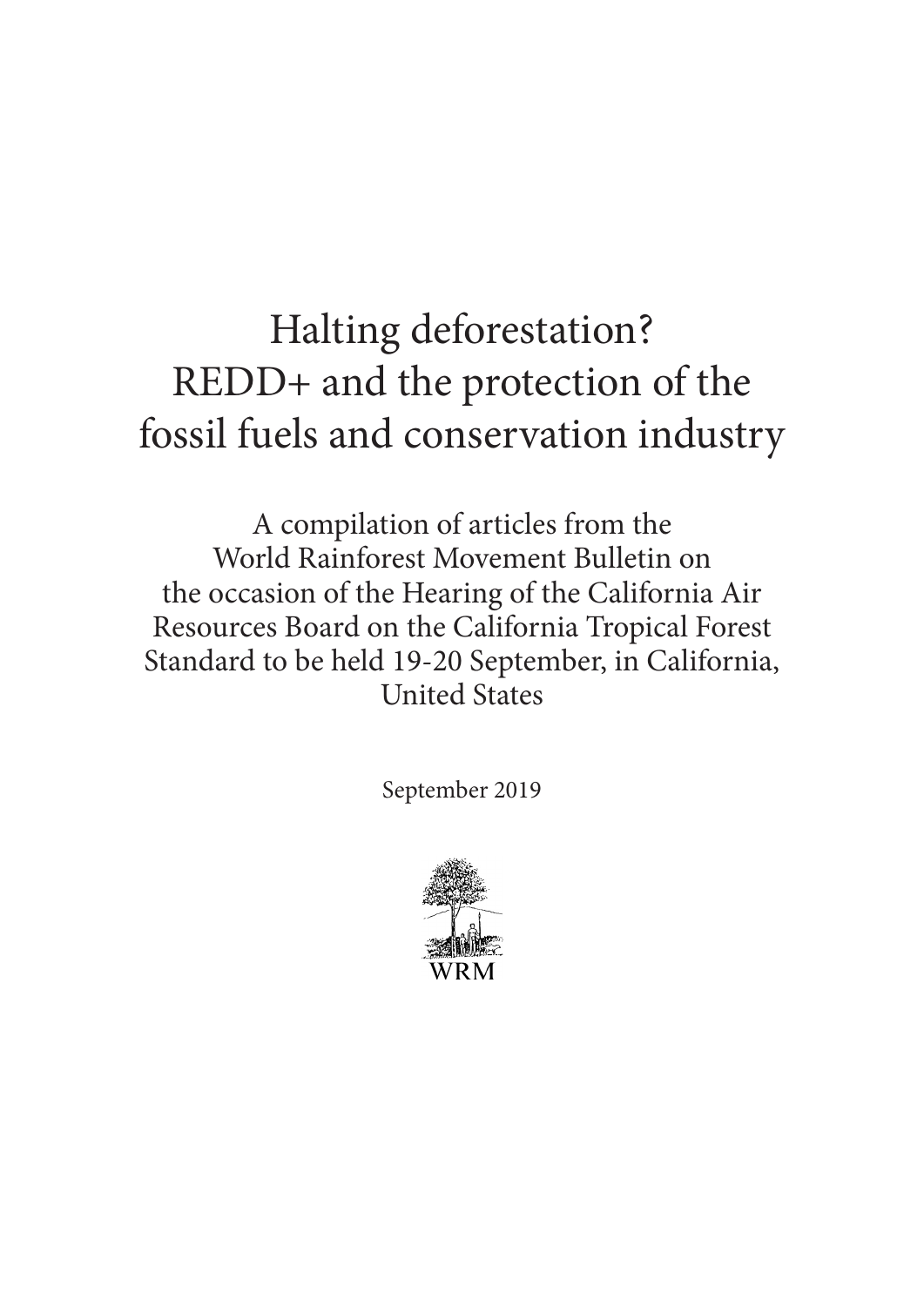# Halting deforestation?
# REDD+ and the protection of the fossil fuels and conservation industry

A compilation of articles from the World Rainforest Movement Bulletin on the occasion of the Hearing of the California Air Resources Board on the California Tropical Forest Standard to be held 19-20 September, in California, United States

September 2019

WRM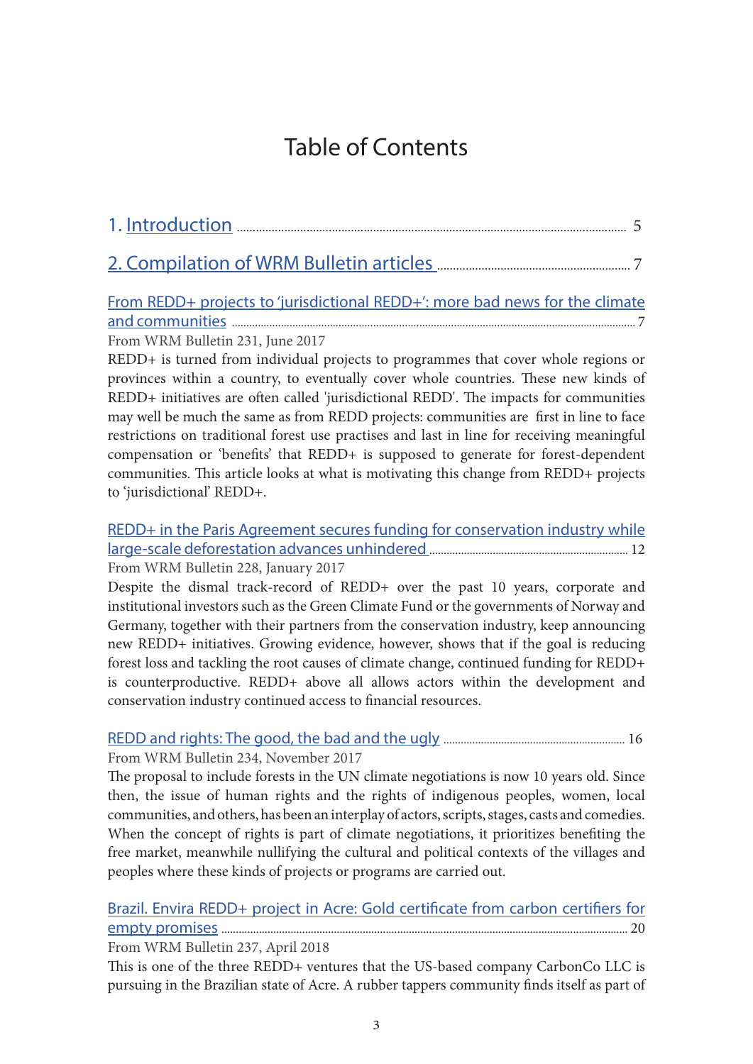# Table of Contents

1. Introduction ........................................................................ 5

2. Compilation of WRM Bulletin articles ........................................................ 7

From REDD+ projects to 'jurisdictional REDD+': more bad news for the climate and communities ........................................................ 7

From WRM Bulletin 231, June 2017

REDD+ is turned from individual projects to programmes that cover whole regions or provinces within a country, to eventually cover whole countries. These new kinds of REDD+ initiatives are often called 'jurisdictional REDD'. The impacts for communities may well be much the same as from REDD projects: communities are first in line to face restrictions on traditional forest use practises and last in line for receiving meaningful compensation or 'benefits' that REDD+ is supposed to generate for forest-dependent communities. This article looks at what is motivating this change from REDD+ projects to 'jurisdictional' REDD+.

REDD+ in the Paris Agreement secures funding for conservation industry while large-scale deforestation advances unhindered ........................................................ 12

From WRM Bulletin 228, January 2017

Despite the dismal track-record of REDD+ over the past 10 years, corporate and institutional investors such as the Green Climate Fund or the governments of Norway and Germany, together with their partners from the conservation industry, keep announcing new REDD+ initiatives. Growing evidence, however, shows that if the goal is reducing forest loss and tackling the root causes of climate change, continued funding for REDD+ is counterproductive. REDD+ above all allows actors within the development and conservation industry continued access to financial resources.

REDD and rights: The good, the bad and the ugly ........................................................ 16

From WRM Bulletin 234, November 2017

The proposal to include forests in the UN climate negotiations is now 10 years old. Since then, the issue of human rights and the rights of indigenous peoples, women, local communities, and others, has been an interplay of actors, scripts, stages, casts and comedies. When the concept of rights is part of climate negotiations, it prioritizes benefiting the free market, meanwhile nullifying the cultural and political contexts of the villages and peoples where these kinds of projects or programs are carried out.

Brazil. Envira REDD+ project in Acre: Gold certificate from carbon certifiers for empty promises ........................................................ 20

From WRM Bulletin 237, April 2018

This is one of the three REDD+ ventures that the US-based company CarbonCo LLC is pursuing in the Brazilian state of Acre. A rubber tappers community finds itself as part of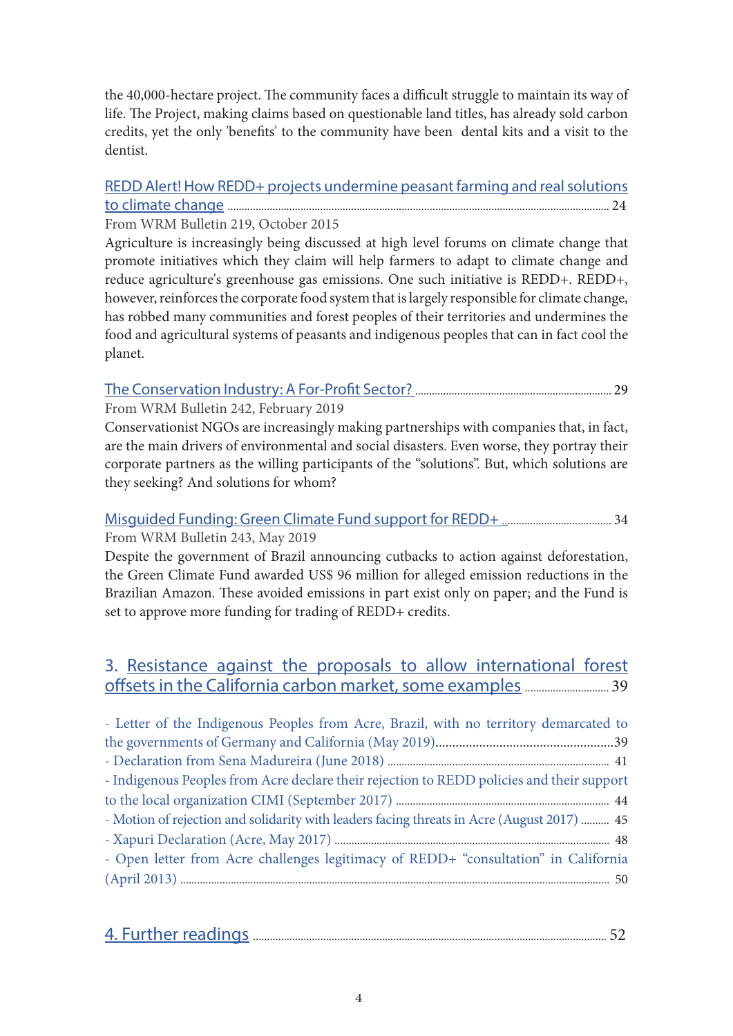the 40,000-hectare project. The community faces a difficult struggle to maintain its way of life. The Project, making claims based on questionable land titles, has already sold carbon credits, yet the only 'benefits' to the community have been dental kits and a visit to the dentist.

REDD Alert! How REDD+ projects undermine peasant farming and real solutions to climate change ........ 24
From WRM Bulletin 219, October 2015
Agriculture is increasingly being discussed at high level forums on climate change that promote initiatives which they claim will help farmers to adapt to climate change and reduce agriculture's greenhouse gas emissions. One such initiative is REDD+. REDD+, however, reinforces the corporate food system that is largely responsible for climate change, has robbed many communities and forest peoples of their territories and undermines the food and agricultural systems of peasants and indigenous peoples that can in fact cool the planet.

The Conservation Industry: A For-Profit Sector? ........ 29
From WRM Bulletin 242, February 2019
Conservationist NGOs are increasingly making partnerships with companies that, in fact, are the main drivers of environmental and social disasters. Even worse, they portray their corporate partners as the willing participants of the "solutions". But, which solutions are they seeking? And solutions for whom?

Misguided Funding: Green Climate Fund support for REDD+ ........ 34
From WRM Bulletin 243, May 2019
Despite the government of Brazil announcing cutbacks to action against deforestation, the Green Climate Fund awarded US$ 96 million for alleged emission reductions in the Brazilian Amazon. These avoided emissions in part exist only on paper; and the Fund is set to approve more funding for trading of REDD+ credits.

## 3. Resistance against the proposals to allow international forest offsets in the California carbon market, some examples ........ 39

- Letter of the Indigenous Peoples from Acre, Brazil, with no territory demarcated to the governments of Germany and California (May 2019)........39
- Declaration from Sena Madureira (June 2018) ........ 41
- Indigenous Peoples from Acre declare their rejection to REDD policies and their support to the local organization CIMI (September 2017) ........ 44
- Motion of rejection and solidarity with leaders facing threats in Acre (August 2017) ........ 45
- Xapuri Declaration (Acre, May 2017) ........ 48
- Open letter from Acre challenges legitimacy of REDD+ "consultation" in California (April 2013) ........ 50

## 4. Further readings ........ 52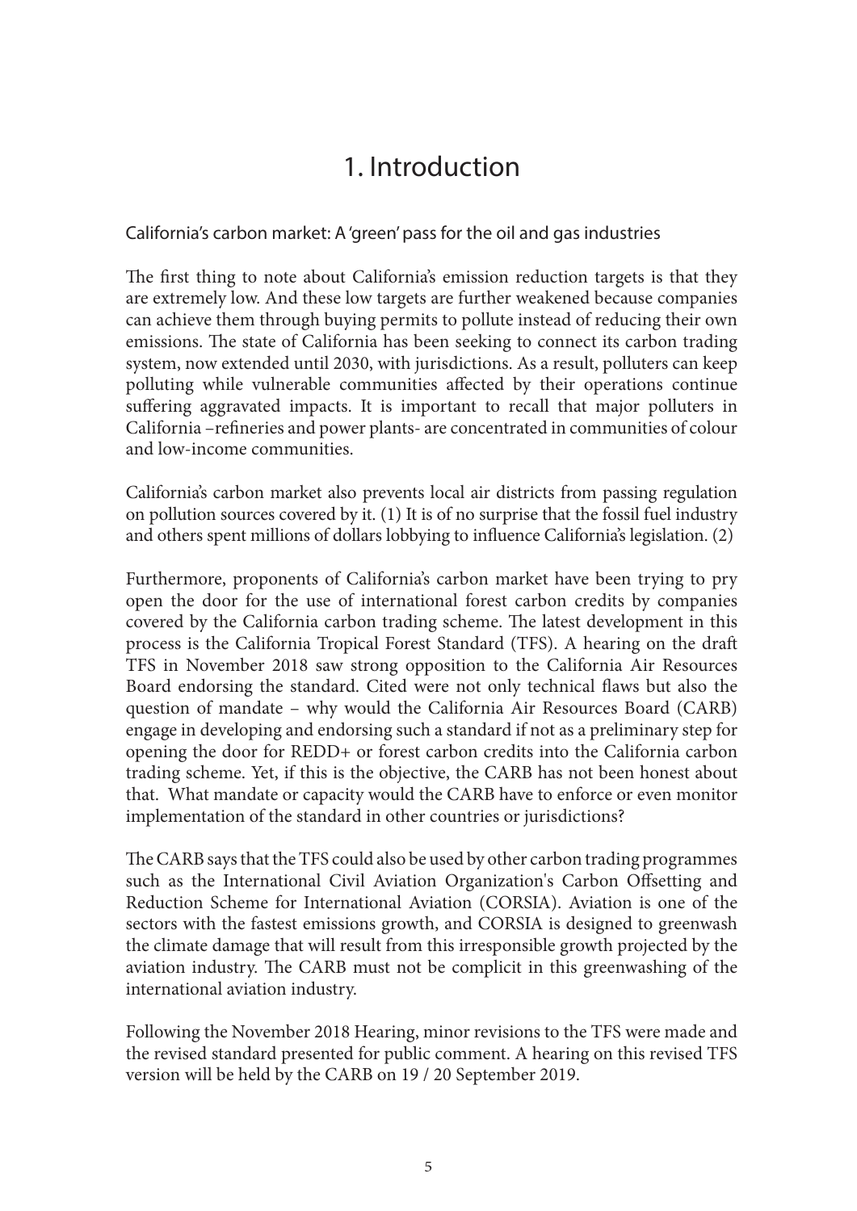# 1. Introduction

## California's carbon market: A 'green' pass for the oil and gas industries

The first thing to note about California's emission reduction targets is that they are extremely low. And these low targets are further weakened because companies can achieve them through buying permits to pollute instead of reducing their own emissions. The state of California has been seeking to connect its carbon trading system, now extended until 2030, with jurisdictions. As a result, polluters can keep polluting while vulnerable communities affected by their operations continue suffering aggravated impacts. It is important to recall that major polluters in California –refineries and power plants- are concentrated in communities of colour and low-income communities.

California's carbon market also prevents local air districts from passing regulation on pollution sources covered by it. (1) It is of no surprise that the fossil fuel industry and others spent millions of dollars lobbying to influence California's legislation. (2)

Furthermore, proponents of California's carbon market have been trying to pry open the door for the use of international forest carbon credits by companies covered by the California carbon trading scheme. The latest development in this process is the California Tropical Forest Standard (TFS). A hearing on the draft TFS in November 2018 saw strong opposition to the California Air Resources Board endorsing the standard. Cited were not only technical flaws but also the question of mandate – why would the California Air Resources Board (CARB) engage in developing and endorsing such a standard if not as a preliminary step for opening the door for REDD+ or forest carbon credits into the California carbon trading scheme. Yet, if this is the objective, the CARB has not been honest about that. What mandate or capacity would the CARB have to enforce or even monitor implementation of the standard in other countries or jurisdictions?

The CARB says that the TFS could also be used by other carbon trading programmes such as the International Civil Aviation Organization's Carbon Offsetting and Reduction Scheme for International Aviation (CORSIA). Aviation is one of the sectors with the fastest emissions growth, and CORSIA is designed to greenwash the climate damage that will result from this irresponsible growth projected by the aviation industry. The CARB must not be complicit in this greenwashing of the international aviation industry.

Following the November 2018 Hearing, minor revisions to the TFS were made and the revised standard presented for public comment. A hearing on this revised TFS version will be held by the CARB on 19 / 20 September 2019.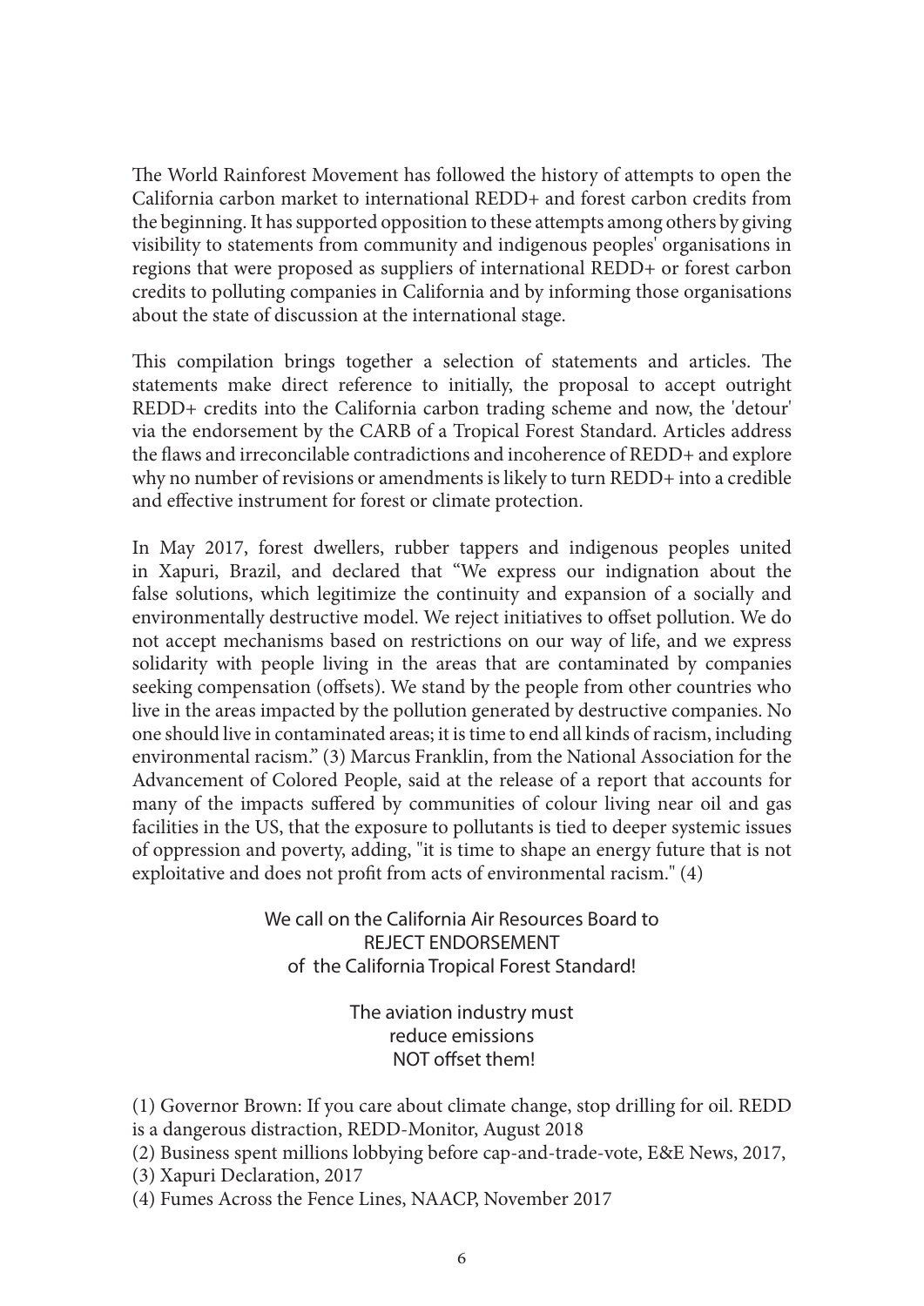The World Rainforest Movement has followed the history of attempts to open the California carbon market to international REDD+ and forest carbon credits from the beginning. It has supported opposition to these attempts among others by giving visibility to statements from community and indigenous peoples' organisations in regions that were proposed as suppliers of international REDD+ or forest carbon credits to polluting companies in California and by informing those organisations about the state of discussion at the international stage.

This compilation brings together a selection of statements and articles. The statements make direct reference to initially, the proposal to accept outright REDD+ credits into the California carbon trading scheme and now, the 'detour' via the endorsement by the CARB of a Tropical Forest Standard. Articles address the flaws and irreconcilable contradictions and incoherence of REDD+ and explore why no number of revisions or amendments is likely to turn REDD+ into a credible and effective instrument for forest or climate protection.

In May 2017, forest dwellers, rubber tappers and indigenous peoples united in Xapuri, Brazil, and declared that "We express our indignation about the false solutions, which legitimize the continuity and expansion of a socially and environmentally destructive model. We reject initiatives to offset pollution. We do not accept mechanisms based on restrictions on our way of life, and we express solidarity with people living in the areas that are contaminated by companies seeking compensation (offsets). We stand by the people from other countries who live in the areas impacted by the pollution generated by destructive companies. No one should live in contaminated areas; it is time to end all kinds of racism, including environmental racism." (3) Marcus Franklin, from the National Association for the Advancement of Colored People, said at the release of a report that accounts for many of the impacts suffered by communities of colour living near oil and gas facilities in the US, that the exposure to pollutants is tied to deeper systemic issues of oppression and poverty, adding, "it is time to shape an energy future that is not exploitative and does not profit from acts of environmental racism." (4)

We call on the California Air Resources Board to
REJECT ENDORSEMENT
of the California Tropical Forest Standard!

The aviation industry must
reduce emissions
NOT offset them!

(1) Governor Brown: If you care about climate change, stop drilling for oil. REDD is a dangerous distraction, REDD-Monitor, August 2018

(2) Business spent millions lobbying before cap-and-trade-vote, E&E News, 2017,

(3) Xapuri Declaration, 2017

(4) Fumes Across the Fence Lines, NAACP, November 2017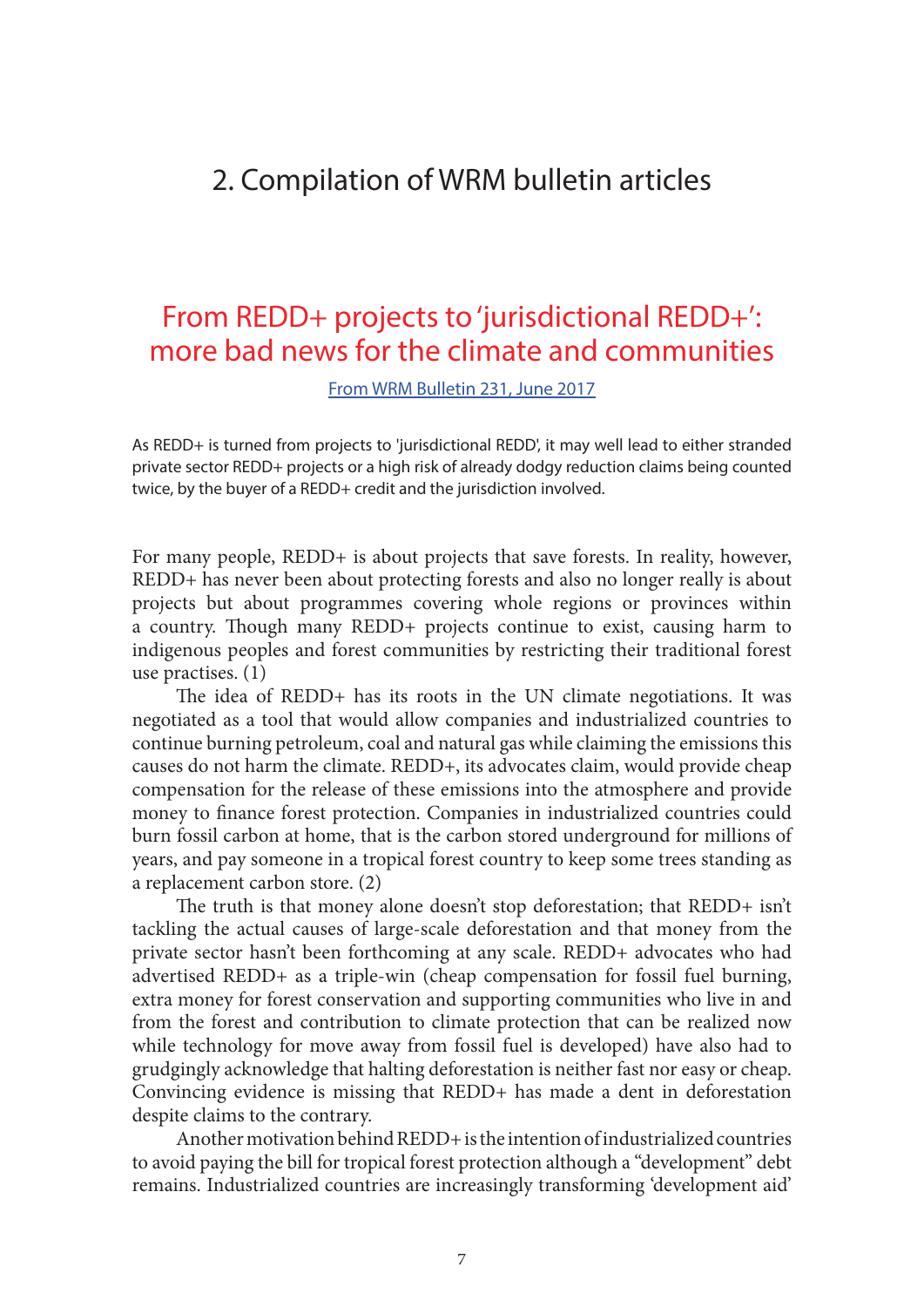# 2. Compilation of WRM bulletin articles

## From REDD+ projects to 'jurisdictional REDD+': more bad news for the climate and communities

From WRM Bulletin 231, June 2017

As REDD+ is turned from projects to 'jurisdictional REDD', it may well lead to either stranded private sector REDD+ projects or a high risk of already dodgy reduction claims being counted twice, by the buyer of a REDD+ credit and the jurisdiction involved.

For many people, REDD+ is about projects that save forests. In reality, however, REDD+ has never been about protecting forests and also no longer really is about projects but about programmes covering whole regions or provinces within a country. Though many REDD+ projects continue to exist, causing harm to indigenous peoples and forest communities by restricting their traditional forest use practises. (1)

The idea of REDD+ has its roots in the UN climate negotiations. It was negotiated as a tool that would allow companies and industrialized countries to continue burning petroleum, coal and natural gas while claiming the emissions this causes do not harm the climate. REDD+, its advocates claim, would provide cheap compensation for the release of these emissions into the atmosphere and provide money to finance forest protection. Companies in industrialized countries could burn fossil carbon at home, that is the carbon stored underground for millions of years, and pay someone in a tropical forest country to keep some trees standing as a replacement carbon store. (2)

The truth is that money alone doesn't stop deforestation; that REDD+ isn't tackling the actual causes of large-scale deforestation and that money from the private sector hasn't been forthcoming at any scale. REDD+ advocates who had advertised REDD+ as a triple-win (cheap compensation for fossil fuel burning, extra money for forest conservation and supporting communities who live in and from the forest and contribution to climate protection that can be realized now while technology for move away from fossil fuel is developed) have also had to grudgingly acknowledge that halting deforestation is neither fast nor easy or cheap. Convincing evidence is missing that REDD+ has made a dent in deforestation despite claims to the contrary.

Another motivation behind REDD+ is the intention of industrialized countries to avoid paying the bill for tropical forest protection although a "development" debt remains. Industrialized countries are increasingly transforming 'development aid'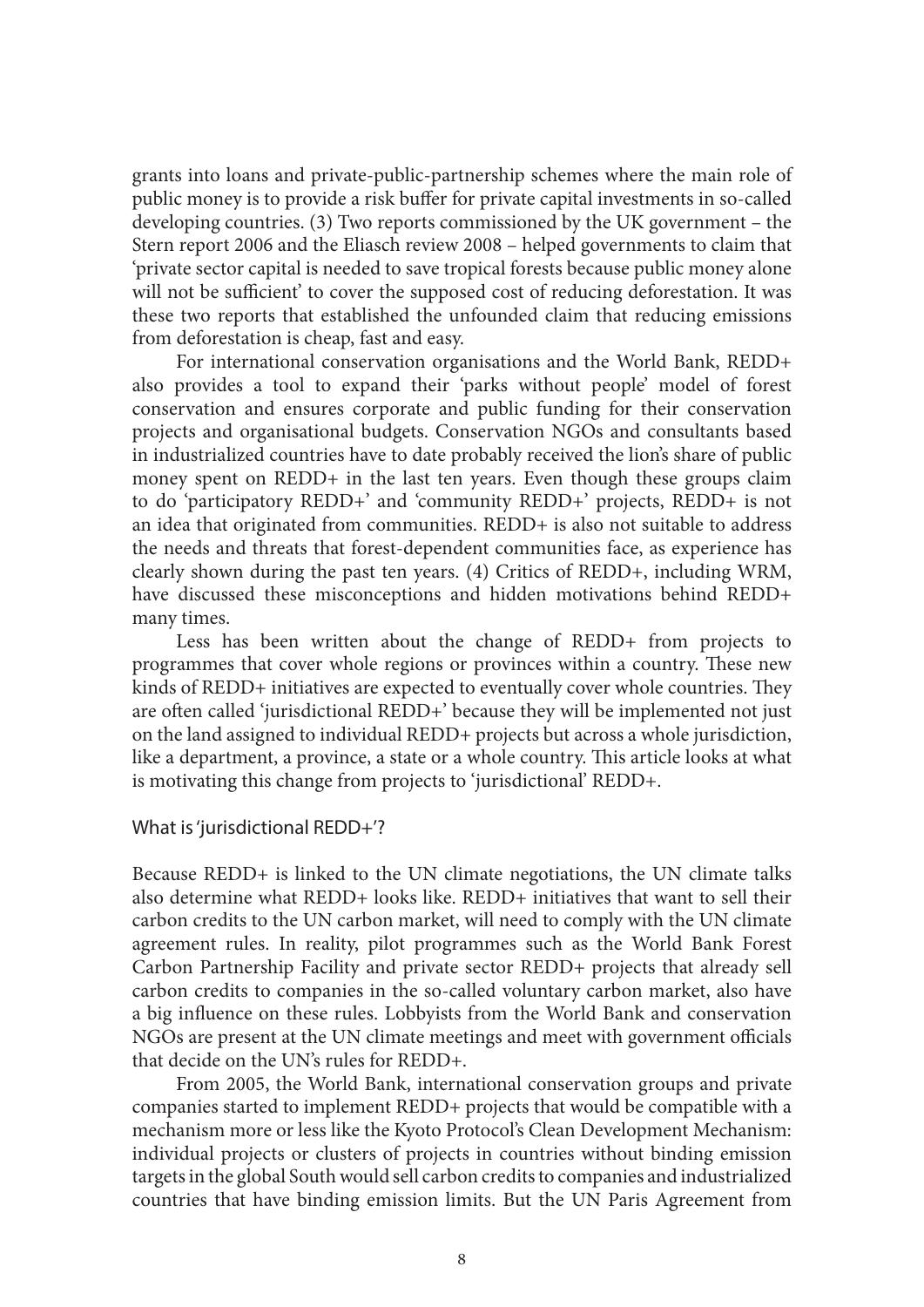grants into loans and private-public-partnership schemes where the main role of public money is to provide a risk buffer for private capital investments in so-called developing countries. (3) Two reports commissioned by the UK government – the Stern report 2006 and the Eliasch review 2008 – helped governments to claim that 'private sector capital is needed to save tropical forests because public money alone will not be sufficient' to cover the supposed cost of reducing deforestation. It was these two reports that established the unfounded claim that reducing emissions from deforestation is cheap, fast and easy.

For international conservation organisations and the World Bank, REDD+ also provides a tool to expand their 'parks without people' model of forest conservation and ensures corporate and public funding for their conservation projects and organisational budgets. Conservation NGOs and consultants based in industrialized countries have to date probably received the lion's share of public money spent on REDD+ in the last ten years. Even though these groups claim to do 'participatory REDD+' and 'community REDD+' projects, REDD+ is not an idea that originated from communities. REDD+ is also not suitable to address the needs and threats that forest-dependent communities face, as experience has clearly shown during the past ten years. (4) Critics of REDD+, including WRM, have discussed these misconceptions and hidden motivations behind REDD+ many times.

Less has been written about the change of REDD+ from projects to programmes that cover whole regions or provinces within a country. These new kinds of REDD+ initiatives are expected to eventually cover whole countries. They are often called 'jurisdictional REDD+' because they will be implemented not just on the land assigned to individual REDD+ projects but across a whole jurisdiction, like a department, a province, a state or a whole country. This article looks at what is motivating this change from projects to 'jurisdictional' REDD+.

## What is 'jurisdictional REDD+'?

Because REDD+ is linked to the UN climate negotiations, the UN climate talks also determine what REDD+ looks like. REDD+ initiatives that want to sell their carbon credits to the UN carbon market, will need to comply with the UN climate agreement rules. In reality, pilot programmes such as the World Bank Forest Carbon Partnership Facility and private sector REDD+ projects that already sell carbon credits to companies in the so-called voluntary carbon market, also have a big influence on these rules. Lobbyists from the World Bank and conservation NGOs are present at the UN climate meetings and meet with government officials that decide on the UN's rules for REDD+.

From 2005, the World Bank, international conservation groups and private companies started to implement REDD+ projects that would be compatible with a mechanism more or less like the Kyoto Protocol's Clean Development Mechanism: individual projects or clusters of projects in countries without binding emission targets in the global South would sell carbon credits to companies and industrialized countries that have binding emission limits. But the UN Paris Agreement from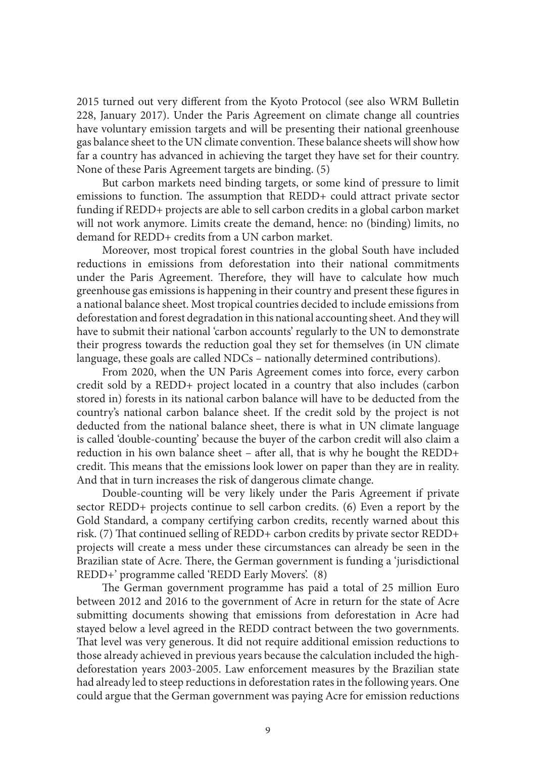2015 turned out very different from the Kyoto Protocol (see also WRM Bulletin 228, January 2017). Under the Paris Agreement on climate change all countries have voluntary emission targets and will be presenting their national greenhouse gas balance sheet to the UN climate convention. These balance sheets will show how far a country has advanced in achieving the target they have set for their country. None of these Paris Agreement targets are binding. (5)

But carbon markets need binding targets, or some kind of pressure to limit emissions to function. The assumption that REDD+ could attract private sector funding if REDD+ projects are able to sell carbon credits in a global carbon market will not work anymore. Limits create the demand, hence: no (binding) limits, no demand for REDD+ credits from a UN carbon market.

Moreover, most tropical forest countries in the global South have included reductions in emissions from deforestation into their national commitments under the Paris Agreement. Therefore, they will have to calculate how much greenhouse gas emissions is happening in their country and present these figures in a national balance sheet. Most tropical countries decided to include emissions from deforestation and forest degradation in this national accounting sheet. And they will have to submit their national 'carbon accounts' regularly to the UN to demonstrate their progress towards the reduction goal they set for themselves (in UN climate language, these goals are called NDCs – nationally determined contributions).

From 2020, when the UN Paris Agreement comes into force, every carbon credit sold by a REDD+ project located in a country that also includes (carbon stored in) forests in its national carbon balance will have to be deducted from the country's national carbon balance sheet. If the credit sold by the project is not deducted from the national balance sheet, there is what in UN climate language is called 'double-counting' because the buyer of the carbon credit will also claim a reduction in his own balance sheet – after all, that is why he bought the REDD+ credit. This means that the emissions look lower on paper than they are in reality. And that in turn increases the risk of dangerous climate change.

Double-counting will be very likely under the Paris Agreement if private sector REDD+ projects continue to sell carbon credits. (6) Even a report by the Gold Standard, a company certifying carbon credits, recently warned about this risk. (7) That continued selling of REDD+ carbon credits by private sector REDD+ projects will create a mess under these circumstances can already be seen in the Brazilian state of Acre. There, the German government is funding a 'jurisdictional REDD+' programme called 'REDD Early Movers'. (8)

The German government programme has paid a total of 25 million Euro between 2012 and 2016 to the government of Acre in return for the state of Acre submitting documents showing that emissions from deforestation in Acre had stayed below a level agreed in the REDD contract between the two governments. That level was very generous. It did not require additional emission reductions to those already achieved in previous years because the calculation included the high-deforestation years 2003-2005. Law enforcement measures by the Brazilian state had already led to steep reductions in deforestation rates in the following years. One could argue that the German government was paying Acre for emission reductions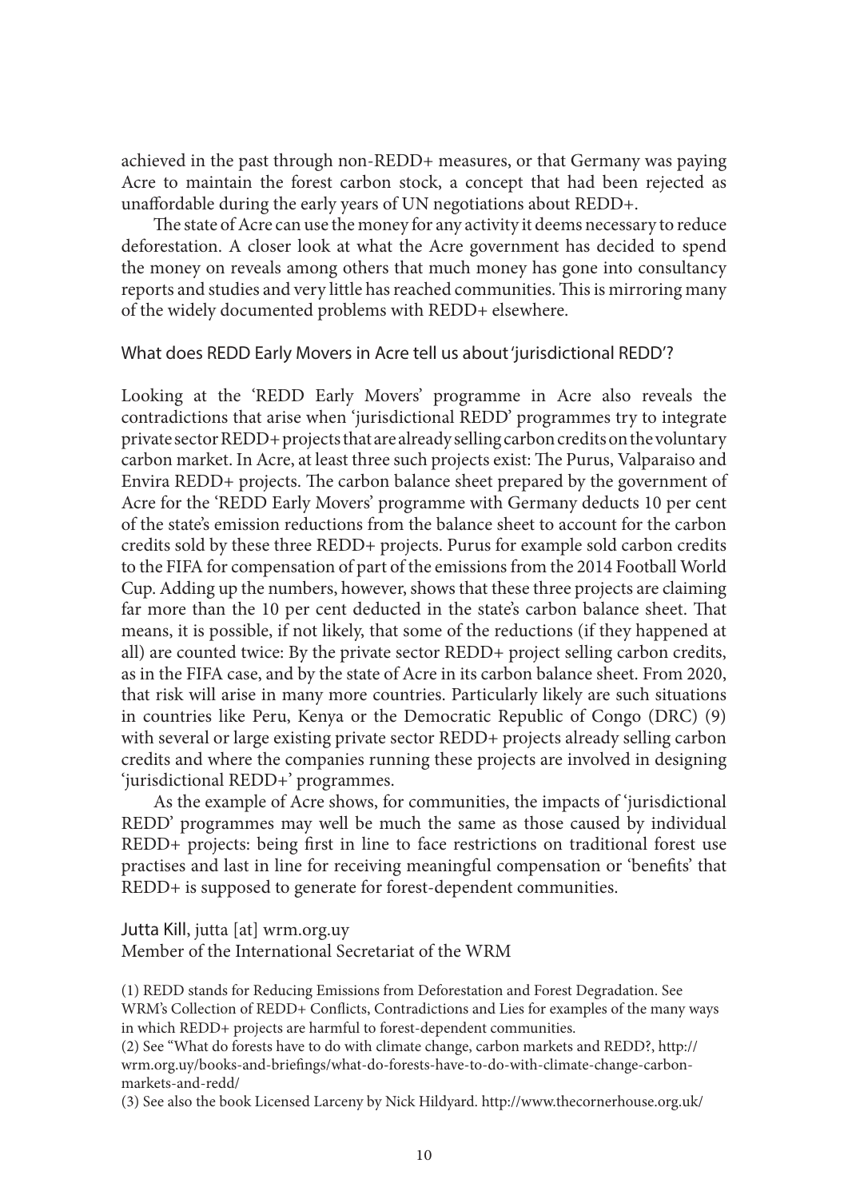achieved in the past through non-REDD+ measures, or that Germany was paying Acre to maintain the forest carbon stock, a concept that had been rejected as unaffordable during the early years of UN negotiations about REDD+.

The state of Acre can use the money for any activity it deems necessary to reduce deforestation. A closer look at what the Acre government has decided to spend the money on reveals among others that much money has gone into consultancy reports and studies and very little has reached communities. This is mirroring many of the widely documented problems with REDD+ elsewhere.

## What does REDD Early Movers in Acre tell us about 'jurisdictional REDD'?

Looking at the 'REDD Early Movers' programme in Acre also reveals the contradictions that arise when 'jurisdictional REDD' programmes try to integrate private sector REDD+ projects that are already selling carbon credits on the voluntary carbon market. In Acre, at least three such projects exist: The Purus, Valparaiso and Envira REDD+ projects. The carbon balance sheet prepared by the government of Acre for the 'REDD Early Movers' programme with Germany deducts 10 per cent of the state's emission reductions from the balance sheet to account for the carbon credits sold by these three REDD+ projects. Purus for example sold carbon credits to the FIFA for compensation of part of the emissions from the 2014 Football World Cup. Adding up the numbers, however, shows that these three projects are claiming far more than the 10 per cent deducted in the state's carbon balance sheet. That means, it is possible, if not likely, that some of the reductions (if they happened at all) are counted twice: By the private sector REDD+ project selling carbon credits, as in the FIFA case, and by the state of Acre in its carbon balance sheet. From 2020, that risk will arise in many more countries. Particularly likely are such situations in countries like Peru, Kenya or the Democratic Republic of Congo (DRC) (9) with several or large existing private sector REDD+ projects already selling carbon credits and where the companies running these projects are involved in designing 'jurisdictional REDD+' programmes.

As the example of Acre shows, for communities, the impacts of 'jurisdictional REDD' programmes may well be much the same as those caused by individual REDD+ projects: being first in line to face restrictions on traditional forest use practises and last in line for receiving meaningful compensation or 'benefits' that REDD+ is supposed to generate for forest-dependent communities.

Jutta Kill, jutta [at] wrm.org.uy
Member of the International Secretariat of the WRM

(1) REDD stands for Reducing Emissions from Deforestation and Forest Degradation. See WRM's Collection of REDD+ Conflicts, Contradictions and Lies for examples of the many ways in which REDD+ projects are harmful to forest-dependent communities.

(2) See "What do forests have to do with climate change, carbon markets and REDD?, http://wrm.org.uy/books-and-briefings/what-do-forests-have-to-do-with-climate-change-carbon-markets-and-redd/

(3) See also the book Licensed Larceny by Nick Hildyard. http://www.thecornerhouse.org.uk/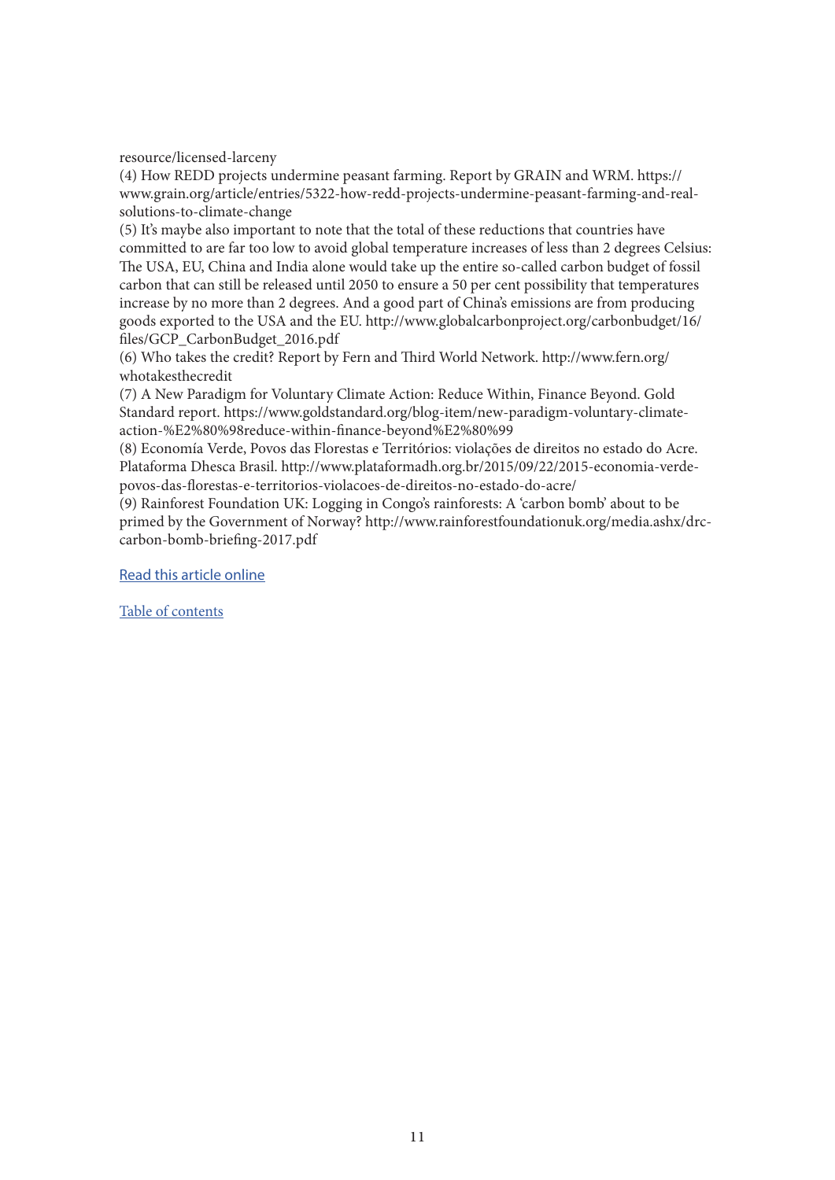resource/licensed-larceny

(4) How REDD projects undermine peasant farming. Report by GRAIN and WRM. https://www.grain.org/article/entries/5322-how-redd-projects-undermine-peasant-farming-and-real-solutions-to-climate-change

(5) It's maybe also important to note that the total of these reductions that countries have committed to are far too low to avoid global temperature increases of less than 2 degrees Celsius: The USA, EU, China and India alone would take up the entire so-called carbon budget of fossil carbon that can still be released until 2050 to ensure a 50 per cent possibility that temperatures increase by no more than 2 degrees. And a good part of China's emissions are from producing goods exported to the USA and the EU. http://www.globalcarbonproject.org/carbonbudget/16/files/GCP_CarbonBudget_2016.pdf

(6) Who takes the credit? Report by Fern and Third World Network. http://www.fern.org/whotakesthecredit

(7) A New Paradigm for Voluntary Climate Action: Reduce Within, Finance Beyond. Gold Standard report. https://www.goldstandard.org/blog-item/new-paradigm-voluntary-climate-action-%E2%80%98reduce-within-finance-beyond%E2%80%99

(8) Economía Verde, Povos das Florestas e Territórios: violações de direitos no estado do Acre. Plataforma Dhesca Brasil. http://www.plataformadh.org.br/2015/09/22/2015-economia-verde-povos-das-florestas-e-territorios-violacoes-de-direitos-no-estado-do-acre/

(9) Rainforest Foundation UK: Logging in Congo's rainforests: A 'carbon bomb' about to be primed by the Government of Norway? http://www.rainforestfoundationuk.org/media.ashx/drc-carbon-bomb-briefing-2017.pdf

Read this article online

Table of contents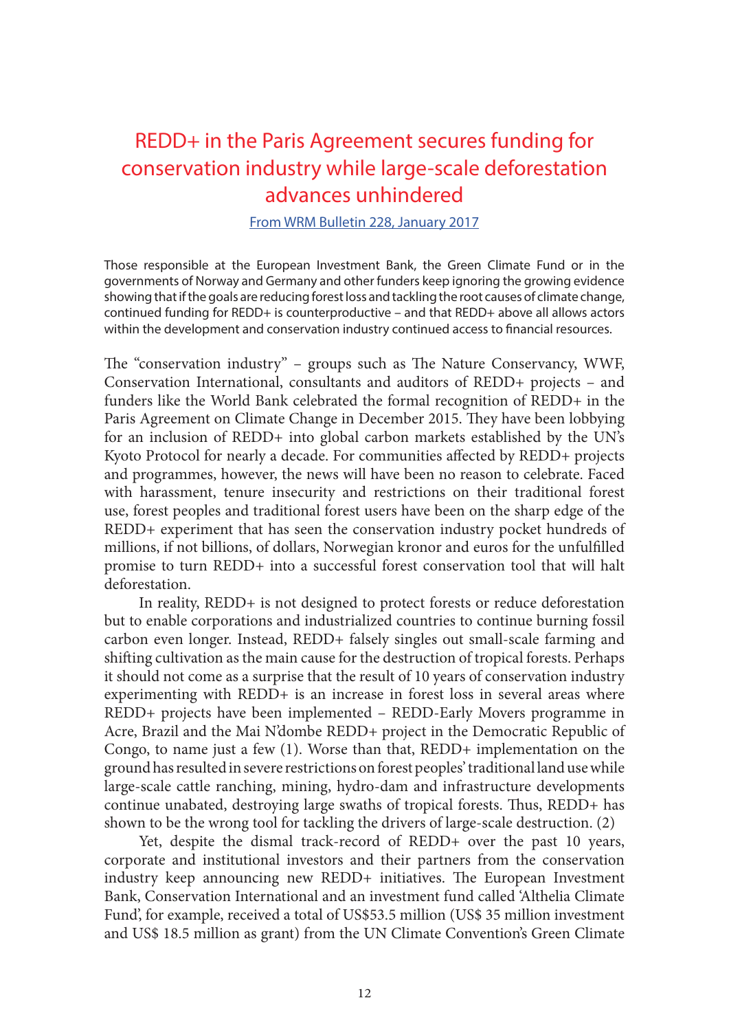# REDD+ in the Paris Agreement secures funding for conservation industry while large-scale deforestation advances unhindered

From WRM Bulletin 228, January 2017

Those responsible at the European Investment Bank, the Green Climate Fund or in the governments of Norway and Germany and other funders keep ignoring the growing evidence showing that if the goals are reducing forest loss and tackling the root causes of climate change, continued funding for REDD+ is counterproductive – and that REDD+ above all allows actors within the development and conservation industry continued access to financial resources.

The "conservation industry" – groups such as The Nature Conservancy, WWF, Conservation International, consultants and auditors of REDD+ projects – and funders like the World Bank celebrated the formal recognition of REDD+ in the Paris Agreement on Climate Change in December 2015. They have been lobbying for an inclusion of REDD+ into global carbon markets established by the UN's Kyoto Protocol for nearly a decade. For communities affected by REDD+ projects and programmes, however, the news will have been no reason to celebrate. Faced with harassment, tenure insecurity and restrictions on their traditional forest use, forest peoples and traditional forest users have been on the sharp edge of the REDD+ experiment that has seen the conservation industry pocket hundreds of millions, if not billions, of dollars, Norwegian kronor and euros for the unfulfilled promise to turn REDD+ into a successful forest conservation tool that will halt deforestation.

In reality, REDD+ is not designed to protect forests or reduce deforestation but to enable corporations and industrialized countries to continue burning fossil carbon even longer. Instead, REDD+ falsely singles out small-scale farming and shifting cultivation as the main cause for the destruction of tropical forests. Perhaps it should not come as a surprise that the result of 10 years of conservation industry experimenting with REDD+ is an increase in forest loss in several areas where REDD+ projects have been implemented – REDD-Early Movers programme in Acre, Brazil and the Mai N'dombe REDD+ project in the Democratic Republic of Congo, to name just a few (1). Worse than that, REDD+ implementation on the ground has resulted in severe restrictions on forest peoples' traditional land use while large-scale cattle ranching, mining, hydro-dam and infrastructure developments continue unabated, destroying large swaths of tropical forests. Thus, REDD+ has shown to be the wrong tool for tackling the drivers of large-scale destruction. (2)

Yet, despite the dismal track-record of REDD+ over the past 10 years, corporate and institutional investors and their partners from the conservation industry keep announcing new REDD+ initiatives. The European Investment Bank, Conservation International and an investment fund called 'Althelia Climate Fund', for example, received a total of US$53.5 million (US$ 35 million investment and US$ 18.5 million as grant) from the UN Climate Convention's Green Climate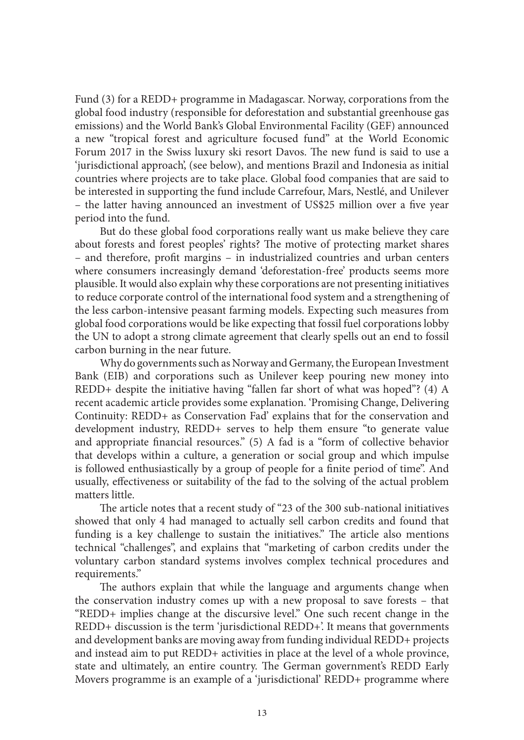Fund (3) for a REDD+ programme in Madagascar. Norway, corporations from the global food industry (responsible for deforestation and substantial greenhouse gas emissions) and the World Bank's Global Environmental Facility (GEF) announced a new "tropical forest and agriculture focused fund" at the World Economic Forum 2017 in the Swiss luxury ski resort Davos. The new fund is said to use a 'jurisdictional approach', (see below), and mentions Brazil and Indonesia as initial countries where projects are to take place. Global food companies that are said to be interested in supporting the fund include Carrefour, Mars, Nestlé, and Unilever – the latter having announced an investment of US$25 million over a five year period into the fund.

But do these global food corporations really want us make believe they care about forests and forest peoples' rights? The motive of protecting market shares – and therefore, profit margins – in industrialized countries and urban centers where consumers increasingly demand 'deforestation-free' products seems more plausible. It would also explain why these corporations are not presenting initiatives to reduce corporate control of the international food system and a strengthening of the less carbon-intensive peasant farming models. Expecting such measures from global food corporations would be like expecting that fossil fuel corporations lobby the UN to adopt a strong climate agreement that clearly spells out an end to fossil carbon burning in the near future.

Why do governments such as Norway and Germany, the European Investment Bank (EIB) and corporations such as Unilever keep pouring new money into REDD+ despite the initiative having "fallen far short of what was hoped"? (4) A recent academic article provides some explanation. 'Promising Change, Delivering Continuity: REDD+ as Conservation Fad' explains that for the conservation and development industry, REDD+ serves to help them ensure "to generate value and appropriate financial resources." (5) A fad is a "form of collective behavior that develops within a culture, a generation or social group and which impulse is followed enthusiastically by a group of people for a finite period of time". And usually, effectiveness or suitability of the fad to the solving of the actual problem matters little.

The article notes that a recent study of "23 of the 300 sub-national initiatives showed that only 4 had managed to actually sell carbon credits and found that funding is a key challenge to sustain the initiatives." The article also mentions technical "challenges", and explains that "marketing of carbon credits under the voluntary carbon standard systems involves complex technical procedures and requirements."

The authors explain that while the language and arguments change when the conservation industry comes up with a new proposal to save forests – that "REDD+ implies change at the discursive level." One such recent change in the REDD+ discussion is the term 'jurisdictional REDD+'. It means that governments and development banks are moving away from funding individual REDD+ projects and instead aim to put REDD+ activities in place at the level of a whole province, state and ultimately, an entire country. The German government's REDD Early Movers programme is an example of a 'jurisdictional' REDD+ programme where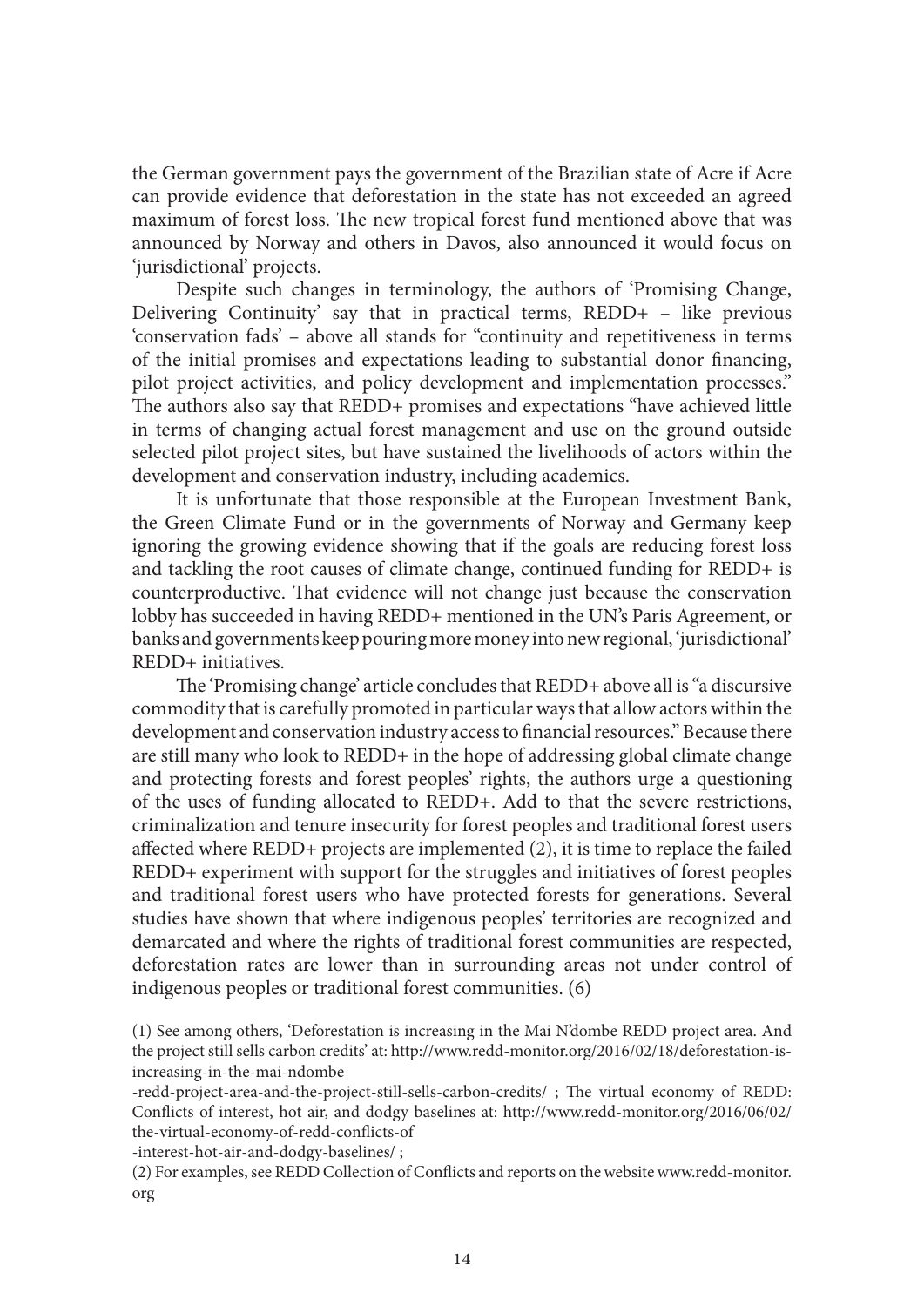the German government pays the government of the Brazilian state of Acre if Acre can provide evidence that deforestation in the state has not exceeded an agreed maximum of forest loss. The new tropical forest fund mentioned above that was announced by Norway and others in Davos, also announced it would focus on 'jurisdictional' projects.

Despite such changes in terminology, the authors of 'Promising Change, Delivering Continuity' say that in practical terms, REDD+ – like previous 'conservation fads' – above all stands for "continuity and repetitiveness in terms of the initial promises and expectations leading to substantial donor financing, pilot project activities, and policy development and implementation processes." The authors also say that REDD+ promises and expectations "have achieved little in terms of changing actual forest management and use on the ground outside selected pilot project sites, but have sustained the livelihoods of actors within the development and conservation industry, including academics.

It is unfortunate that those responsible at the European Investment Bank, the Green Climate Fund or in the governments of Norway and Germany keep ignoring the growing evidence showing that if the goals are reducing forest loss and tackling the root causes of climate change, continued funding for REDD+ is counterproductive. That evidence will not change just because the conservation lobby has succeeded in having REDD+ mentioned in the UN's Paris Agreement, or banks and governments keep pouring more money into new regional, 'jurisdictional' REDD+ initiatives.

The 'Promising change' article concludes that REDD+ above all is "a discursive commodity that is carefully promoted in particular ways that allow actors within the development and conservation industry access to financial resources." Because there are still many who look to REDD+ in the hope of addressing global climate change and protecting forests and forest peoples' rights, the authors urge a questioning of the uses of funding allocated to REDD+. Add to that the severe restrictions, criminalization and tenure insecurity for forest peoples and traditional forest users affected where REDD+ projects are implemented (2), it is time to replace the failed REDD+ experiment with support for the struggles and initiatives of forest peoples and traditional forest users who have protected forests for generations. Several studies have shown that where indigenous peoples' territories are recognized and demarcated and where the rights of traditional forest communities are respected, deforestation rates are lower than in surrounding areas not under control of indigenous peoples or traditional forest communities. (6)

(1) See among others, 'Deforestation is increasing in the Mai N'dombe REDD project area. And the project still sells carbon credits' at: http://www.redd-monitor.org/2016/02/18/deforestation-is-increasing-in-the-mai-ndombe-redd-project-area-and-the-project-still-sells-carbon-credits/ ; The virtual economy of REDD: Conflicts of interest, hot air, and dodgy baselines at: http://www.redd-monitor.org/2016/06/02/the-virtual-economy-of-redd-conflicts-of-interest-hot-air-and-dodgy-baselines/ ;

(2) For examples, see REDD Collection of Conflicts and reports on the website www.redd-monitor.org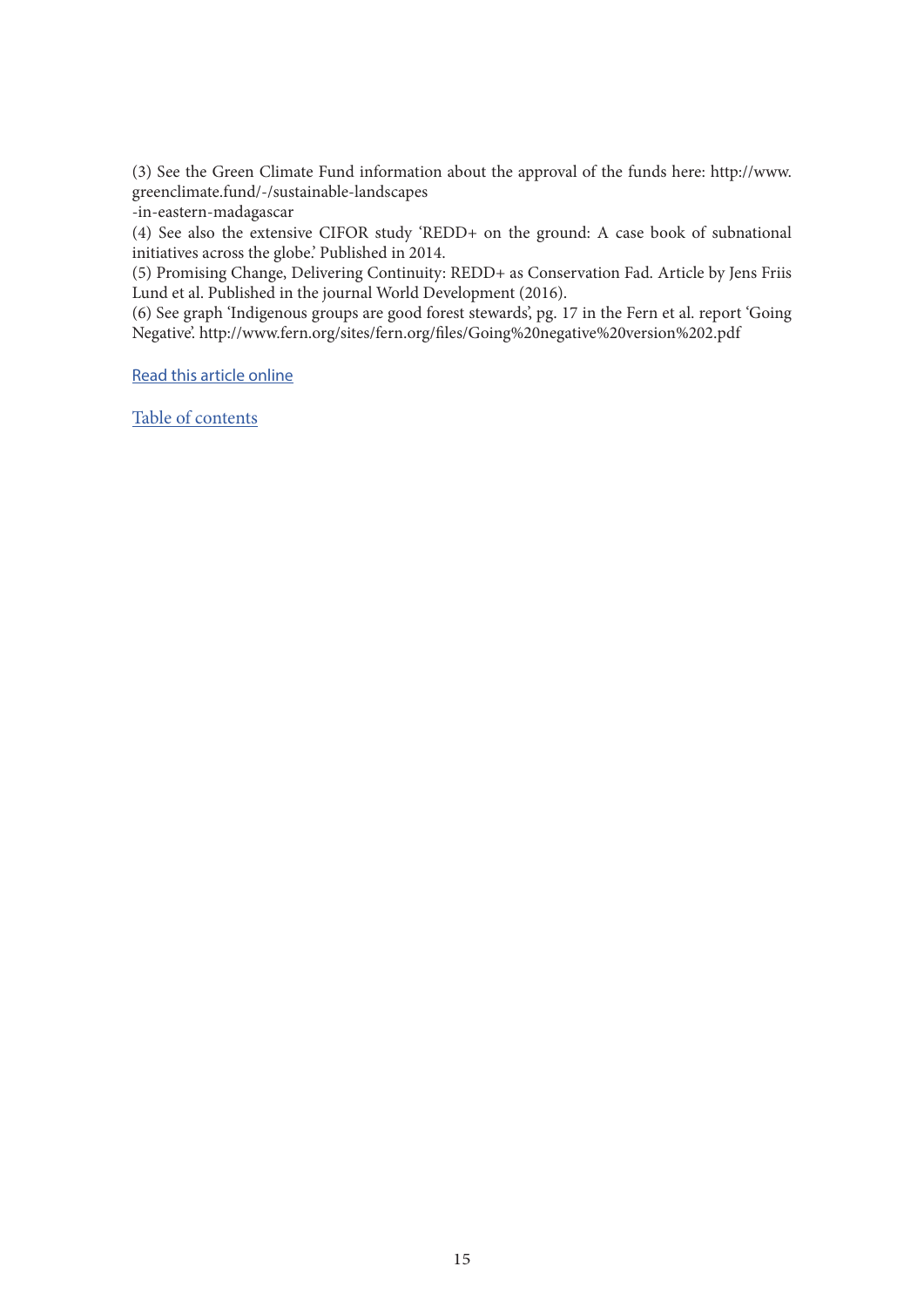(3) See the Green Climate Fund information about the approval of the funds here: http://www.greenclimate.fund/-/sustainable-landscapes
-in-eastern-madagascar

(4) See also the extensive CIFOR study 'REDD+ on the ground: A case book of subnational initiatives across the globe.' Published in 2014.

(5) Promising Change, Delivering Continuity: REDD+ as Conservation Fad. Article by Jens Friis Lund et al. Published in the journal World Development (2016).

(6) See graph 'Indigenous groups are good forest stewards', pg. 17 in the Fern et al. report 'Going Negative'. http://www.fern.org/sites/fern.org/files/Going%20negative%20version%202.pdf

Read this article online

Table of contents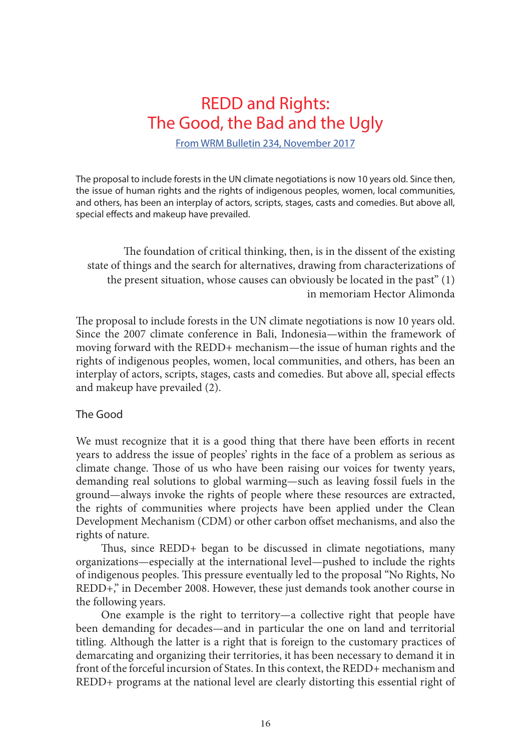# REDD and Rights: The Good, the Bad and the Ugly

From WRM Bulletin 234, November 2017

The proposal to include forests in the UN climate negotiations is now 10 years old. Since then, the issue of human rights and the rights of indigenous peoples, women, local communities, and others, has been an interplay of actors, scripts, stages, casts and comedies. But above all, special effects and makeup have prevailed.

> The foundation of critical thinking, then, is in the dissent of the existing state of things and the search for alternatives, drawing from characterizations of the present situation, whose causes can obviously be located in the past" (1)
>
> in memoriam Hector Alimonda

The proposal to include forests in the UN climate negotiations is now 10 years old. Since the 2007 climate conference in Bali, Indonesia—within the framework of moving forward with the REDD+ mechanism—the issue of human rights and the rights of indigenous peoples, women, local communities, and others, has been an interplay of actors, scripts, stages, casts and comedies. But above all, special effects and makeup have prevailed (2).

## The Good

We must recognize that it is a good thing that there have been efforts in recent years to address the issue of peoples' rights in the face of a problem as serious as climate change. Those of us who have been raising our voices for twenty years, demanding real solutions to global warming—such as leaving fossil fuels in the ground—always invoke the rights of people where these resources are extracted, the rights of communities where projects have been applied under the Clean Development Mechanism (CDM) or other carbon offset mechanisms, and also the rights of nature.

Thus, since REDD+ began to be discussed in climate negotiations, many organizations—especially at the international level—pushed to include the rights of indigenous peoples. This pressure eventually led to the proposal "No Rights, No REDD+," in December 2008. However, these just demands took another course in the following years.

One example is the right to territory—a collective right that people have been demanding for decades—and in particular the one on land and territorial titling. Although the latter is a right that is foreign to the customary practices of demarcating and organizing their territories, it has been necessary to demand it in front of the forceful incursion of States. In this context, the REDD+ mechanism and REDD+ programs at the national level are clearly distorting this essential right of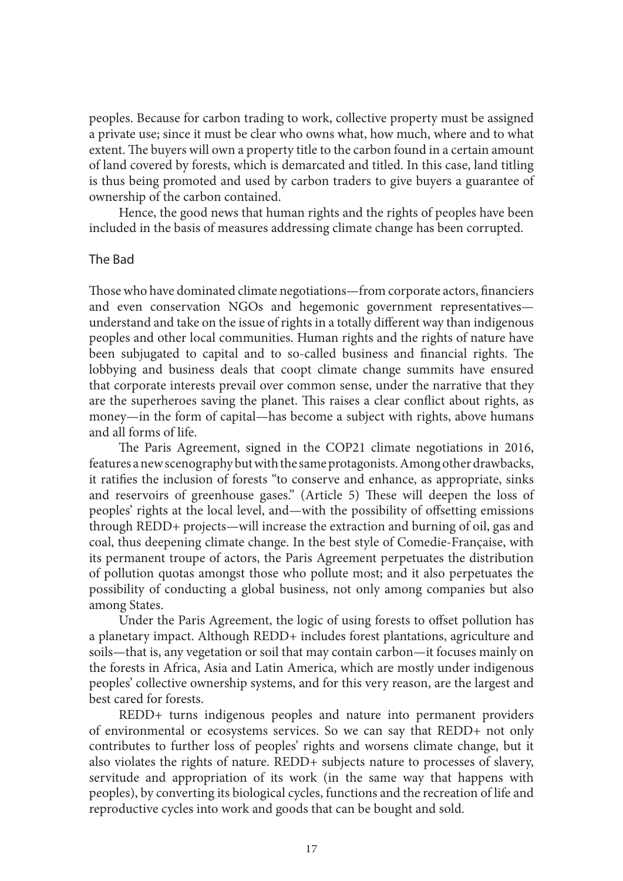peoples. Because for carbon trading to work, collective property must be assigned a private use; since it must be clear who owns what, how much, where and to what extent. The buyers will own a property title to the carbon found in a certain amount of land covered by forests, which is demarcated and titled. In this case, land titling is thus being promoted and used by carbon traders to give buyers a guarantee of ownership of the carbon contained.

Hence, the good news that human rights and the rights of peoples have been included in the basis of measures addressing climate change has been corrupted.

## The Bad

Those who have dominated climate negotiations—from corporate actors, financiers and even conservation NGOs and hegemonic government representatives—understand and take on the issue of rights in a totally different way than indigenous peoples and other local communities. Human rights and the rights of nature have been subjugated to capital and to so-called business and financial rights. The lobbying and business deals that coopt climate change summits have ensured that corporate interests prevail over common sense, under the narrative that they are the superheroes saving the planet. This raises a clear conflict about rights, as money—in the form of capital—has become a subject with rights, above humans and all forms of life.

The Paris Agreement, signed in the COP21 climate negotiations in 2016, features a new scenography but with the same protagonists. Among other drawbacks, it ratifies the inclusion of forests "to conserve and enhance, as appropriate, sinks and reservoirs of greenhouse gases." (Article 5) These will deepen the loss of peoples' rights at the local level, and—with the possibility of offsetting emissions through REDD+ projects—will increase the extraction and burning of oil, gas and coal, thus deepening climate change. In the best style of Comedie-Française, with its permanent troupe of actors, the Paris Agreement perpetuates the distribution of pollution quotas amongst those who pollute most; and it also perpetuates the possibility of conducting a global business, not only among companies but also among States.

Under the Paris Agreement, the logic of using forests to offset pollution has a planetary impact. Although REDD+ includes forest plantations, agriculture and soils—that is, any vegetation or soil that may contain carbon—it focuses mainly on the forests in Africa, Asia and Latin America, which are mostly under indigenous peoples' collective ownership systems, and for this very reason, are the largest and best cared for forests.

REDD+ turns indigenous peoples and nature into permanent providers of environmental or ecosystems services. So we can say that REDD+ not only contributes to further loss of peoples' rights and worsens climate change, but it also violates the rights of nature. REDD+ subjects nature to processes of slavery, servitude and appropriation of its work (in the same way that happens with peoples), by converting its biological cycles, functions and the recreation of life and reproductive cycles into work and goods that can be bought and sold.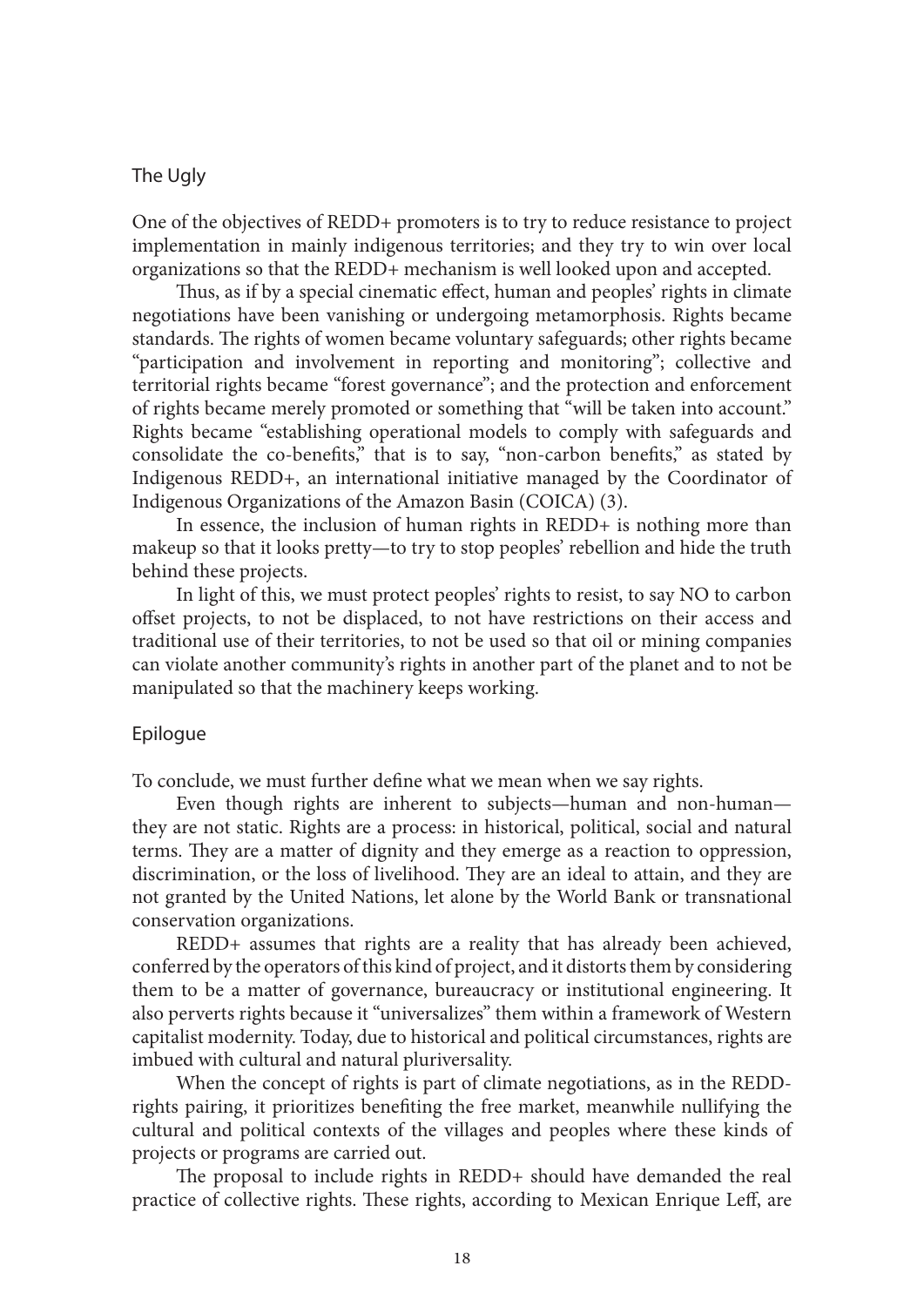## The Ugly

One of the objectives of REDD+ promoters is to try to reduce resistance to project implementation in mainly indigenous territories; and they try to win over local organizations so that the REDD+ mechanism is well looked upon and accepted.

Thus, as if by a special cinematic effect, human and peoples' rights in climate negotiations have been vanishing or undergoing metamorphosis. Rights became standards. The rights of women became voluntary safeguards; other rights became "participation and involvement in reporting and monitoring"; collective and territorial rights became "forest governance"; and the protection and enforcement of rights became merely promoted or something that "will be taken into account." Rights became "establishing operational models to comply with safeguards and consolidate the co-benefits," that is to say, "non-carbon benefits," as stated by Indigenous REDD+, an international initiative managed by the Coordinator of Indigenous Organizations of the Amazon Basin (COICA) (3).

In essence, the inclusion of human rights in REDD+ is nothing more than makeup so that it looks pretty—to try to stop peoples' rebellion and hide the truth behind these projects.

In light of this, we must protect peoples' rights to resist, to say NO to carbon offset projects, to not be displaced, to not have restrictions on their access and traditional use of their territories, to not be used so that oil or mining companies can violate another community's rights in another part of the planet and to not be manipulated so that the machinery keeps working.

## Epilogue

To conclude, we must further define what we mean when we say rights.

Even though rights are inherent to subjects—human and non-human—they are not static. Rights are a process: in historical, political, social and natural terms. They are a matter of dignity and they emerge as a reaction to oppression, discrimination, or the loss of livelihood. They are an ideal to attain, and they are not granted by the United Nations, let alone by the World Bank or transnational conservation organizations.

REDD+ assumes that rights are a reality that has already been achieved, conferred by the operators of this kind of project, and it distorts them by considering them to be a matter of governance, bureaucracy or institutional engineering. It also perverts rights because it "universalizes" them within a framework of Western capitalist modernity. Today, due to historical and political circumstances, rights are imbued with cultural and natural pluriversality.

When the concept of rights is part of climate negotiations, as in the REDD-rights pairing, it prioritizes benefiting the free market, meanwhile nullifying the cultural and political contexts of the villages and peoples where these kinds of projects or programs are carried out.

The proposal to include rights in REDD+ should have demanded the real practice of collective rights. These rights, according to Mexican Enrique Leff, are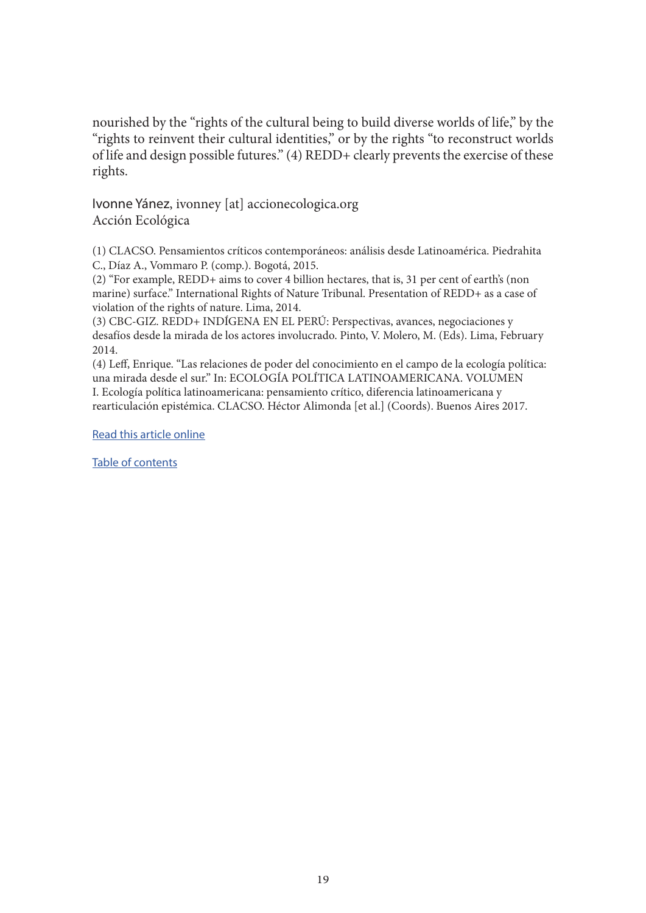nourished by the "rights of the cultural being to build diverse worlds of life," by the "rights to reinvent their cultural identities," or by the rights "to reconstruct worlds of life and design possible futures." (4) REDD+ clearly prevents the exercise of these rights.

Ivonne Yánez, ivonney [at] accionecologica.org
Acción Ecológica

(1) CLACSO. Pensamientos críticos contemporáneos: análisis desde Latinoamérica. Piedrahita C., Díaz A., Vommaro P. (comp.). Bogotá, 2015.
(2) "For example, REDD+ aims to cover 4 billion hectares, that is, 31 per cent of earth's (non marine) surface." International Rights of Nature Tribunal. Presentation of REDD+ as a case of violation of the rights of nature. Lima, 2014.
(3) CBC-GIZ. REDD+ INDÍGENA EN EL PERÚ: Perspectivas, avances, negociaciones y desafíos desde la mirada de los actores involucrado. Pinto, V. Molero, M. (Eds). Lima, February 2014.
(4) Leff, Enrique. "Las relaciones de poder del conocimiento en el campo de la ecología política: una mirada desde el sur." In: ECOLOGÍA POLÍTICA LATINOAMERICANA. VOLUMEN I. Ecología política latinoamericana: pensamiento crítico, diferencia latinoamericana y rearticulación epistémica. CLACSO. Héctor Alimonda [et al.] (Coords). Buenos Aires 2017.

Read this article online

Table of contents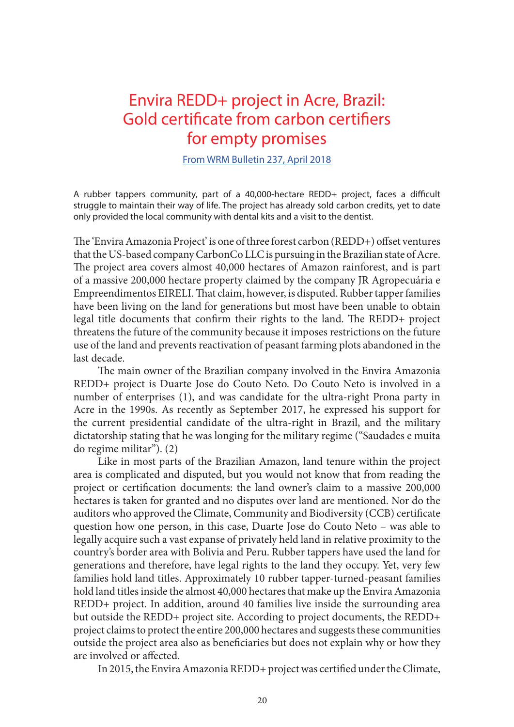# Envira REDD+ project in Acre, Brazil: Gold certificate from carbon certifiers for empty promises

From WRM Bulletin 237, April 2018

A rubber tappers community, part of a 40,000-hectare REDD+ project, faces a difficult struggle to maintain their way of life. The project has already sold carbon credits, yet to date only provided the local community with dental kits and a visit to the dentist.

The 'Envira Amazonia Project' is one of three forest carbon (REDD+) offset ventures that the US-based company CarbonCo LLC is pursuing in the Brazilian state of Acre. The project area covers almost 40,000 hectares of Amazon rainforest, and is part of a massive 200,000 hectare property claimed by the company JR Agropecuária e Empreendimentos EIRELI. That claim, however, is disputed. Rubber tapper families have been living on the land for generations but most have been unable to obtain legal title documents that confirm their rights to the land. The REDD+ project threatens the future of the community because it imposes restrictions on the future use of the land and prevents reactivation of peasant farming plots abandoned in the last decade.

The main owner of the Brazilian company involved in the Envira Amazonia REDD+ project is Duarte Jose do Couto Neto. Do Couto Neto is involved in a number of enterprises (1), and was candidate for the ultra-right Prona party in Acre in the 1990s. As recently as September 2017, he expressed his support for the current presidential candidate of the ultra-right in Brazil, and the military dictatorship stating that he was longing for the military regime ("Saudades e muita do regime militar"). (2)

Like in most parts of the Brazilian Amazon, land tenure within the project area is complicated and disputed, but you would not know that from reading the project or certification documents: the land owner's claim to a massive 200,000 hectares is taken for granted and no disputes over land are mentioned. Nor do the auditors who approved the Climate, Community and Biodiversity (CCB) certificate question how one person, in this case, Duarte Jose do Couto Neto – was able to legally acquire such a vast expanse of privately held land in relative proximity to the country's border area with Bolivia and Peru. Rubber tappers have used the land for generations and therefore, have legal rights to the land they occupy. Yet, very few families hold land titles. Approximately 10 rubber tapper-turned-peasant families hold land titles inside the almost 40,000 hectares that make up the Envira Amazonia REDD+ project. In addition, around 40 families live inside the surrounding area but outside the REDD+ project site. According to project documents, the REDD+ project claims to protect the entire 200,000 hectares and suggests these communities outside the project area also as beneficiaries but does not explain why or how they are involved or affected.

In 2015, the Envira Amazonia REDD+ project was certified under the Climate,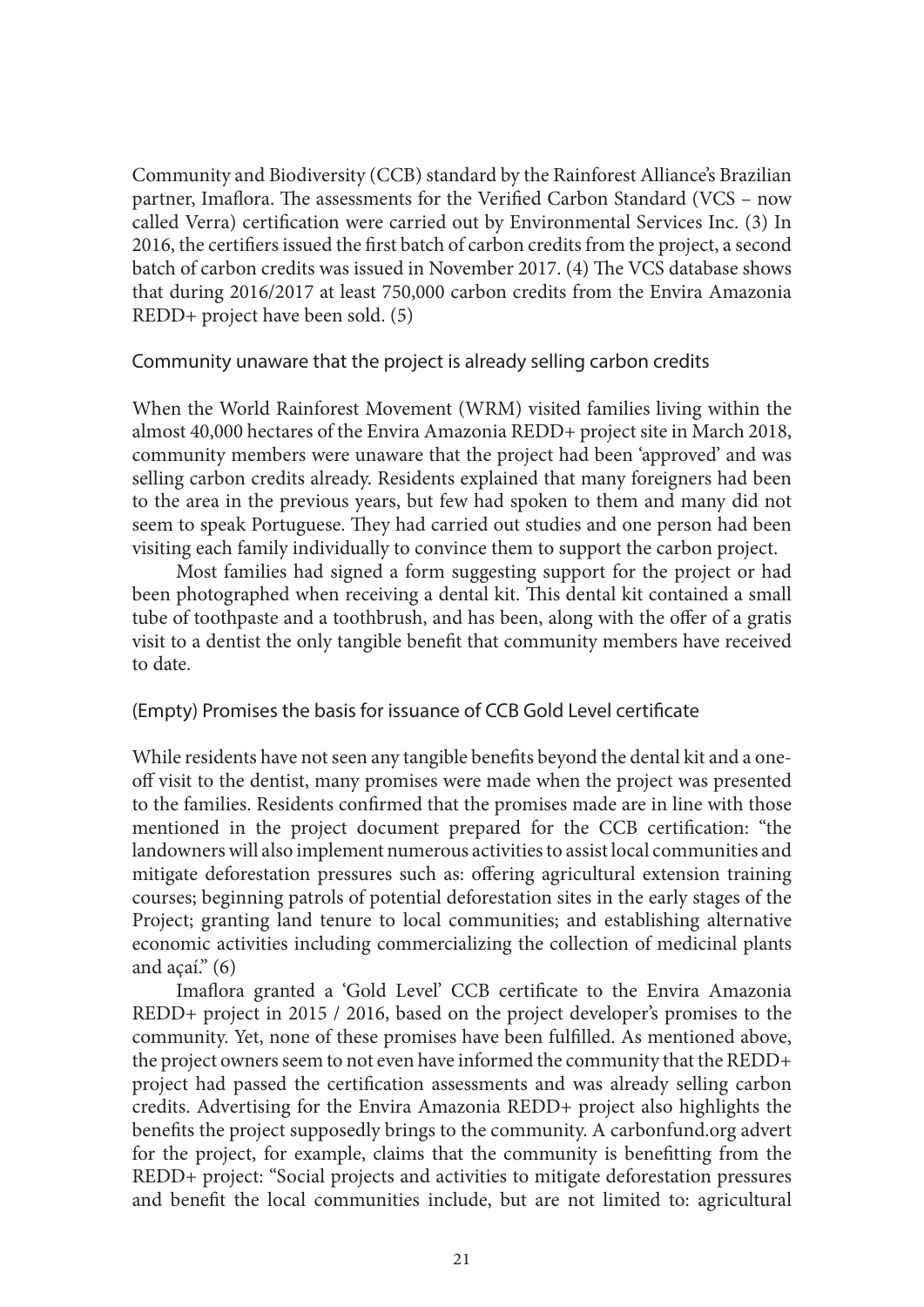Community and Biodiversity (CCB) standard by the Rainforest Alliance's Brazilian partner, Imaflora. The assessments for the Verified Carbon Standard (VCS – now called Verra) certification were carried out by Environmental Services Inc. (3) In 2016, the certifiers issued the first batch of carbon credits from the project, a second batch of carbon credits was issued in November 2017. (4) The VCS database shows that during 2016/2017 at least 750,000 carbon credits from the Envira Amazonia REDD+ project have been sold. (5)

## Community unaware that the project is already selling carbon credits

When the World Rainforest Movement (WRM) visited families living within the almost 40,000 hectares of the Envira Amazonia REDD+ project site in March 2018, community members were unaware that the project had been 'approved' and was selling carbon credits already. Residents explained that many foreigners had been to the area in the previous years, but few had spoken to them and many did not seem to speak Portuguese. They had carried out studies and one person had been visiting each family individually to convince them to support the carbon project.

Most families had signed a form suggesting support for the project or had been photographed when receiving a dental kit. This dental kit contained a small tube of toothpaste and a toothbrush, and has been, along with the offer of a gratis visit to a dentist the only tangible benefit that community members have received to date.

## (Empty) Promises the basis for issuance of CCB Gold Level certificate

While residents have not seen any tangible benefits beyond the dental kit and a one-off visit to the dentist, many promises were made when the project was presented to the families. Residents confirmed that the promises made are in line with those mentioned in the project document prepared for the CCB certification: "the landowners will also implement numerous activities to assist local communities and mitigate deforestation pressures such as: offering agricultural extension training courses; beginning patrols of potential deforestation sites in the early stages of the Project; granting land tenure to local communities; and establishing alternative economic activities including commercializing the collection of medicinal plants and açaí." (6)

Imaflora granted a 'Gold Level' CCB certificate to the Envira Amazonia REDD+ project in 2015 / 2016, based on the project developer's promises to the community. Yet, none of these promises have been fulfilled. As mentioned above, the project owners seem to not even have informed the community that the REDD+ project had passed the certification assessments and was already selling carbon credits. Advertising for the Envira Amazonia REDD+ project also highlights the benefits the project supposedly brings to the community. A carbonfund.org advert for the project, for example, claims that the community is benefitting from the REDD+ project: "Social projects and activities to mitigate deforestation pressures and benefit the local communities include, but are not limited to: agricultural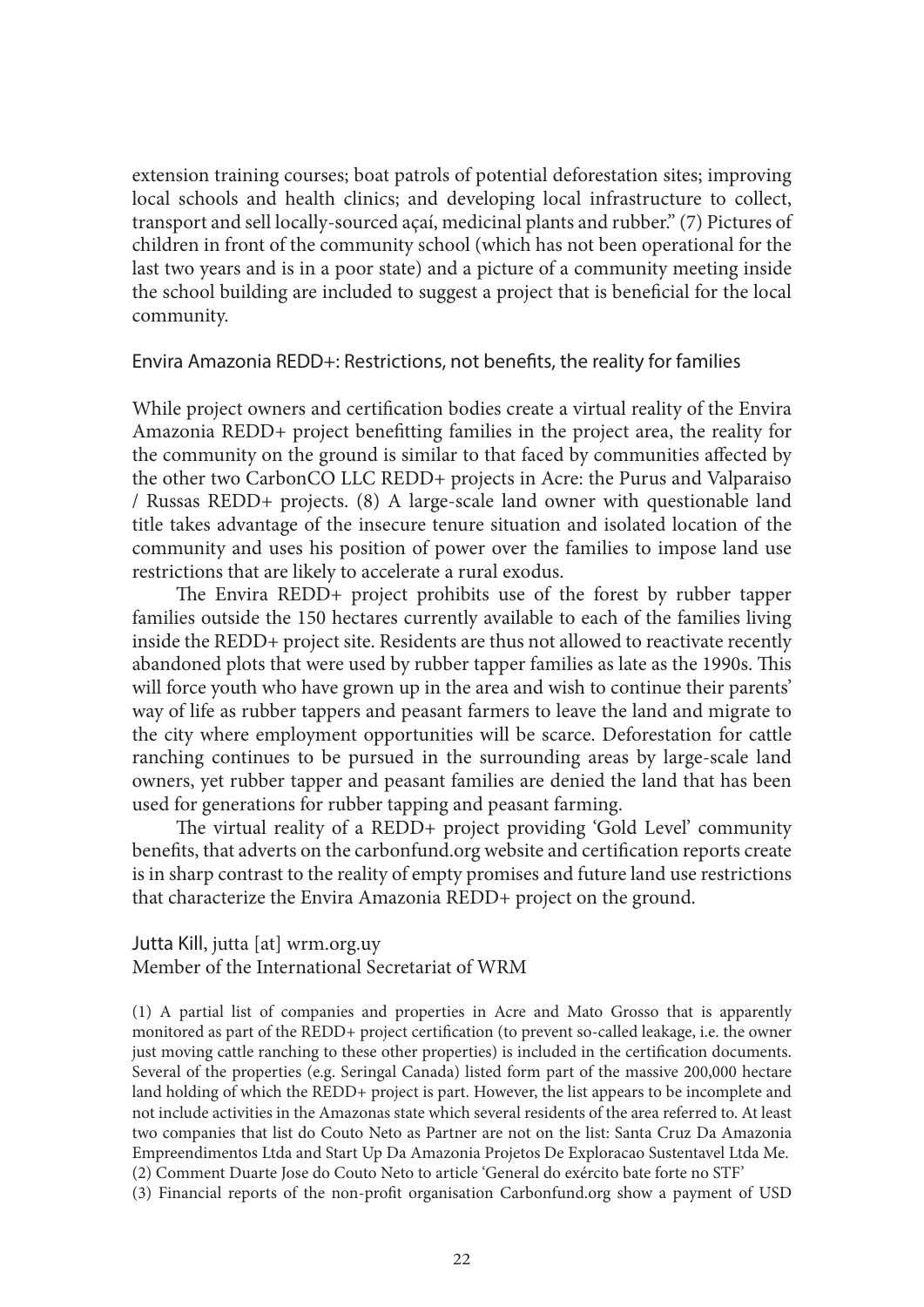extension training courses; boat patrols of potential deforestation sites; improving local schools and health clinics; and developing local infrastructure to collect, transport and sell locally-sourced açaí, medicinal plants and rubber." (7) Pictures of children in front of the community school (which has not been operational for the last two years and is in a poor state) and a picture of a community meeting inside the school building are included to suggest a project that is beneficial for the local community.

## Envira Amazonia REDD+: Restrictions, not benefits, the reality for families

While project owners and certification bodies create a virtual reality of the Envira Amazonia REDD+ project benefitting families in the project area, the reality for the community on the ground is similar to that faced by communities affected by the other two CarbonCO LLC REDD+ projects in Acre: the Purus and Valparaiso / Russas REDD+ projects. (8) A large-scale land owner with questionable land title takes advantage of the insecure tenure situation and isolated location of the community and uses his position of power over the families to impose land use restrictions that are likely to accelerate a rural exodus.

The Envira REDD+ project prohibits use of the forest by rubber tapper families outside the 150 hectares currently available to each of the families living inside the REDD+ project site. Residents are thus not allowed to reactivate recently abandoned plots that were used by rubber tapper families as late as the 1990s. This will force youth who have grown up in the area and wish to continue their parents' way of life as rubber tappers and peasant farmers to leave the land and migrate to the city where employment opportunities will be scarce. Deforestation for cattle ranching continues to be pursued in the surrounding areas by large-scale land owners, yet rubber tapper and peasant families are denied the land that has been used for generations for rubber tapping and peasant farming.

The virtual reality of a REDD+ project providing 'Gold Level' community benefits, that adverts on the carbonfund.org website and certification reports create is in sharp contrast to the reality of empty promises and future land use restrictions that characterize the Envira Amazonia REDD+ project on the ground.

Jutta Kill, jutta [at] wrm.org.uy
Member of the International Secretariat of WRM

(1) A partial list of companies and properties in Acre and Mato Grosso that is apparently monitored as part of the REDD+ project certification (to prevent so-called leakage, i.e. the owner just moving cattle ranching to these other properties) is included in the certification documents. Several of the properties (e.g. Seringal Canada) listed form part of the massive 200,000 hectare land holding of which the REDD+ project is part. However, the list appears to be incomplete and not include activities in the Amazonas state which several residents of the area referred to. At least two companies that list do Couto Neto as Partner are not on the list: Santa Cruz Da Amazonia Empreendimentos Ltda and Start Up Da Amazonia Projetos De Exploracao Sustentavel Ltda Me.
(2) Comment Duarte Jose do Couto Neto to article 'General do exército bate forte no STF'
(3) Financial reports of the non-profit organisation Carbonfund.org show a payment of USD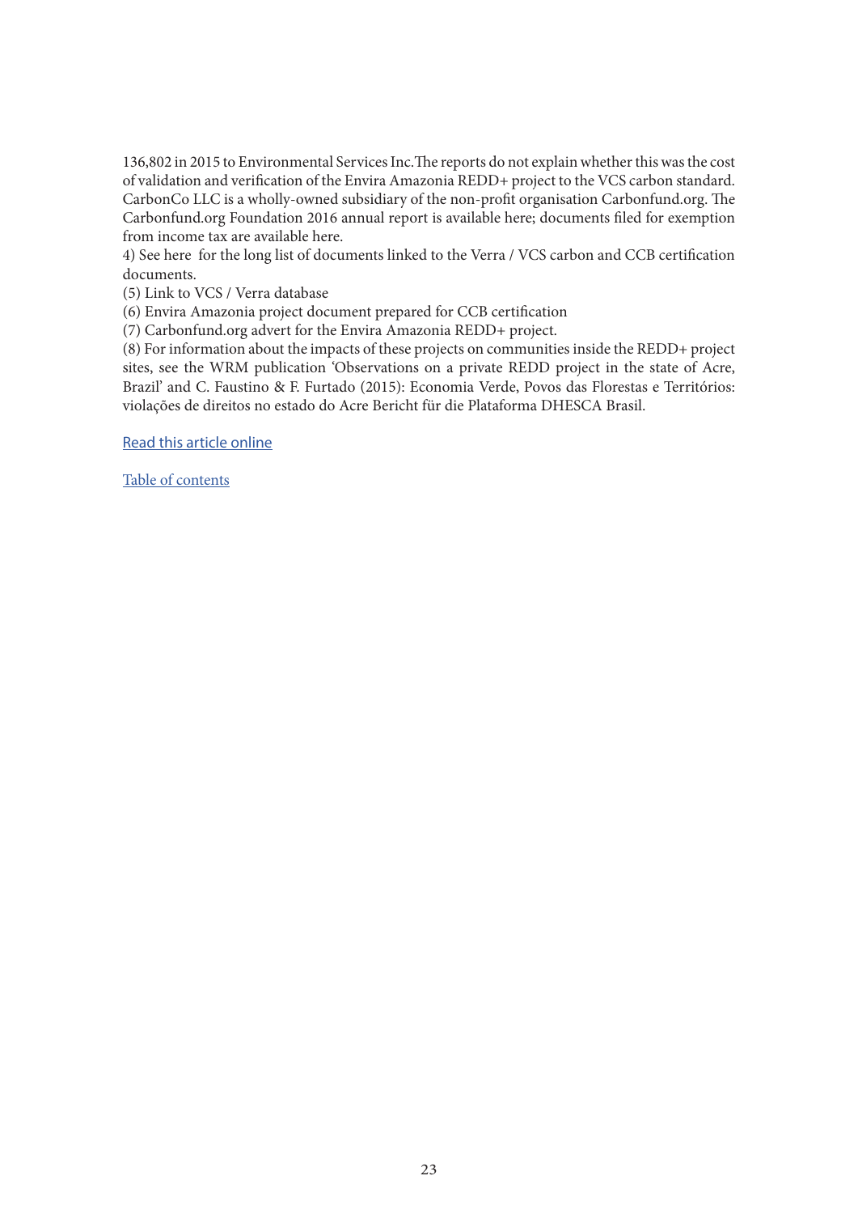136,802 in 2015 to Environmental Services Inc.The reports do not explain whether this was the cost of validation and verification of the Envira Amazonia REDD+ project to the VCS carbon standard. CarbonCo LLC is a wholly-owned subsidiary of the non-profit organisation Carbonfund.org. The Carbonfund.org Foundation 2016 annual report is available here; documents filed for exemption from income tax are available here.
4) See here  for the long list of documents linked to the Verra / VCS carbon and CCB certification documents.
(5) Link to VCS / Verra database
(6) Envira Amazonia project document prepared for CCB certification
(7) Carbonfund.org advert for the Envira Amazonia REDD+ project.
(8) For information about the impacts of these projects on communities inside the REDD+ project sites, see the WRM publication 'Observations on a private REDD project in the state of Acre, Brazil' and C. Faustino & F. Furtado (2015): Economia Verde, Povos das Florestas e Territórios: violações de direitos no estado do Acre Bericht für die Plataforma DHESCA Brasil.

Read this article online

Table of contents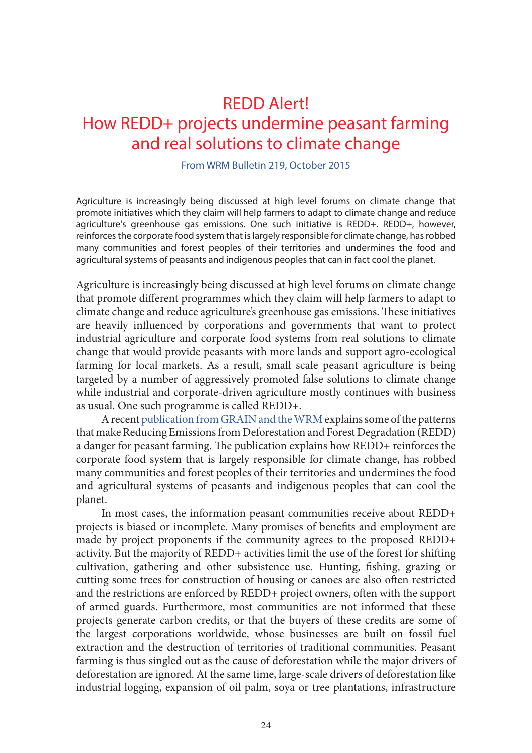# REDD Alert!
# How REDD+ projects undermine peasant farming and real solutions to climate change

[From WRM Bulletin 219, October 2015](#)

Agriculture is increasingly being discussed at high level forums on climate change that promote initiatives which they claim will help farmers to adapt to climate change and reduce agriculture's greenhouse gas emissions. One such initiative is REDD+. REDD+, however, reinforces the corporate food system that is largely responsible for climate change, has robbed many communities and forest peoples of their territories and undermines the food and agricultural systems of peasants and indigenous peoples that can in fact cool the planet.

Agriculture is increasingly being discussed at high level forums on climate change that promote different programmes which they claim will help farmers to adapt to climate change and reduce agriculture's greenhouse gas emissions. These initiatives are heavily influenced by corporations and governments that want to protect industrial agriculture and corporate food systems from real solutions to climate change that would provide peasants with more lands and support agro-ecological farming for local markets. As a result, small scale peasant agriculture is being targeted by a number of aggressively promoted false solutions to climate change while industrial and corporate-driven agriculture mostly continues with business as usual. One such programme is called REDD+.

A recent publication from GRAIN and the WRM explains some of the patterns that make Reducing Emissions from Deforestation and Forest Degradation (REDD) a danger for peasant farming. The publication explains how REDD+ reinforces the corporate food system that is largely responsible for climate change, has robbed many communities and forest peoples of their territories and undermines the food and agricultural systems of peasants and indigenous peoples that can cool the planet.

In most cases, the information peasant communities receive about REDD+ projects is biased or incomplete. Many promises of benefits and employment are made by project proponents if the community agrees to the proposed REDD+ activity. But the majority of REDD+ activities limit the use of the forest for shifting cultivation, gathering and other subsistence use. Hunting, fishing, grazing or cutting some trees for construction of housing or canoes are also often restricted and the restrictions are enforced by REDD+ project owners, often with the support of armed guards. Furthermore, most communities are not informed that these projects generate carbon credits, or that the buyers of these credits are some of the largest corporations worldwide, whose businesses are built on fossil fuel extraction and the destruction of territories of traditional communities. Peasant farming is thus singled out as the cause of deforestation while the major drivers of deforestation are ignored. At the same time, large-scale drivers of deforestation like industrial logging, expansion of oil palm, soya or tree plantations, infrastructure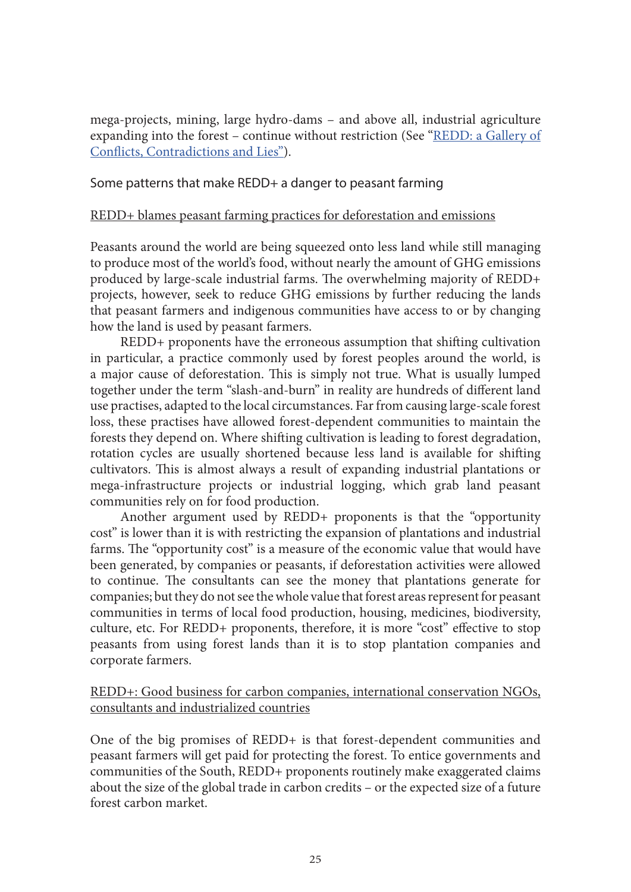mega-projects, mining, large hydro-dams – and above all, industrial agriculture expanding into the forest – continue without restriction (See "REDD: a Gallery of Conflicts, Contradictions and Lies").

## Some patterns that make REDD+ a danger to peasant farming

### REDD+ blames peasant farming practices for deforestation and emissions

Peasants around the world are being squeezed onto less land while still managing to produce most of the world's food, without nearly the amount of GHG emissions produced by large-scale industrial farms. The overwhelming majority of REDD+ projects, however, seek to reduce GHG emissions by further reducing the lands that peasant farmers and indigenous communities have access to or by changing how the land is used by peasant farmers.

REDD+ proponents have the erroneous assumption that shifting cultivation in particular, a practice commonly used by forest peoples around the world, is a major cause of deforestation. This is simply not true. What is usually lumped together under the term "slash-and-burn" in reality are hundreds of different land use practises, adapted to the local circumstances. Far from causing large-scale forest loss, these practises have allowed forest-dependent communities to maintain the forests they depend on. Where shifting cultivation is leading to forest degradation, rotation cycles are usually shortened because less land is available for shifting cultivators. This is almost always a result of expanding industrial plantations or mega-infrastructure projects or industrial logging, which grab land peasant communities rely on for food production.

Another argument used by REDD+ proponents is that the "opportunity cost" is lower than it is with restricting the expansion of plantations and industrial farms. The "opportunity cost" is a measure of the economic value that would have been generated, by companies or peasants, if deforestation activities were allowed to continue. The consultants can see the money that plantations generate for companies; but they do not see the whole value that forest areas represent for peasant communities in terms of local food production, housing, medicines, biodiversity, culture, etc. For REDD+ proponents, therefore, it is more "cost" effective to stop peasants from using forest lands than it is to stop plantation companies and corporate farmers.

### REDD+: Good business for carbon companies, international conservation NGOs, consultants and industrialized countries

One of the big promises of REDD+ is that forest-dependent communities and peasant farmers will get paid for protecting the forest. To entice governments and communities of the South, REDD+ proponents routinely make exaggerated claims about the size of the global trade in carbon credits – or the expected size of a future forest carbon market.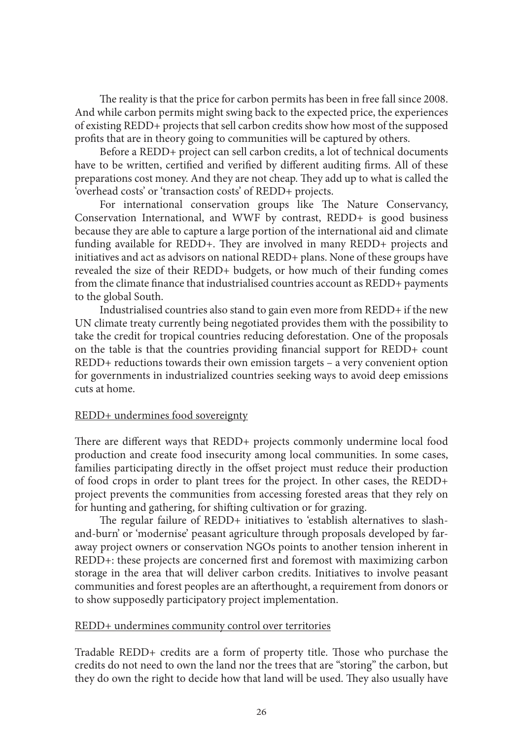The reality is that the price for carbon permits has been in free fall since 2008. And while carbon permits might swing back to the expected price, the experiences of existing REDD+ projects that sell carbon credits show how most of the supposed profits that are in theory going to communities will be captured by others.

Before a REDD+ project can sell carbon credits, a lot of technical documents have to be written, certified and verified by different auditing firms. All of these preparations cost money. And they are not cheap. They add up to what is called the 'overhead costs' or 'transaction costs' of REDD+ projects.

For international conservation groups like The Nature Conservancy, Conservation International, and WWF by contrast, REDD+ is good business because they are able to capture a large portion of the international aid and climate funding available for REDD+. They are involved in many REDD+ projects and initiatives and act as advisors on national REDD+ plans. None of these groups have revealed the size of their REDD+ budgets, or how much of their funding comes from the climate finance that industrialised countries account as REDD+ payments to the global South.

Industrialised countries also stand to gain even more from REDD+ if the new UN climate treaty currently being negotiated provides them with the possibility to take the credit for tropical countries reducing deforestation. One of the proposals on the table is that the countries providing financial support for REDD+ count REDD+ reductions towards their own emission targets – a very convenient option for governments in industrialized countries seeking ways to avoid deep emissions cuts at home.

### REDD+ undermines food sovereignty

There are different ways that REDD+ projects commonly undermine local food production and create food insecurity among local communities. In some cases, families participating directly in the offset project must reduce their production of food crops in order to plant trees for the project. In other cases, the REDD+ project prevents the communities from accessing forested areas that they rely on for hunting and gathering, for shifting cultivation or for grazing.

The regular failure of REDD+ initiatives to 'establish alternatives to slash-and-burn' or 'modernise' peasant agriculture through proposals developed by far-away project owners or conservation NGOs points to another tension inherent in REDD+: these projects are concerned first and foremost with maximizing carbon storage in the area that will deliver carbon credits. Initiatives to involve peasant communities and forest peoples are an afterthought, a requirement from donors or to show supposedly participatory project implementation.

### REDD+ undermines community control over territories

Tradable REDD+ credits are a form of property title. Those who purchase the credits do not need to own the land nor the trees that are "storing" the carbon, but they do own the right to decide how that land will be used. They also usually have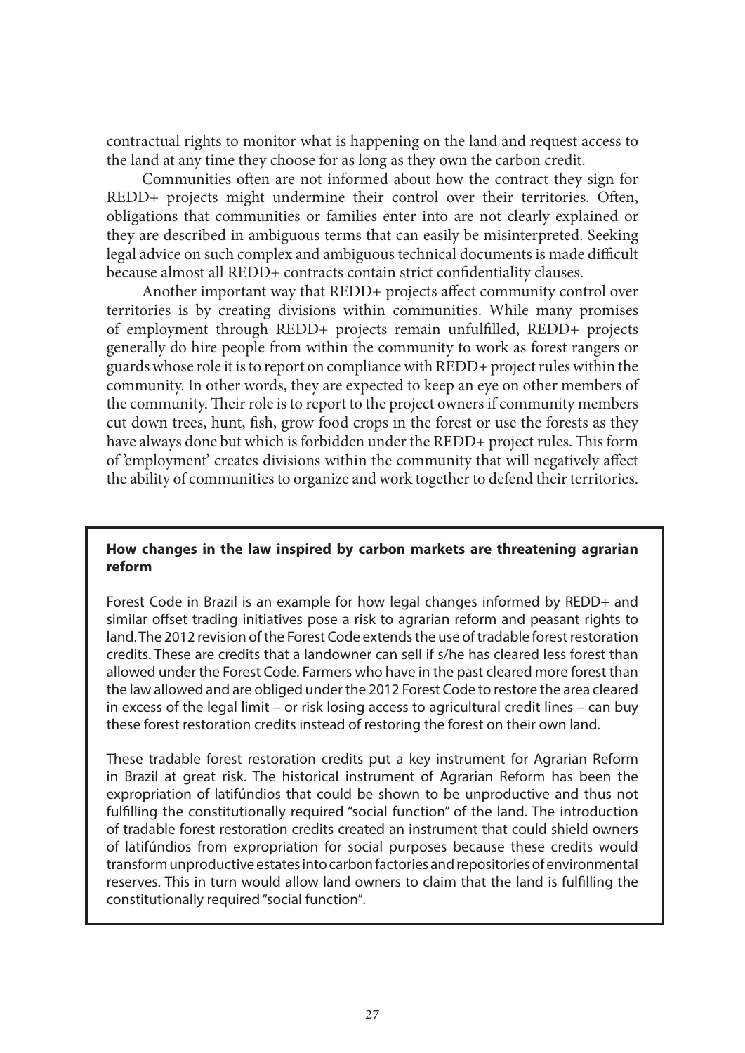contractual rights to monitor what is happening on the land and request access to the land at any time they choose for as long as they own the carbon credit.

Communities often are not informed about how the contract they sign for REDD+ projects might undermine their control over their territories. Often, obligations that communities or families enter into are not clearly explained or they are described in ambiguous terms that can easily be misinterpreted. Seeking legal advice on such complex and ambiguous technical documents is made difficult because almost all REDD+ contracts contain strict confidentiality clauses.

Another important way that REDD+ projects affect community control over territories is by creating divisions within communities. While many promises of employment through REDD+ projects remain unfulfilled, REDD+ projects generally do hire people from within the community to work as forest rangers or guards whose role it is to report on compliance with REDD+ project rules within the community. In other words, they are expected to keep an eye on other members of the community. Their role is to report to the project owners if community members cut down trees, hunt, fish, grow food crops in the forest or use the forests as they have always done but which is forbidden under the REDD+ project rules. This form of 'employment' creates divisions within the community that will negatively affect the ability of communities to organize and work together to defend their territories.

**How changes in the law inspired by carbon markets are threatening agrarian reform**

Forest Code in Brazil is an example for how legal changes informed by REDD+ and similar offset trading initiatives pose a risk to agrarian reform and peasant rights to land. The 2012 revision of the Forest Code extends the use of tradable forest restoration credits. These are credits that a landowner can sell if s/he has cleared less forest than allowed under the Forest Code. Farmers who have in the past cleared more forest than the law allowed and are obliged under the 2012 Forest Code to restore the area cleared in excess of the legal limit – or risk losing access to agricultural credit lines – can buy these forest restoration credits instead of restoring the forest on their own land.

These tradable forest restoration credits put a key instrument for Agrarian Reform in Brazil at great risk. The historical instrument of Agrarian Reform has been the expropriation of latifúndios that could be shown to be unproductive and thus not fulfilling the constitutionally required "social function" of the land. The introduction of tradable forest restoration credits created an instrument that could shield owners of latifúndios from expropriation for social purposes because these credits would transform unproductive estates into carbon factories and repositories of environmental reserves. This in turn would allow land owners to claim that the land is fulfilling the constitutionally required "social function".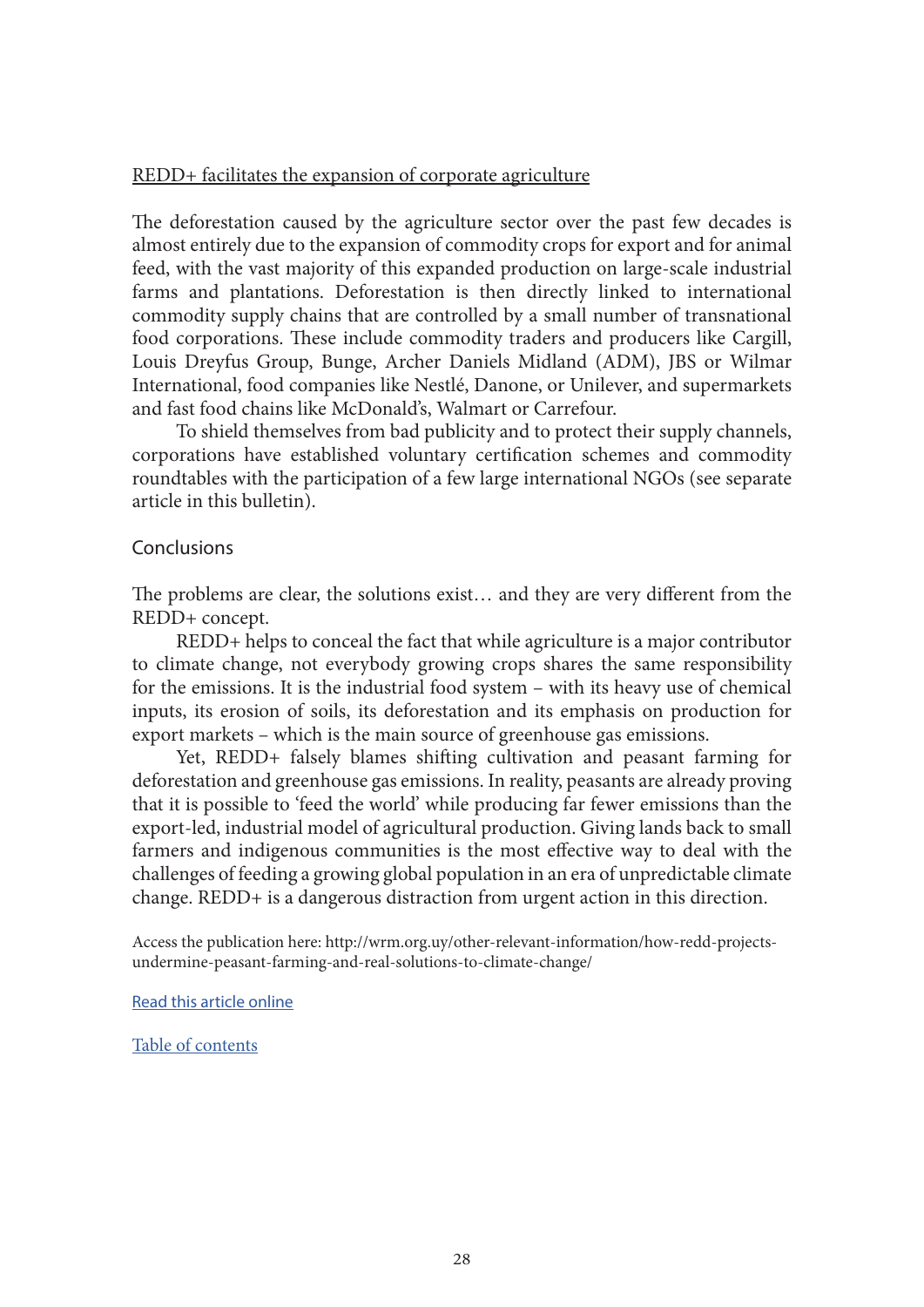REDD+ facilitates the expansion of corporate agriculture

The deforestation caused by the agriculture sector over the past few decades is almost entirely due to the expansion of commodity crops for export and for animal feed, with the vast majority of this expanded production on large-scale industrial farms and plantations. Deforestation is then directly linked to international commodity supply chains that are controlled by a small number of transnational food corporations. These include commodity traders and producers like Cargill, Louis Dreyfus Group, Bunge, Archer Daniels Midland (ADM), JBS or Wilmar International, food companies like Nestlé, Danone, or Unilever, and supermarkets and fast food chains like McDonald's, Walmart or Carrefour.

To shield themselves from bad publicity and to protect their supply channels, corporations have established voluntary certification schemes and commodity roundtables with the participation of a few large international NGOs (see separate article in this bulletin).

## Conclusions

The problems are clear, the solutions exist… and they are very different from the REDD+ concept.

REDD+ helps to conceal the fact that while agriculture is a major contributor to climate change, not everybody growing crops shares the same responsibility for the emissions. It is the industrial food system – with its heavy use of chemical inputs, its erosion of soils, its deforestation and its emphasis on production for export markets – which is the main source of greenhouse gas emissions.

Yet, REDD+ falsely blames shifting cultivation and peasant farming for deforestation and greenhouse gas emissions. In reality, peasants are already proving that it is possible to 'feed the world' while producing far fewer emissions than the export-led, industrial model of agricultural production. Giving lands back to small farmers and indigenous communities is the most effective way to deal with the challenges of feeding a growing global population in an era of unpredictable climate change. REDD+ is a dangerous distraction from urgent action in this direction.

Access the publication here: http://wrm.org.uy/other-relevant-information/how-redd-projects-undermine-peasant-farming-and-real-solutions-to-climate-change/

Read this article online

Table of contents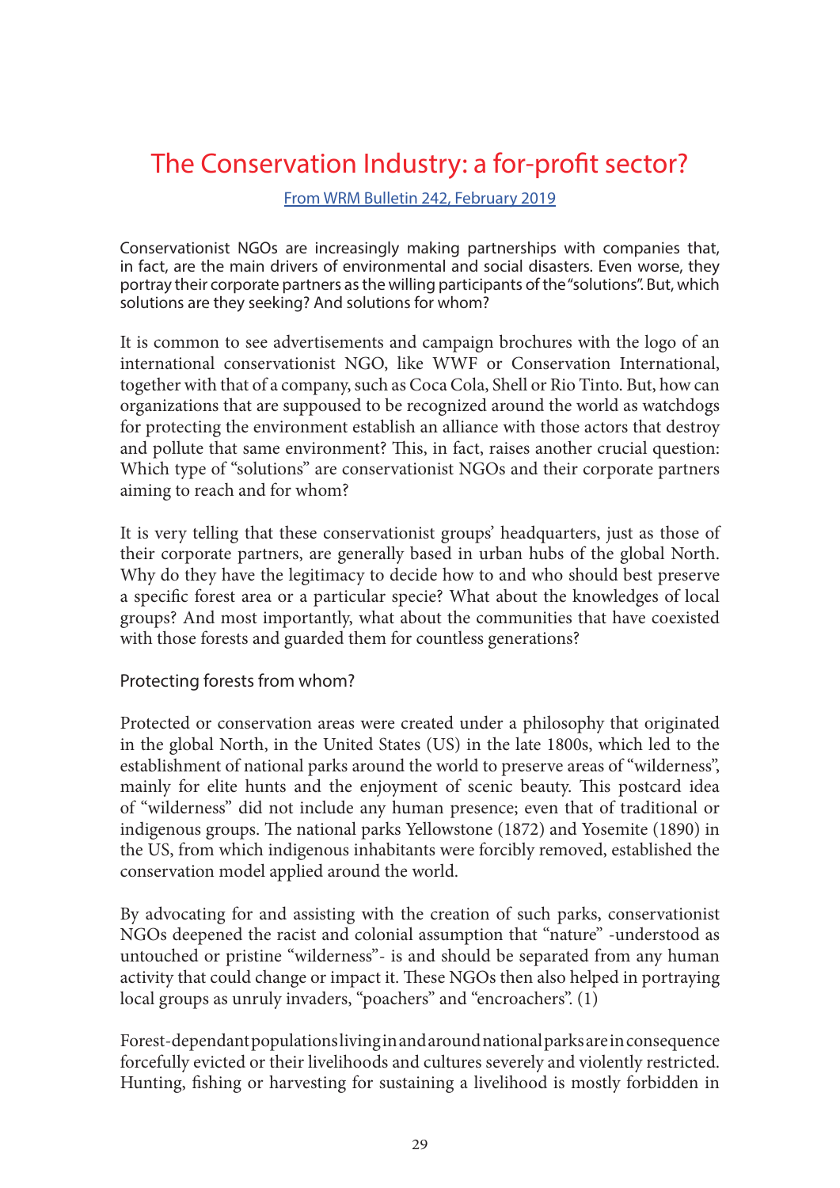# The Conservation Industry: a for-profit sector?

From WRM Bulletin 242, February 2019

Conservationist NGOs are increasingly making partnerships with companies that, in fact, are the main drivers of environmental and social disasters. Even worse, they portray their corporate partners as the willing participants of the "solutions". But, which solutions are they seeking? And solutions for whom?

It is common to see advertisements and campaign brochures with the logo of an international conservationist NGO, like WWF or Conservation International, together with that of a company, such as Coca Cola, Shell or Rio Tinto. But, how can organizations that are suppoused to be recognized around the world as watchdogs for protecting the environment establish an alliance with those actors that destroy and pollute that same environment? This, in fact, raises another crucial question: Which type of "solutions" are conservationist NGOs and their corporate partners aiming to reach and for whom?

It is very telling that these conservationist groups' headquarters, just as those of their corporate partners, are generally based in urban hubs of the global North. Why do they have the legitimacy to decide how to and who should best preserve a specific forest area or a particular specie? What about the knowledges of local groups? And most importantly, what about the communities that have coexisted with those forests and guarded them for countless generations?

## Protecting forests from whom?

Protected or conservation areas were created under a philosophy that originated in the global North, in the United States (US) in the late 1800s, which led to the establishment of national parks around the world to preserve areas of "wilderness", mainly for elite hunts and the enjoyment of scenic beauty. This postcard idea of "wilderness" did not include any human presence; even that of traditional or indigenous groups. The national parks Yellowstone (1872) and Yosemite (1890) in the US, from which indigenous inhabitants were forcibly removed, established the conservation model applied around the world.

By advocating for and assisting with the creation of such parks, conservationist NGOs deepened the racist and colonial assumption that "nature" -understood as untouched or pristine "wilderness"- is and should be separated from any human activity that could change or impact it. These NGOs then also helped in portraying local groups as unruly invaders, "poachers" and "encroachers". (1)

Forest-dependant populations living in and around national parks are in consequence forcefully evicted or their livelihoods and cultures severely and violently restricted. Hunting, fishing or harvesting for sustaining a livelihood is mostly forbidden in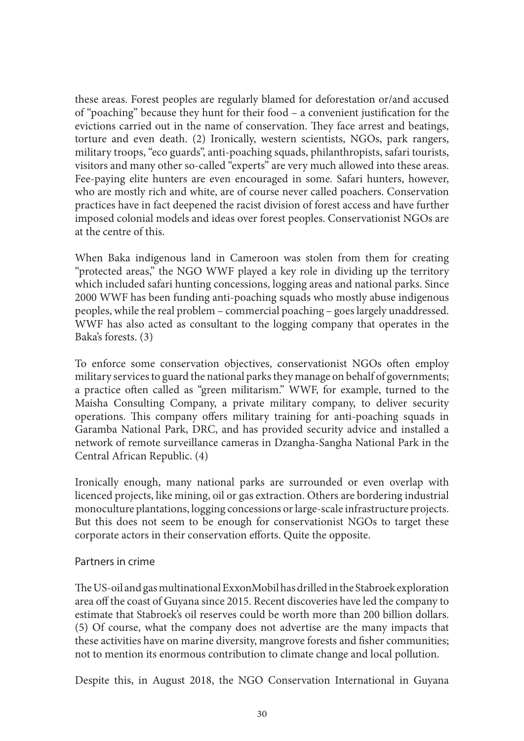these areas. Forest peoples are regularly blamed for deforestation or/and accused of "poaching" because they hunt for their food – a convenient justification for the evictions carried out in the name of conservation. They face arrest and beatings, torture and even death. (2) Ironically, western scientists, NGOs, park rangers, military troops, "eco guards", anti-poaching squads, philanthropists, safari tourists, visitors and many other so-called "experts" are very much allowed into these areas. Fee-paying elite hunters are even encouraged in some. Safari hunters, however, who are mostly rich and white, are of course never called poachers. Conservation practices have in fact deepened the racist division of forest access and have further imposed colonial models and ideas over forest peoples. Conservationist NGOs are at the centre of this.

When Baka indigenous land in Cameroon was stolen from them for creating "protected areas," the NGO WWF played a key role in dividing up the territory which included safari hunting concessions, logging areas and national parks. Since 2000 WWF has been funding anti-poaching squads who mostly abuse indigenous peoples, while the real problem – commercial poaching – goes largely unaddressed. WWF has also acted as consultant to the logging company that operates in the Baka's forests. (3)

To enforce some conservation objectives, conservationist NGOs often employ military services to guard the national parks they manage on behalf of governments; a practice often called as "green militarism." WWF, for example, turned to the Maisha Consulting Company, a private military company, to deliver security operations. This company offers military training for anti-poaching squads in Garamba National Park, DRC, and has provided security advice and installed a network of remote surveillance cameras in Dzangha-Sangha National Park in the Central African Republic. (4)

Ironically enough, many national parks are surrounded or even overlap with licenced projects, like mining, oil or gas extraction. Others are bordering industrial monoculture plantations, logging concessions or large-scale infrastructure projects. But this does not seem to be enough for conservationist NGOs to target these corporate actors in their conservation efforts. Quite the opposite.

## Partners in crime

The US-oil and gas multinational ExxonMobil has drilled in the Stabroek exploration area off the coast of Guyana since 2015. Recent discoveries have led the company to estimate that Stabroek's oil reserves could be worth more than 200 billion dollars. (5) Of course, what the company does not advertise are the many impacts that these activities have on marine diversity, mangrove forests and fisher communities; not to mention its enormous contribution to climate change and local pollution.

Despite this, in August 2018, the NGO Conservation International in Guyana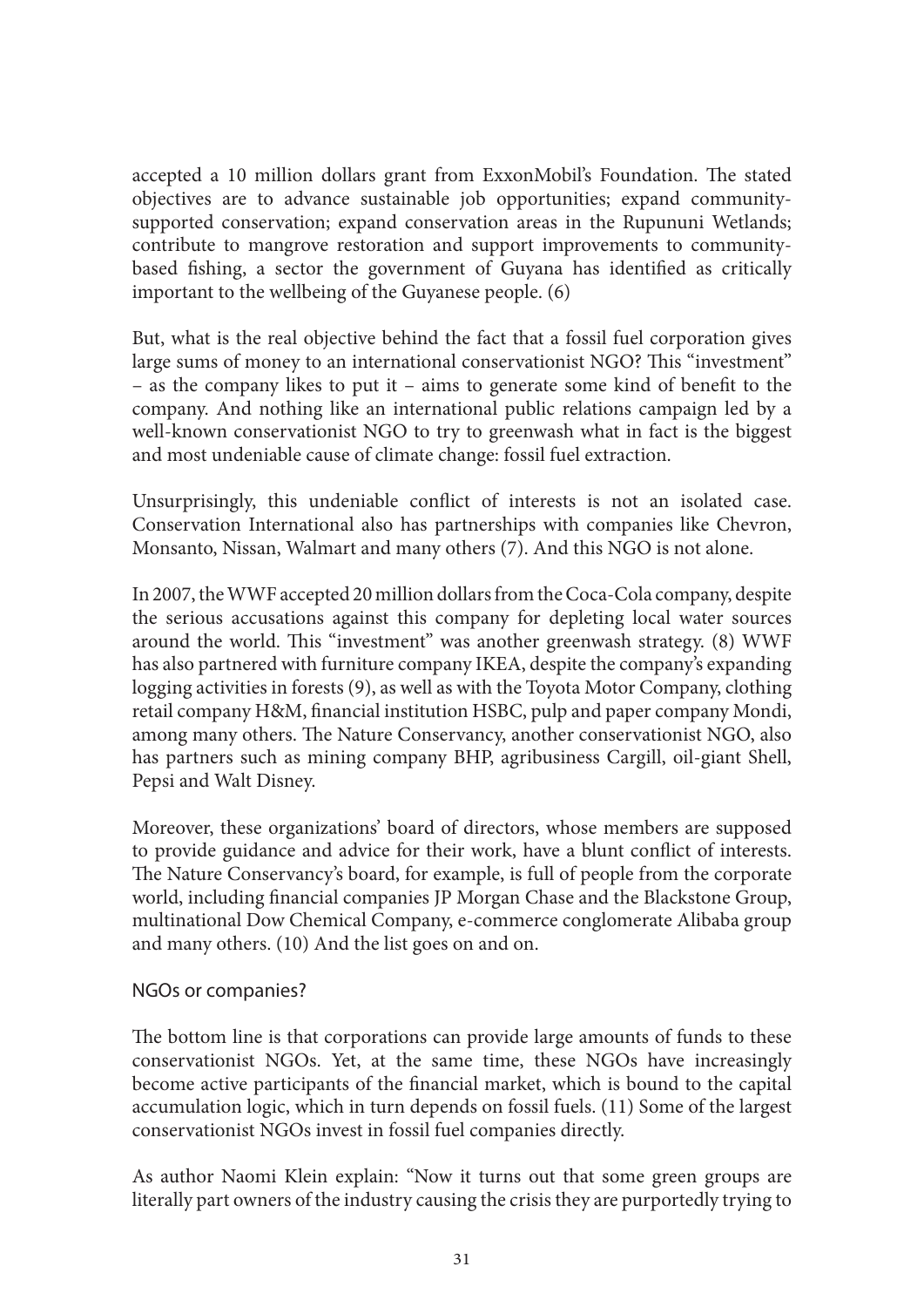accepted a 10 million dollars grant from ExxonMobil's Foundation. The stated objectives are to advance sustainable job opportunities; expand community-supported conservation; expand conservation areas in the Rupununi Wetlands; contribute to mangrove restoration and support improvements to community-based fishing, a sector the government of Guyana has identified as critically important to the wellbeing of the Guyanese people. (6)

But, what is the real objective behind the fact that a fossil fuel corporation gives large sums of money to an international conservationist NGO? This "investment" – as the company likes to put it – aims to generate some kind of benefit to the company. And nothing like an international public relations campaign led by a well-known conservationist NGO to try to greenwash what in fact is the biggest and most undeniable cause of climate change: fossil fuel extraction.

Unsurprisingly, this undeniable conflict of interests is not an isolated case. Conservation International also has partnerships with companies like Chevron, Monsanto, Nissan, Walmart and many others (7). And this NGO is not alone.

In 2007, the WWF accepted 20 million dollars from the Coca-Cola company, despite the serious accusations against this company for depleting local water sources around the world. This "investment" was another greenwash strategy. (8) WWF has also partnered with furniture company IKEA, despite the company's expanding logging activities in forests (9), as well as with the Toyota Motor Company, clothing retail company H&M, financial institution HSBC, pulp and paper company Mondi, among many others. The Nature Conservancy, another conservationist NGO, also has partners such as mining company BHP, agribusiness Cargill, oil-giant Shell, Pepsi and Walt Disney.

Moreover, these organizations' board of directors, whose members are supposed to provide guidance and advice for their work, have a blunt conflict of interests. The Nature Conservancy's board, for example, is full of people from the corporate world, including financial companies JP Morgan Chase and the Blackstone Group, multinational Dow Chemical Company, e-commerce conglomerate Alibaba group and many others. (10) And the list goes on and on.

## NGOs or companies?

The bottom line is that corporations can provide large amounts of funds to these conservationist NGOs. Yet, at the same time, these NGOs have increasingly become active participants of the financial market, which is bound to the capital accumulation logic, which in turn depends on fossil fuels. (11) Some of the largest conservationist NGOs invest in fossil fuel companies directly.

As author Naomi Klein explain: "Now it turns out that some green groups are literally part owners of the industry causing the crisis they are purportedly trying to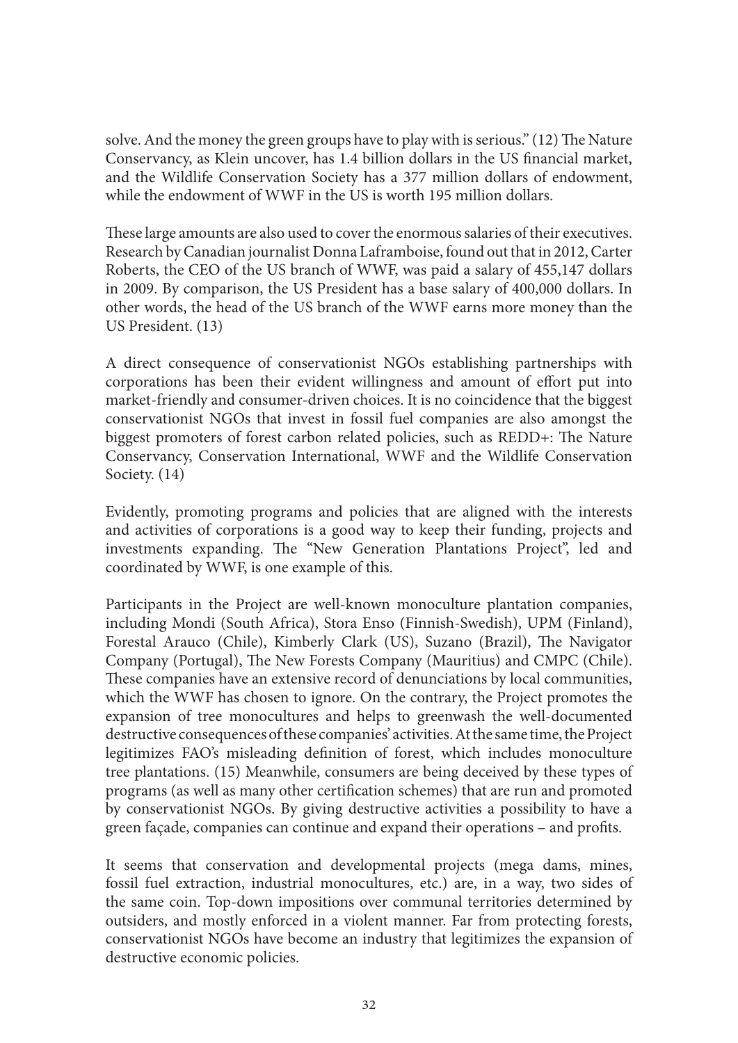solve. And the money the green groups have to play with is serious." (12) The Nature Conservancy, as Klein uncover, has 1.4 billion dollars in the US financial market, and the Wildlife Conservation Society has a 377 million dollars of endowment, while the endowment of WWF in the US is worth 195 million dollars.

These large amounts are also used to cover the enormous salaries of their executives. Research by Canadian journalist Donna Laframboise, found out that in 2012, Carter Roberts, the CEO of the US branch of WWF, was paid a salary of 455,147 dollars in 2009. By comparison, the US President has a base salary of 400,000 dollars. In other words, the head of the US branch of the WWF earns more money than the US President. (13)

A direct consequence of conservationist NGOs establishing partnerships with corporations has been their evident willingness and amount of effort put into market-friendly and consumer-driven choices. It is no coincidence that the biggest conservationist NGOs that invest in fossil fuel companies are also amongst the biggest promoters of forest carbon related policies, such as REDD+: The Nature Conservancy, Conservation International, WWF and the Wildlife Conservation Society. (14)

Evidently, promoting programs and policies that are aligned with the interests and activities of corporations is a good way to keep their funding, projects and investments expanding. The "New Generation Plantations Project", led and coordinated by WWF, is one example of this.

Participants in the Project are well-known monoculture plantation companies, including Mondi (South Africa), Stora Enso (Finnish-Swedish), UPM (Finland), Forestal Arauco (Chile), Kimberly Clark (US), Suzano (Brazil), The Navigator Company (Portugal), The New Forests Company (Mauritius) and CMPC (Chile). These companies have an extensive record of denunciations by local communities, which the WWF has chosen to ignore. On the contrary, the Project promotes the expansion of tree monocultures and helps to greenwash the well-documented destructive consequences of these companies' activities. At the same time, the Project legitimizes FAO's misleading definition of forest, which includes monoculture tree plantations. (15) Meanwhile, consumers are being deceived by these types of programs (as well as many other certification schemes) that are run and promoted by conservationist NGOs. By giving destructive activities a possibility to have a green façade, companies can continue and expand their operations – and profits.

It seems that conservation and developmental projects (mega dams, mines, fossil fuel extraction, industrial monocultures, etc.) are, in a way, two sides of the same coin. Top-down impositions over communal territories determined by outsiders, and mostly enforced in a violent manner. Far from protecting forests, conservationist NGOs have become an industry that legitimizes the expansion of destructive economic policies.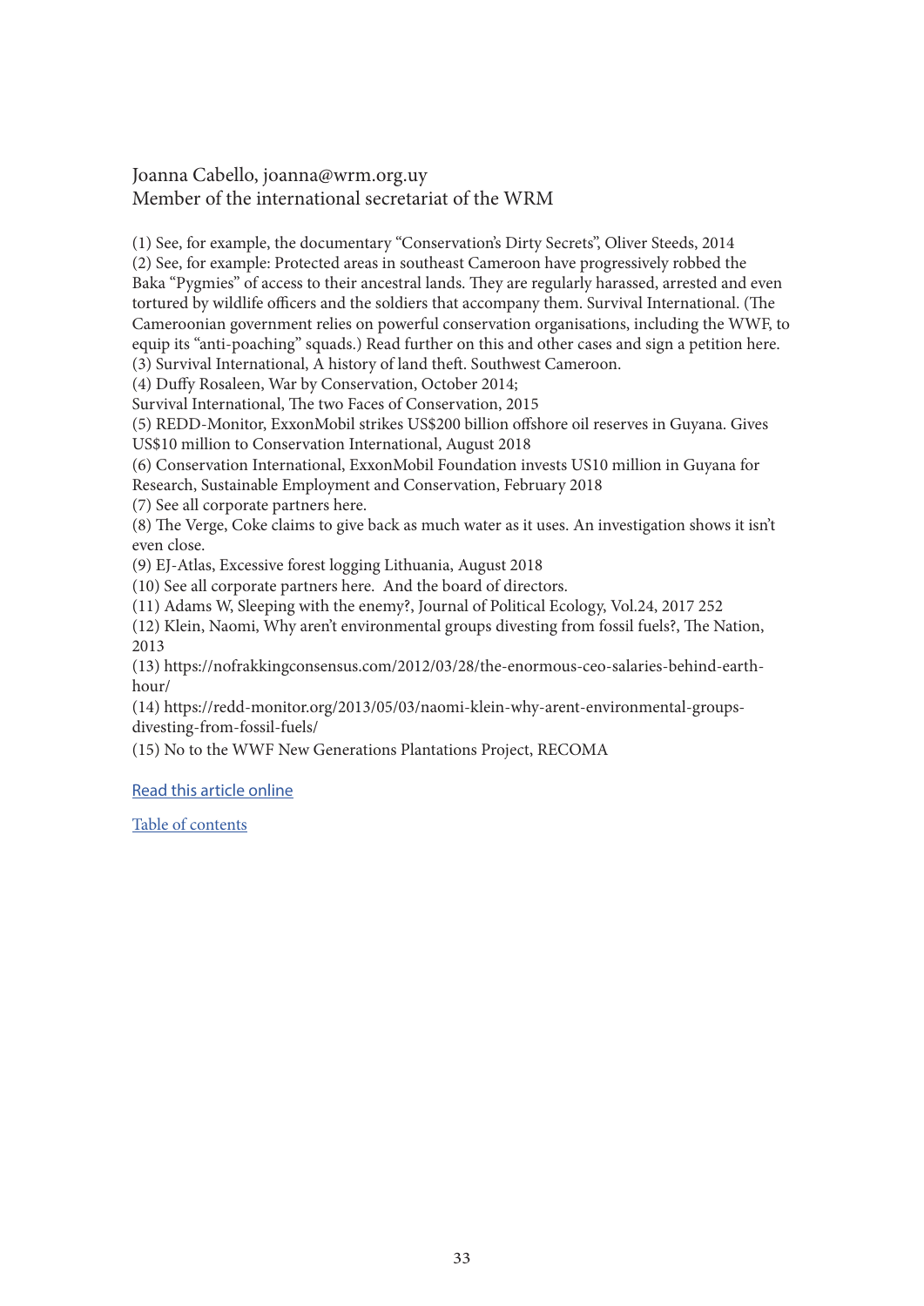Joanna Cabello, joanna@wrm.org.uy
Member of the international secretariat of the WRM

(1) See, for example, the documentary "Conservation's Dirty Secrets", Oliver Steeds, 2014
(2) See, for example: Protected areas in southeast Cameroon have progressively robbed the Baka "Pygmies" of access to their ancestral lands. They are regularly harassed, arrested and even tortured by wildlife officers and the soldiers that accompany them. Survival International. (The Cameroonian government relies on powerful conservation organisations, including the WWF, to equip its "anti-poaching" squads.) Read further on this and other cases and sign a petition here.
(3) Survival International, A history of land theft. Southwest Cameroon.
(4) Duffy Rosaleen, War by Conservation, October 2014;
Survival International, The two Faces of Conservation, 2015
(5) REDD-Monitor, ExxonMobil strikes US$200 billion offshore oil reserves in Guyana. Gives US$10 million to Conservation International, August 2018
(6) Conservation International, ExxonMobil Foundation invests US10 million in Guyana for Research, Sustainable Employment and Conservation, February 2018
(7) See all corporate partners here.
(8) The Verge, Coke claims to give back as much water as it uses. An investigation shows it isn't even close.
(9) EJ-Atlas, Excessive forest logging Lithuania, August 2018
(10) See all corporate partners here. And the board of directors.
(11) Adams W, Sleeping with the enemy?, Journal of Political Ecology, Vol.24, 2017 252
(12) Klein, Naomi, Why aren't environmental groups divesting from fossil fuels?, The Nation, 2013
(13) https://nofrakkingconsensus.com/2012/03/28/the-enormous-ceo-salaries-behind-earth-hour/
(14) https://redd-monitor.org/2013/05/03/naomi-klein-why-arent-environmental-groups-divesting-from-fossil-fuels/
(15) No to the WWF New Generations Plantations Project, RECOMA

Read this article online

Table of contents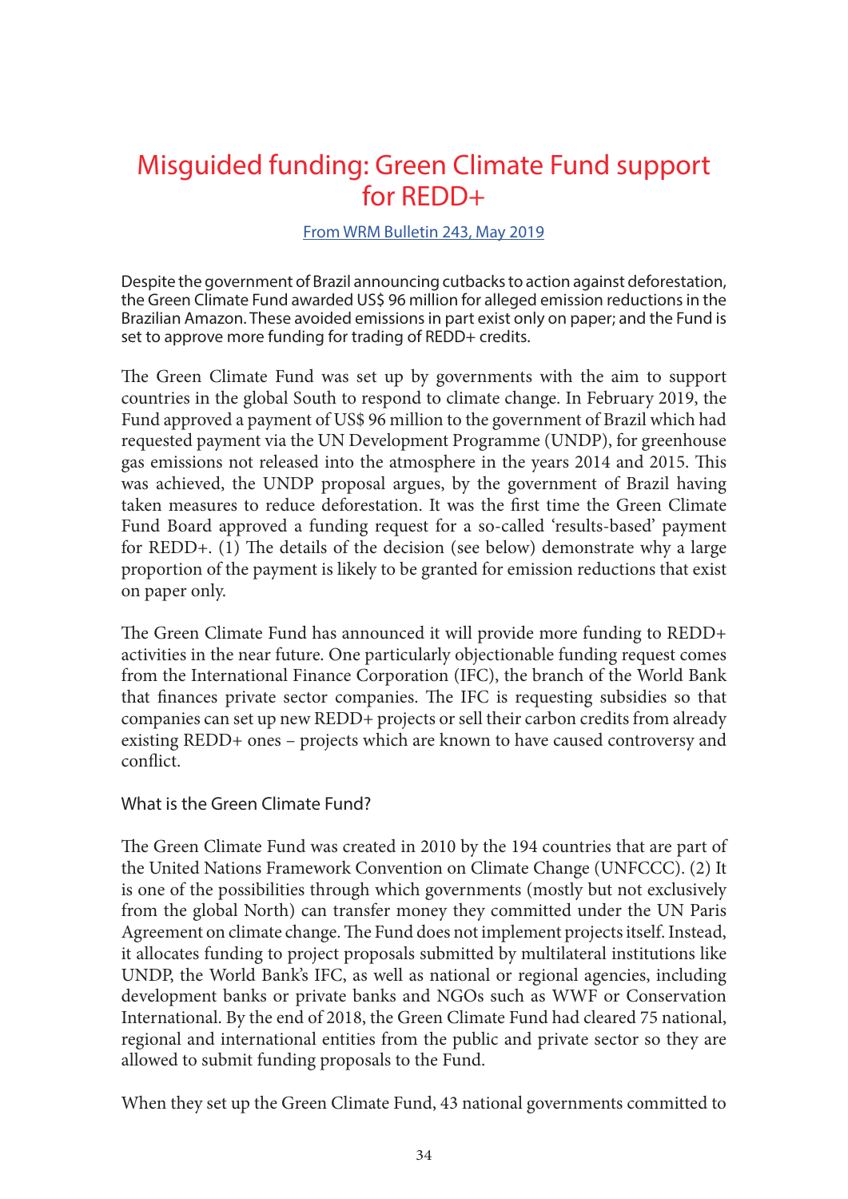# Misguided funding: Green Climate Fund support for REDD+

From WRM Bulletin 243, May 2019

Despite the government of Brazil announcing cutbacks to action against deforestation, the Green Climate Fund awarded US$ 96 million for alleged emission reductions in the Brazilian Amazon. These avoided emissions in part exist only on paper; and the Fund is set to approve more funding for trading of REDD+ credits.

The Green Climate Fund was set up by governments with the aim to support countries in the global South to respond to climate change. In February 2019, the Fund approved a payment of US$ 96 million to the government of Brazil which had requested payment via the UN Development Programme (UNDP), for greenhouse gas emissions not released into the atmosphere in the years 2014 and 2015. This was achieved, the UNDP proposal argues, by the government of Brazil having taken measures to reduce deforestation. It was the first time the Green Climate Fund Board approved a funding request for a so-called 'results-based' payment for REDD+. (1) The details of the decision (see below) demonstrate why a large proportion of the payment is likely to be granted for emission reductions that exist on paper only.

The Green Climate Fund has announced it will provide more funding to REDD+ activities in the near future. One particularly objectionable funding request comes from the International Finance Corporation (IFC), the branch of the World Bank that finances private sector companies. The IFC is requesting subsidies so that companies can set up new REDD+ projects or sell their carbon credits from already existing REDD+ ones – projects which are known to have caused controversy and conflict.

## What is the Green Climate Fund?

The Green Climate Fund was created in 2010 by the 194 countries that are part of the United Nations Framework Convention on Climate Change (UNFCCC). (2) It is one of the possibilities through which governments (mostly but not exclusively from the global North) can transfer money they committed under the UN Paris Agreement on climate change. The Fund does not implement projects itself. Instead, it allocates funding to project proposals submitted by multilateral institutions like UNDP, the World Bank's IFC, as well as national or regional agencies, including development banks or private banks and NGOs such as WWF or Conservation International. By the end of 2018, the Green Climate Fund had cleared 75 national, regional and international entities from the public and private sector so they are allowed to submit funding proposals to the Fund.

When they set up the Green Climate Fund, 43 national governments committed to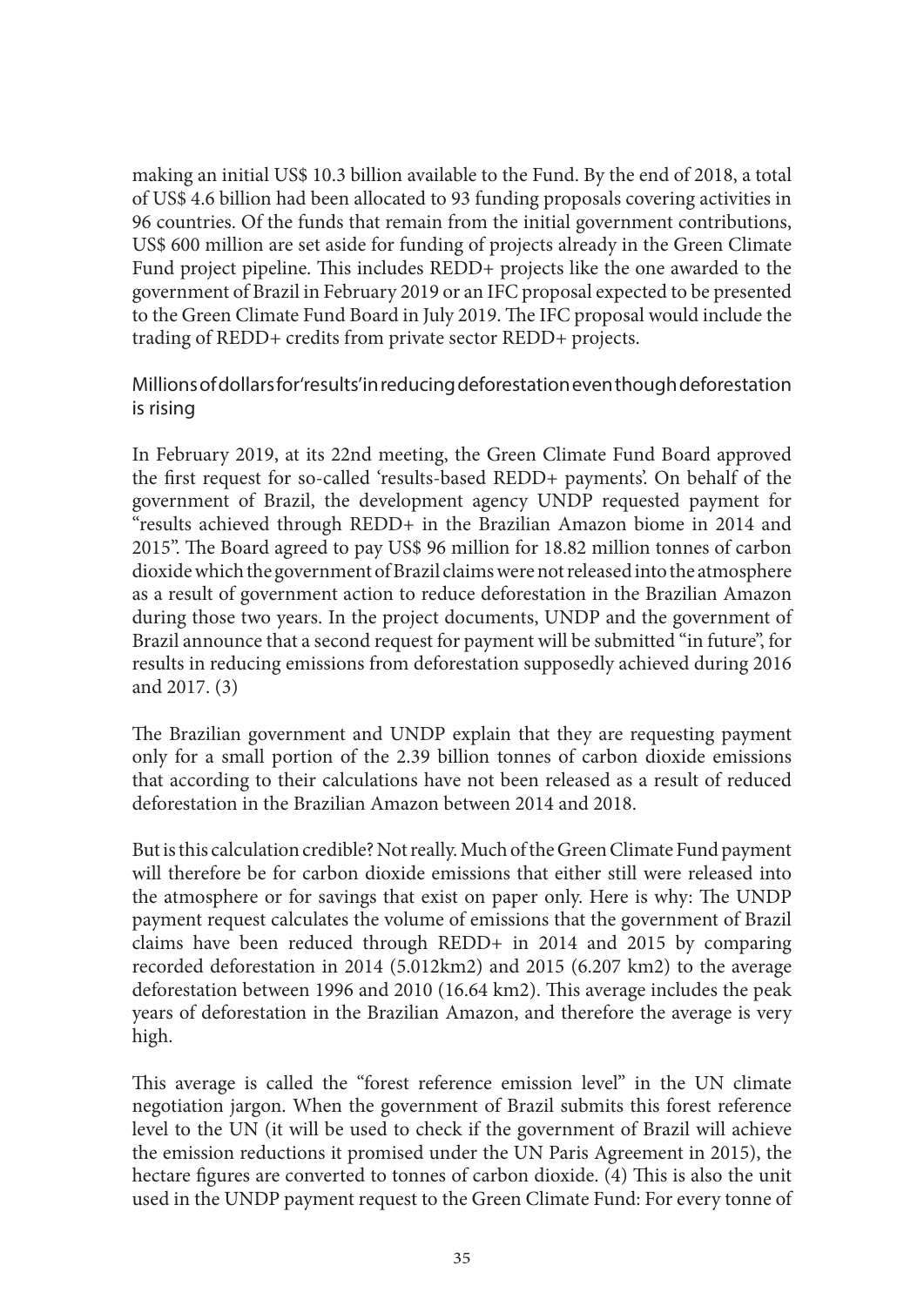making an initial US$ 10.3 billion available to the Fund. By the end of 2018, a total of US$ 4.6 billion had been allocated to 93 funding proposals covering activities in 96 countries. Of the funds that remain from the initial government contributions, US$ 600 million are set aside for funding of projects already in the Green Climate Fund project pipeline. This includes REDD+ projects like the one awarded to the government of Brazil in February 2019 or an IFC proposal expected to be presented to the Green Climate Fund Board in July 2019. The IFC proposal would include the trading of REDD+ credits from private sector REDD+ projects.

## Millions of dollars for 'results' in reducing deforestation even though deforestation is rising

In February 2019, at its 22nd meeting, the Green Climate Fund Board approved the first request for so-called 'results-based REDD+ payments'. On behalf of the government of Brazil, the development agency UNDP requested payment for "results achieved through REDD+ in the Brazilian Amazon biome in 2014 and 2015". The Board agreed to pay US$ 96 million for 18.82 million tonnes of carbon dioxide which the government of Brazil claims were not released into the atmosphere as a result of government action to reduce deforestation in the Brazilian Amazon during those two years. In the project documents, UNDP and the government of Brazil announce that a second request for payment will be submitted "in future", for results in reducing emissions from deforestation supposedly achieved during 2016 and 2017. (3)

The Brazilian government and UNDP explain that they are requesting payment only for a small portion of the 2.39 billion tonnes of carbon dioxide emissions that according to their calculations have not been released as a result of reduced deforestation in the Brazilian Amazon between 2014 and 2018.

But is this calculation credible? Not really. Much of the Green Climate Fund payment will therefore be for carbon dioxide emissions that either still were released into the atmosphere or for savings that exist on paper only. Here is why: The UNDP payment request calculates the volume of emissions that the government of Brazil claims have been reduced through REDD+ in 2014 and 2015 by comparing recorded deforestation in 2014 (5.012km2) and 2015 (6.207 km2) to the average deforestation between 1996 and 2010 (16.64 km2). This average includes the peak years of deforestation in the Brazilian Amazon, and therefore the average is very high.

This average is called the "forest reference emission level" in the UN climate negotiation jargon. When the government of Brazil submits this forest reference level to the UN (it will be used to check if the government of Brazil will achieve the emission reductions it promised under the UN Paris Agreement in 2015), the hectare figures are converted to tonnes of carbon dioxide. (4) This is also the unit used in the UNDP payment request to the Green Climate Fund: For every tonne of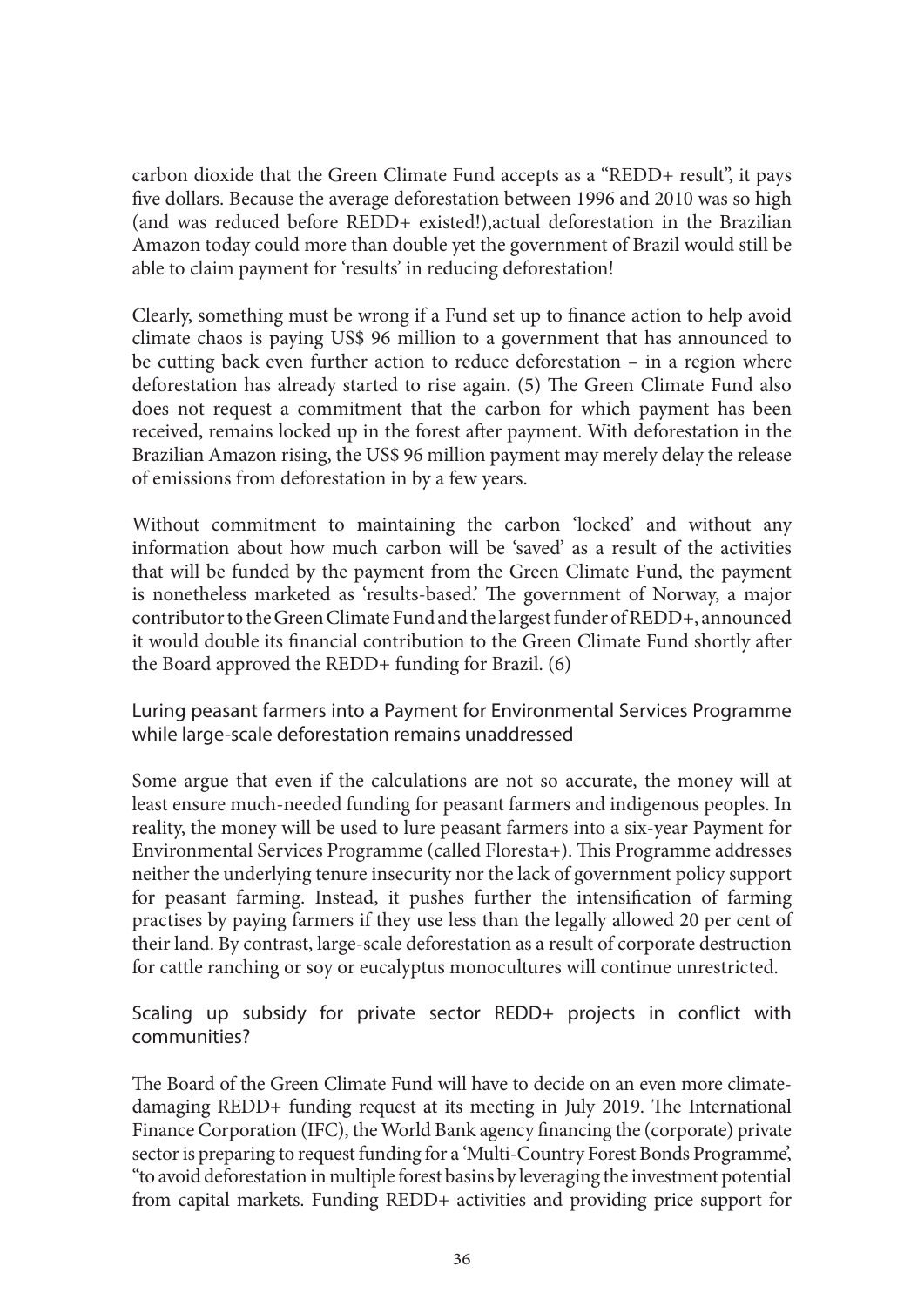carbon dioxide that the Green Climate Fund accepts as a "REDD+ result", it pays five dollars. Because the average deforestation between 1996 and 2010 was so high (and was reduced before REDD+ existed!),actual deforestation in the Brazilian Amazon today could more than double yet the government of Brazil would still be able to claim payment for 'results' in reducing deforestation!

Clearly, something must be wrong if a Fund set up to finance action to help avoid climate chaos is paying US$ 96 million to a government that has announced to be cutting back even further action to reduce deforestation – in a region where deforestation has already started to rise again. (5) The Green Climate Fund also does not request a commitment that the carbon for which payment has been received, remains locked up in the forest after payment. With deforestation in the Brazilian Amazon rising, the US$ 96 million payment may merely delay the release of emissions from deforestation in by a few years.

Without commitment to maintaining the carbon 'locked' and without any information about how much carbon will be 'saved' as a result of the activities that will be funded by the payment from the Green Climate Fund, the payment is nonetheless marketed as 'results-based.' The government of Norway, a major contributor to the Green Climate Fund and the largest funder of REDD+, announced it would double its financial contribution to the Green Climate Fund shortly after the Board approved the REDD+ funding for Brazil. (6)

## Luring peasant farmers into a Payment for Environmental Services Programme while large-scale deforestation remains unaddressed

Some argue that even if the calculations are not so accurate, the money will at least ensure much-needed funding for peasant farmers and indigenous peoples. In reality, the money will be used to lure peasant farmers into a six-year Payment for Environmental Services Programme (called Floresta+). This Programme addresses neither the underlying tenure insecurity nor the lack of government policy support for peasant farming. Instead, it pushes further the intensification of farming practises by paying farmers if they use less than the legally allowed 20 per cent of their land. By contrast, large-scale deforestation as a result of corporate destruction for cattle ranching or soy or eucalyptus monocultures will continue unrestricted.

## Scaling up subsidy for private sector REDD+ projects in conflict with communities?

The Board of the Green Climate Fund will have to decide on an even more climate-damaging REDD+ funding request at its meeting in July 2019. The International Finance Corporation (IFC), the World Bank agency financing the (corporate) private sector is preparing to request funding for a 'Multi-Country Forest Bonds Programme', "to avoid deforestation in multiple forest basins by leveraging the investment potential from capital markets. Funding REDD+ activities and providing price support for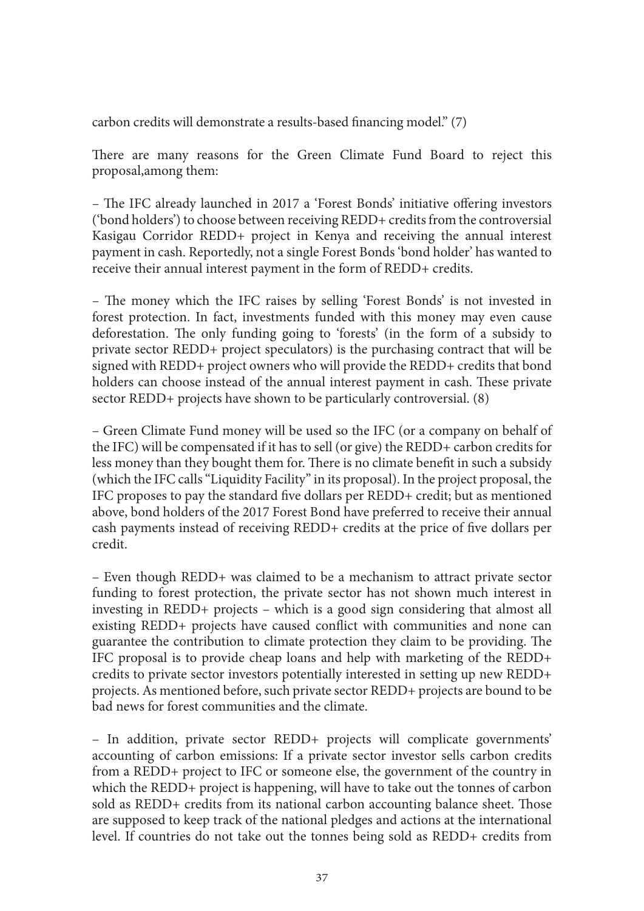carbon credits will demonstrate a results-based financing model." (7)

There are many reasons for the Green Climate Fund Board to reject this proposal,among them:

– The IFC already launched in 2017 a 'Forest Bonds' initiative offering investors ('bond holders') to choose between receiving REDD+ credits from the controversial Kasigau Corridor REDD+ project in Kenya and receiving the annual interest payment in cash. Reportedly, not a single Forest Bonds 'bond holder' has wanted to receive their annual interest payment in the form of REDD+ credits.

– The money which the IFC raises by selling 'Forest Bonds' is not invested in forest protection. In fact, investments funded with this money may even cause deforestation. The only funding going to 'forests' (in the form of a subsidy to private sector REDD+ project speculators) is the purchasing contract that will be signed with REDD+ project owners who will provide the REDD+ credits that bond holders can choose instead of the annual interest payment in cash. These private sector REDD+ projects have shown to be particularly controversial. (8)

– Green Climate Fund money will be used so the IFC (or a company on behalf of the IFC) will be compensated if it has to sell (or give) the REDD+ carbon credits for less money than they bought them for. There is no climate benefit in such a subsidy (which the IFC calls "Liquidity Facility" in its proposal). In the project proposal, the IFC proposes to pay the standard five dollars per REDD+ credit; but as mentioned above, bond holders of the 2017 Forest Bond have preferred to receive their annual cash payments instead of receiving REDD+ credits at the price of five dollars per credit.

– Even though REDD+ was claimed to be a mechanism to attract private sector funding to forest protection, the private sector has not shown much interest in investing in REDD+ projects – which is a good sign considering that almost all existing REDD+ projects have caused conflict with communities and none can guarantee the contribution to climate protection they claim to be providing. The IFC proposal is to provide cheap loans and help with marketing of the REDD+ credits to private sector investors potentially interested in setting up new REDD+ projects. As mentioned before, such private sector REDD+ projects are bound to be bad news for forest communities and the climate.

– In addition, private sector REDD+ projects will complicate governments' accounting of carbon emissions: If a private sector investor sells carbon credits from a REDD+ project to IFC or someone else, the government of the country in which the REDD+ project is happening, will have to take out the tonnes of carbon sold as REDD+ credits from its national carbon accounting balance sheet. Those are supposed to keep track of the national pledges and actions at the international level. If countries do not take out the tonnes being sold as REDD+ credits from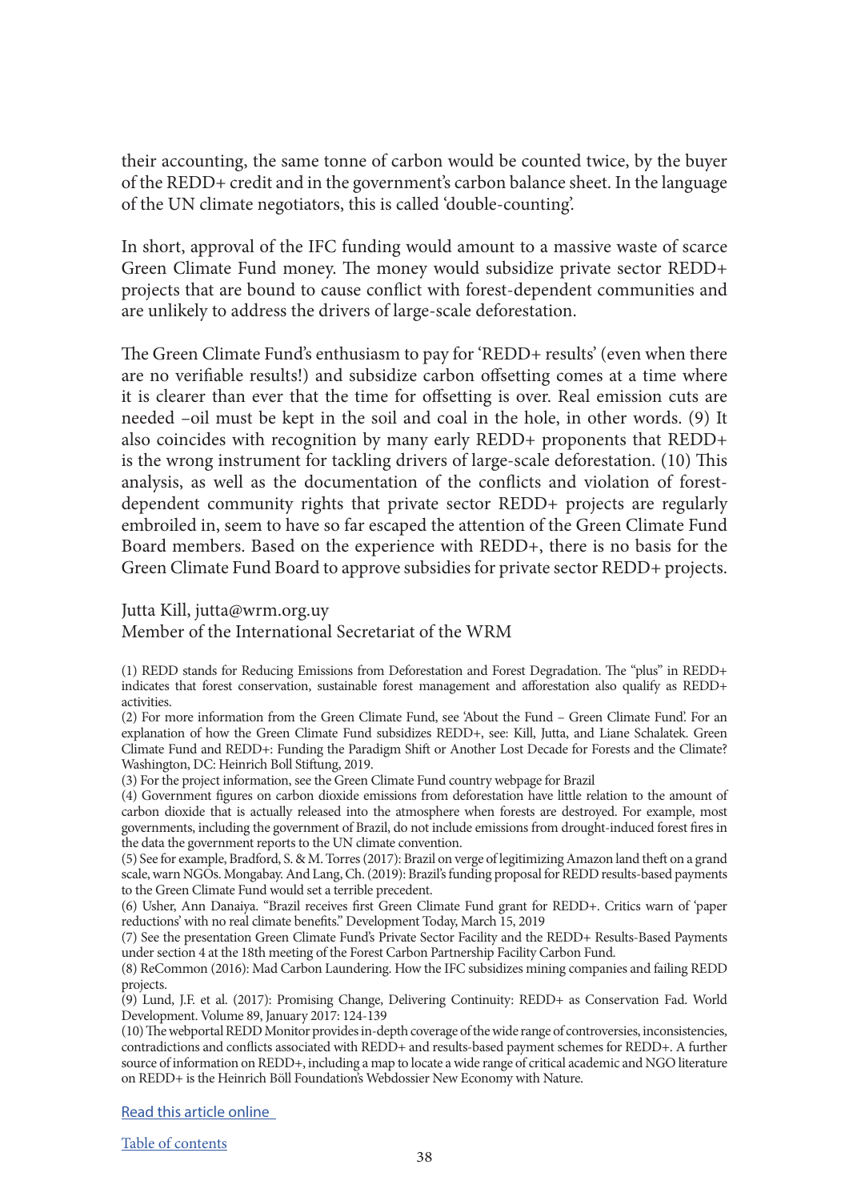their accounting, the same tonne of carbon would be counted twice, by the buyer of the REDD+ credit and in the government's carbon balance sheet. In the language of the UN climate negotiators, this is called 'double-counting'.

In short, approval of the IFC funding would amount to a massive waste of scarce Green Climate Fund money. The money would subsidize private sector REDD+ projects that are bound to cause conflict with forest-dependent communities and are unlikely to address the drivers of large-scale deforestation.

The Green Climate Fund's enthusiasm to pay for 'REDD+ results' (even when there are no verifiable results!) and subsidize carbon offsetting comes at a time where it is clearer than ever that the time for offsetting is over. Real emission cuts are needed –oil must be kept in the soil and coal in the hole, in other words. (9) It also coincides with recognition by many early REDD+ proponents that REDD+ is the wrong instrument for tackling drivers of large-scale deforestation. (10) This analysis, as well as the documentation of the conflicts and violation of forest-dependent community rights that private sector REDD+ projects are regularly embroiled in, seem to have so far escaped the attention of the Green Climate Fund Board members. Based on the experience with REDD+, there is no basis for the Green Climate Fund Board to approve subsidies for private sector REDD+ projects.

Jutta Kill, jutta@wrm.org.uy
Member of the International Secretariat of the WRM

(1) REDD stands for Reducing Emissions from Deforestation and Forest Degradation. The "plus" in REDD+ indicates that forest conservation, sustainable forest management and afforestation also qualify as REDD+ activities.

(2) For more information from the Green Climate Fund, see 'About the Fund – Green Climate Fund'. For an explanation of how the Green Climate Fund subsidizes REDD+, see: Kill, Jutta, and Liane Schalatek. Green Climate Fund and REDD+: Funding the Paradigm Shift or Another Lost Decade for Forests and the Climate? Washington, DC: Heinrich Boll Stiftung, 2019.

(3) For the project information, see the Green Climate Fund country webpage for Brazil

(4) Government figures on carbon dioxide emissions from deforestation have little relation to the amount of carbon dioxide that is actually released into the atmosphere when forests are destroyed. For example, most governments, including the government of Brazil, do not include emissions from drought-induced forest fires in the data the government reports to the UN climate convention.

(5) See for example, Bradford, S. & M. Torres (2017): Brazil on verge of legitimizing Amazon land theft on a grand scale, warn NGOs. Mongabay. And Lang, Ch. (2019): Brazil's funding proposal for REDD results-based payments to the Green Climate Fund would set a terrible precedent.

(6) Usher, Ann Danaiya. "Brazil receives first Green Climate Fund grant for REDD+. Critics warn of 'paper reductions' with no real climate benefits." Development Today, March 15, 2019

(7) See the presentation Green Climate Fund's Private Sector Facility and the REDD+ Results-Based Payments under section 4 at the 18th meeting of the Forest Carbon Partnership Facility Carbon Fund.

(8) ReCommon (2016): Mad Carbon Laundering. How the IFC subsidizes mining companies and failing REDD projects.

(9) Lund, J.F. et al. (2017): Promising Change, Delivering Continuity: REDD+ as Conservation Fad. World Development. Volume 89, January 2017: 124-139

(10) The webportal REDD Monitor provides in-depth coverage of the wide range of controversies, inconsistencies, contradictions and conflicts associated with REDD+ and results-based payment schemes for REDD+. A further source of information on REDD+, including a map to locate a wide range of critical academic and NGO literature on REDD+ is the Heinrich Böll Foundation's Webdossier New Economy with Nature.

Read this article online

Table of contents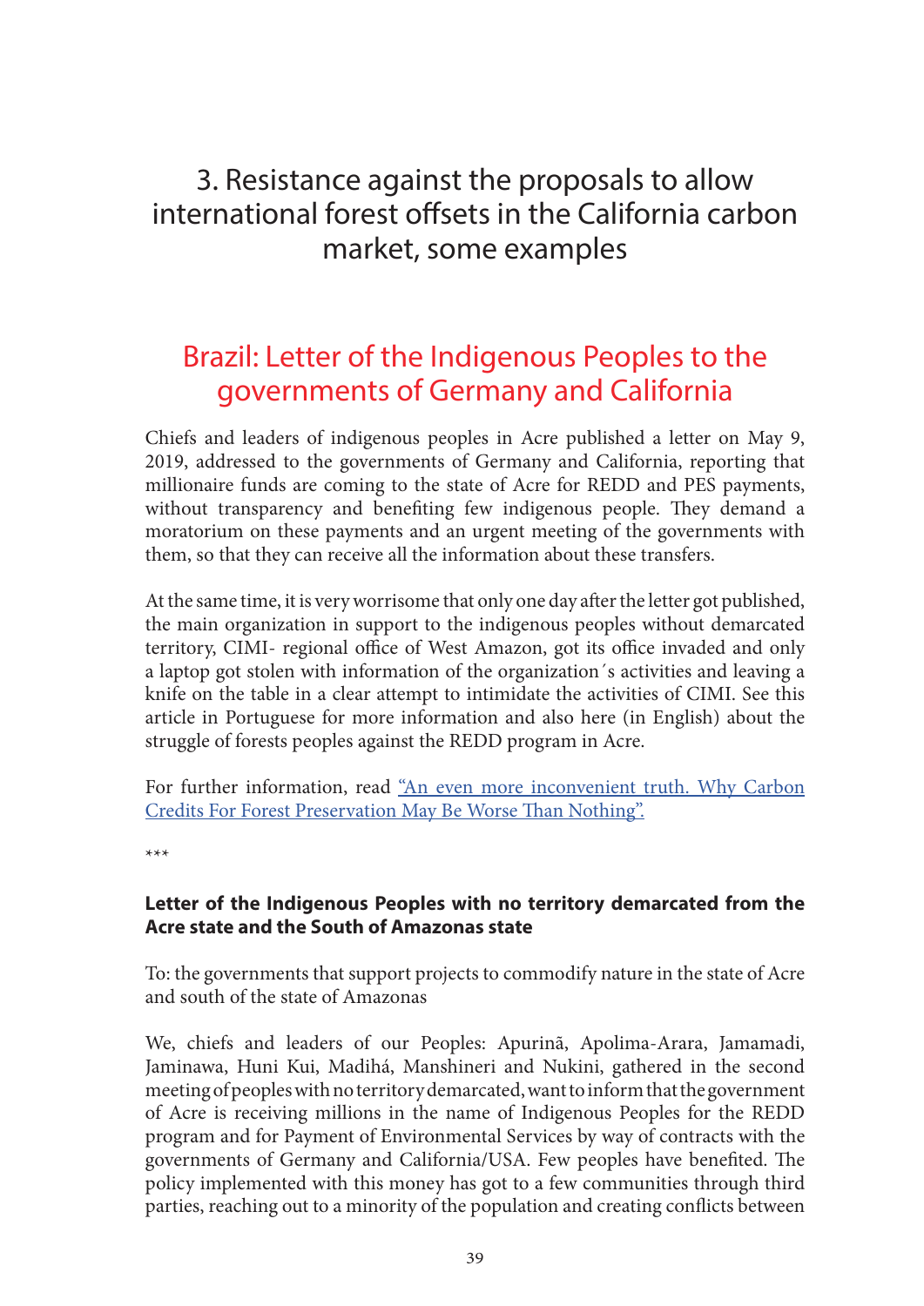# 3. Resistance against the proposals to allow international forest offsets in the California carbon market, some examples

## Brazil: Letter of the Indigenous Peoples to the governments of Germany and California

Chiefs and leaders of indigenous peoples in Acre published a letter on May 9, 2019, addressed to the governments of Germany and California, reporting that millionaire funds are coming to the state of Acre for REDD and PES payments, without transparency and benefiting few indigenous people. They demand a moratorium on these payments and an urgent meeting of the governments with them, so that they can receive all the information about these transfers.

At the same time, it is very worrisome that only one day after the letter got published, the main organization in support to the indigenous peoples without demarcated territory, CIMI- regional office of West Amazon, got its office invaded and only a laptop got stolen with information of the organization´s activities and leaving a knife on the table in a clear attempt to intimidate the activities of CIMI. See this article in Portuguese for more information and also here (in English) about the struggle of forests peoples against the REDD program in Acre.

For further information, read "An even more inconvenient truth. Why Carbon Credits For Forest Preservation May Be Worse Than Nothing".

\*\*\*

**Letter of the Indigenous Peoples with no territory demarcated from the Acre state and the South of Amazonas state**

To: the governments that support projects to commodify nature in the state of Acre and south of the state of Amazonas

We, chiefs and leaders of our Peoples: Apurinã, Apolima-Arara, Jamamadi, Jaminawa, Huni Kui, Madihá, Manshineri and Nukini, gathered in the second meeting of peoples with no territory demarcated, want to inform that the government of Acre is receiving millions in the name of Indigenous Peoples for the REDD program and for Payment of Environmental Services by way of contracts with the governments of Germany and California/USA. Few peoples have benefited. The policy implemented with this money has got to a few communities through third parties, reaching out to a minority of the population and creating conflicts between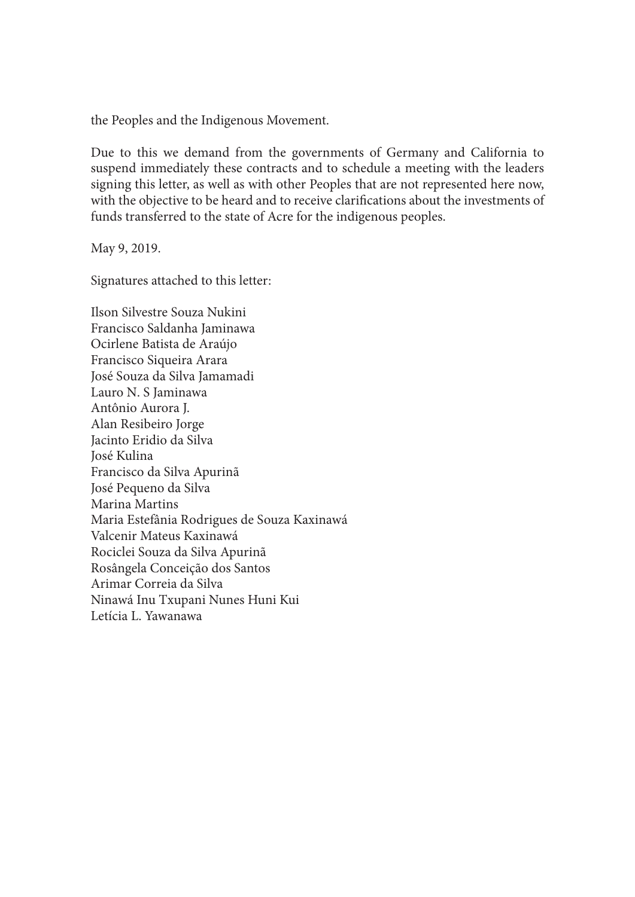the Peoples and the Indigenous Movement.

Due to this we demand from the governments of Germany and California to suspend immediately these contracts and to schedule a meeting with the leaders signing this letter, as well as with other Peoples that are not represented here now, with the objective to be heard and to receive clarifications about the investments of funds transferred to the state of Acre for the indigenous peoples.

May 9, 2019.

Signatures attached to this letter:

Ilson Silvestre Souza Nukini  
Francisco Saldanha Jaminawa  
Ocirlene Batista de Araújo  
Francisco Siqueira Arara  
José Souza da Silva Jamamadi  
Lauro N. S Jaminawa  
Antônio Aurora J.  
Alan Resibeiro Jorge  
Jacinto Eridio da Silva  
José Kulina  
Francisco da Silva Apurinã  
José Pequeno da Silva  
Marina Martins  
Maria Estefânia Rodrigues de Souza Kaxinawá  
Valcenir Mateus Kaxinawá  
Rociclei Souza da Silva Apurinã  
Rosângela Conceição dos Santos  
Arimar Correia da Silva  
Ninawá Inu Txupani Nunes Huni Kui  
Letícia L. Yawanawa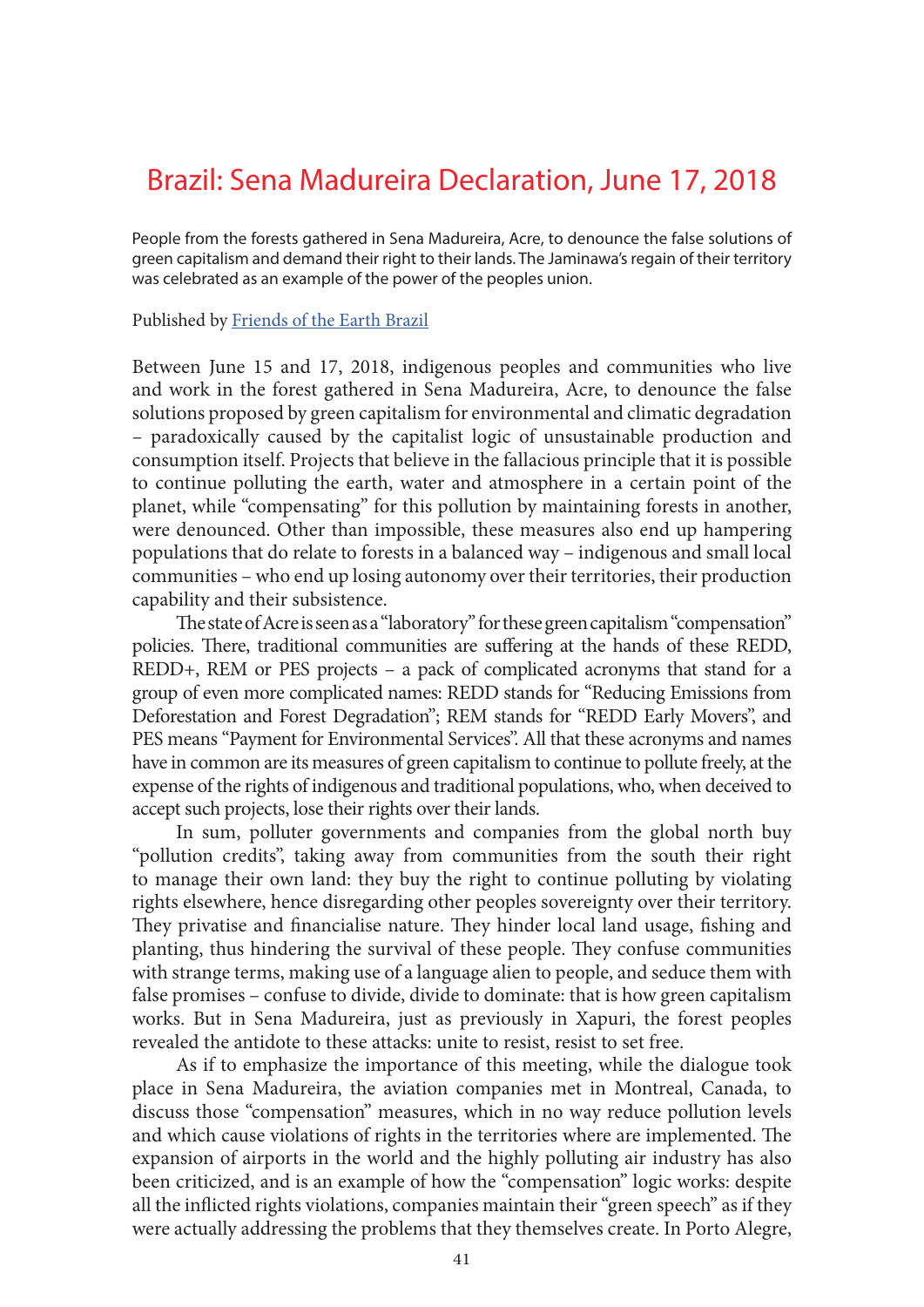# Brazil: Sena Madureira Declaration, June 17, 2018

People from the forests gathered in Sena Madureira, Acre, to denounce the false solutions of green capitalism and demand their right to their lands. The Jaminawa's regain of their territory was celebrated as an example of the power of the peoples union.

Published by Friends of the Earth Brazil

Between June 15 and 17, 2018, indigenous peoples and communities who live and work in the forest gathered in Sena Madureira, Acre, to denounce the false solutions proposed by green capitalism for environmental and climatic degradation – paradoxically caused by the capitalist logic of unsustainable production and consumption itself. Projects that believe in the fallacious principle that it is possible to continue polluting the earth, water and atmosphere in a certain point of the planet, while "compensating" for this pollution by maintaining forests in another, were denounced. Other than impossible, these measures also end up hampering populations that do relate to forests in a balanced way – indigenous and small local communities – who end up losing autonomy over their territories, their production capability and their subsistence.

The state of Acre is seen as a "laboratory" for these green capitalism "compensation" policies. There, traditional communities are suffering at the hands of these REDD, REDD+, REM or PES projects – a pack of complicated acronyms that stand for a group of even more complicated names: REDD stands for "Reducing Emissions from Deforestation and Forest Degradation"; REM stands for "REDD Early Movers", and PES means "Payment for Environmental Services". All that these acronyms and names have in common are its measures of green capitalism to continue to pollute freely, at the expense of the rights of indigenous and traditional populations, who, when deceived to accept such projects, lose their rights over their lands.

In sum, polluter governments and companies from the global north buy "pollution credits", taking away from communities from the south their right to manage their own land: they buy the right to continue polluting by violating rights elsewhere, hence disregarding other peoples sovereignty over their territory. They privatise and financialise nature. They hinder local land usage, fishing and planting, thus hindering the survival of these people. They confuse communities with strange terms, making use of a language alien to people, and seduce them with false promises – confuse to divide, divide to dominate: that is how green capitalism works. But in Sena Madureira, just as previously in Xapuri, the forest peoples revealed the antidote to these attacks: unite to resist, resist to set free.

As if to emphasize the importance of this meeting, while the dialogue took place in Sena Madureira, the aviation companies met in Montreal, Canada, to discuss those "compensation" measures, which in no way reduce pollution levels and which cause violations of rights in the territories where are implemented. The expansion of airports in the world and the highly polluting air industry has also been criticized, and is an example of how the "compensation" logic works: despite all the inflicted rights violations, companies maintain their "green speech" as if they were actually addressing the problems that they themselves create. In Porto Alegre,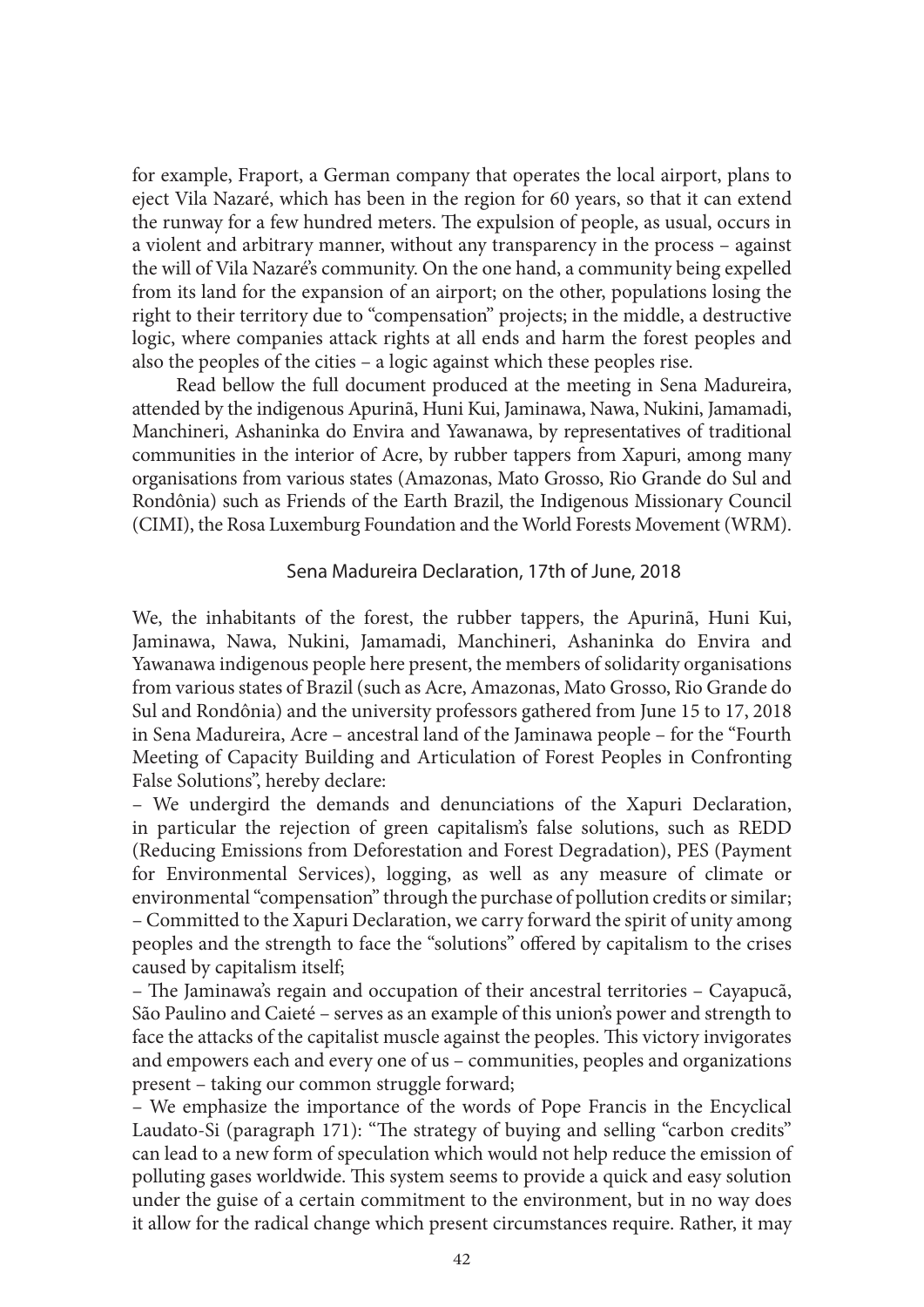for example, Fraport, a German company that operates the local airport, plans to eject Vila Nazaré, which has been in the region for 60 years, so that it can extend the runway for a few hundred meters. The expulsion of people, as usual, occurs in a violent and arbitrary manner, without any transparency in the process – against the will of Vila Nazaré's community. On the one hand, a community being expelled from its land for the expansion of an airport; on the other, populations losing the right to their territory due to "compensation" projects; in the middle, a destructive logic, where companies attack rights at all ends and harm the forest peoples and also the peoples of the cities – a logic against which these peoples rise.

Read bellow the full document produced at the meeting in Sena Madureira, attended by the indigenous Apurinã, Huni Kui, Jaminawa, Nawa, Nukini, Jamamadi, Manchineri, Ashaninka do Envira and Yawanawa, by representatives of traditional communities in the interior of Acre, by rubber tappers from Xapuri, among many organisations from various states (Amazonas, Mato Grosso, Rio Grande do Sul and Rondônia) such as Friends of the Earth Brazil, the Indigenous Missionary Council (CIMI), the Rosa Luxemburg Foundation and the World Forests Movement (WRM).

## Sena Madureira Declaration, 17th of June, 2018

We, the inhabitants of the forest, the rubber tappers, the Apurinã, Huni Kui, Jaminawa, Nawa, Nukini, Jamamadi, Manchineri, Ashaninka do Envira and Yawanawa indigenous people here present, the members of solidarity organisations from various states of Brazil (such as Acre, Amazonas, Mato Grosso, Rio Grande do Sul and Rondônia) and the university professors gathered from June 15 to 17, 2018 in Sena Madureira, Acre – ancestral land of the Jaminawa people – for the "Fourth Meeting of Capacity Building and Articulation of Forest Peoples in Confronting False Solutions", hereby declare:

– We undergird the demands and denunciations of the Xapuri Declaration, in particular the rejection of green capitalism's false solutions, such as REDD (Reducing Emissions from Deforestation and Forest Degradation), PES (Payment for Environmental Services), logging, as well as any measure of climate or environmental "compensation" through the purchase of pollution credits or similar;

– Committed to the Xapuri Declaration, we carry forward the spirit of unity among peoples and the strength to face the "solutions" offered by capitalism to the crises caused by capitalism itself;

– The Jaminawa's regain and occupation of their ancestral territories – Cayapucã, São Paulino and Caieté – serves as an example of this union's power and strength to face the attacks of the capitalist muscle against the peoples. This victory invigorates and empowers each and every one of us – communities, peoples and organizations present – taking our common struggle forward;

– We emphasize the importance of the words of Pope Francis in the Encyclical Laudato-Si (paragraph 171): "The strategy of buying and selling "carbon credits" can lead to a new form of speculation which would not help reduce the emission of polluting gases worldwide. This system seems to provide a quick and easy solution under the guise of a certain commitment to the environment, but in no way does it allow for the radical change which present circumstances require. Rather, it may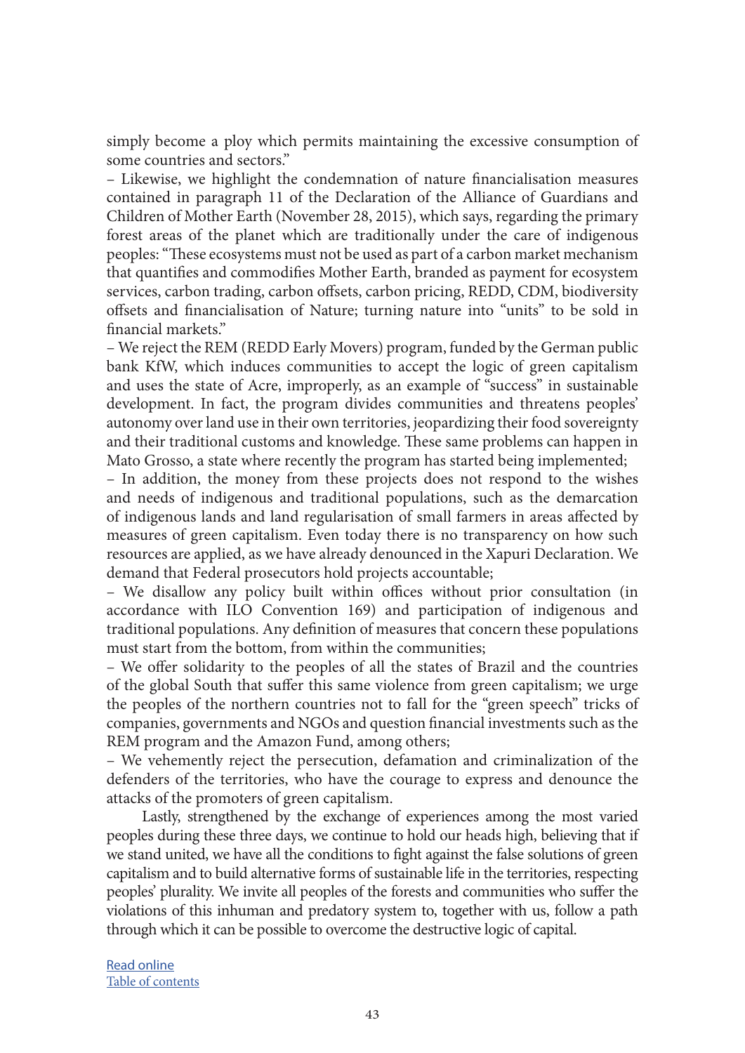simply become a ploy which permits maintaining the excessive consumption of some countries and sectors."

– Likewise, we highlight the condemnation of nature financialisation measures contained in paragraph 11 of the Declaration of the Alliance of Guardians and Children of Mother Earth (November 28, 2015), which says, regarding the primary forest areas of the planet which are traditionally under the care of indigenous peoples: "These ecosystems must not be used as part of a carbon market mechanism that quantifies and commodifies Mother Earth, branded as payment for ecosystem services, carbon trading, carbon offsets, carbon pricing, REDD, CDM, biodiversity offsets and financialisation of Nature; turning nature into "units" to be sold in financial markets."

– We reject the REM (REDD Early Movers) program, funded by the German public bank KfW, which induces communities to accept the logic of green capitalism and uses the state of Acre, improperly, as an example of "success" in sustainable development. In fact, the program divides communities and threatens peoples' autonomy over land use in their own territories, jeopardizing their food sovereignty and their traditional customs and knowledge. These same problems can happen in Mato Grosso, a state where recently the program has started being implemented;

– In addition, the money from these projects does not respond to the wishes and needs of indigenous and traditional populations, such as the demarcation of indigenous lands and land regularisation of small farmers in areas affected by measures of green capitalism. Even today there is no transparency on how such resources are applied, as we have already denounced in the Xapuri Declaration. We demand that Federal prosecutors hold projects accountable;

– We disallow any policy built within offices without prior consultation (in accordance with ILO Convention 169) and participation of indigenous and traditional populations. Any definition of measures that concern these populations must start from the bottom, from within the communities;

– We offer solidarity to the peoples of all the states of Brazil and the countries of the global South that suffer this same violence from green capitalism; we urge the peoples of the northern countries not to fall for the "green speech" tricks of companies, governments and NGOs and question financial investments such as the REM program and the Amazon Fund, among others;

– We vehemently reject the persecution, defamation and criminalization of the defenders of the territories, who have the courage to express and denounce the attacks of the promoters of green capitalism.

Lastly, strengthened by the exchange of experiences among the most varied peoples during these three days, we continue to hold our heads high, believing that if we stand united, we have all the conditions to fight against the false solutions of green capitalism and to build alternative forms of sustainable life in the territories, respecting peoples' plurality. We invite all peoples of the forests and communities who suffer the violations of this inhuman and predatory system to, together with us, follow a path through which it can be possible to overcome the destructive logic of capital.

Read online
Table of contents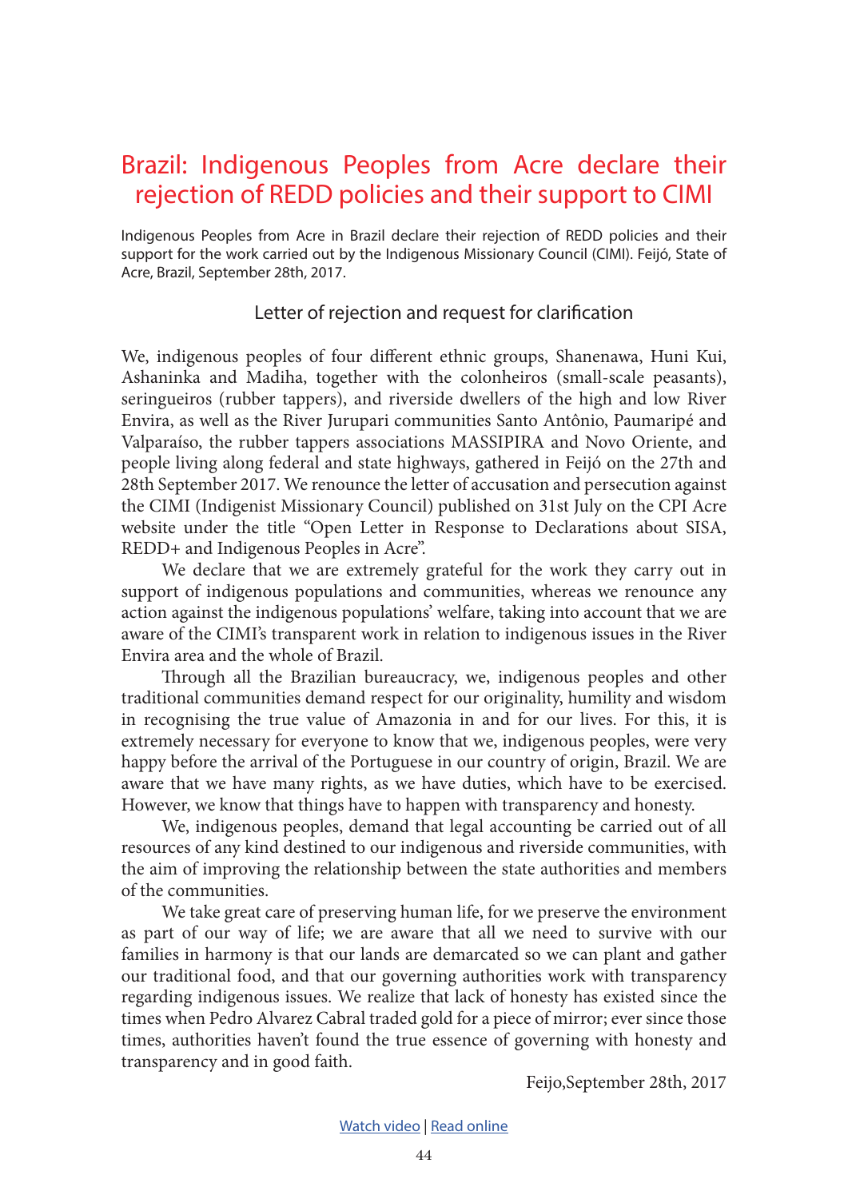# Brazil: Indigenous Peoples from Acre declare their rejection of REDD policies and their support to CIMI

Indigenous Peoples from Acre in Brazil declare their rejection of REDD policies and their support for the work carried out by the Indigenous Missionary Council (CIMI). Feijó, State of Acre, Brazil, September 28th, 2017.

## Letter of rejection and request for clarification

We, indigenous peoples of four different ethnic groups, Shanenawa, Huni Kui, Ashaninka and Madiha, together with the colonheiros (small-scale peasants), seringueiros (rubber tappers), and riverside dwellers of the high and low River Envira, as well as the River Jurupari communities Santo Antônio, Paumaripé and Valparaíso, the rubber tappers associations MASSIPIRA and Novo Oriente, and people living along federal and state highways, gathered in Feijó on the 27th and 28th September 2017. We renounce the letter of accusation and persecution against the CIMI (Indigenist Missionary Council) published on 31st July on the CPI Acre website under the title "Open Letter in Response to Declarations about SISA, REDD+ and Indigenous Peoples in Acre".

We declare that we are extremely grateful for the work they carry out in support of indigenous populations and communities, whereas we renounce any action against the indigenous populations' welfare, taking into account that we are aware of the CIMI's transparent work in relation to indigenous issues in the River Envira area and the whole of Brazil.

Through all the Brazilian bureaucracy, we, indigenous peoples and other traditional communities demand respect for our originality, humility and wisdom in recognising the true value of Amazonia in and for our lives. For this, it is extremely necessary for everyone to know that we, indigenous peoples, were very happy before the arrival of the Portuguese in our country of origin, Brazil. We are aware that we have many rights, as we have duties, which have to be exercised. However, we know that things have to happen with transparency and honesty.

We, indigenous peoples, demand that legal accounting be carried out of all resources of any kind destined to our indigenous and riverside communities, with the aim of improving the relationship between the state authorities and members of the communities.

We take great care of preserving human life, for we preserve the environment as part of our way of life; we are aware that all we need to survive with our families in harmony is that our lands are demarcated so we can plant and gather our traditional food, and that our governing authorities work with transparency regarding indigenous issues. We realize that lack of honesty has existed since the times when Pedro Alvarez Cabral traded gold for a piece of mirror; ever since those times, authorities haven't found the true essence of governing with honesty and transparency and in good faith.

Feijo,September 28th, 2017

Watch video | Read online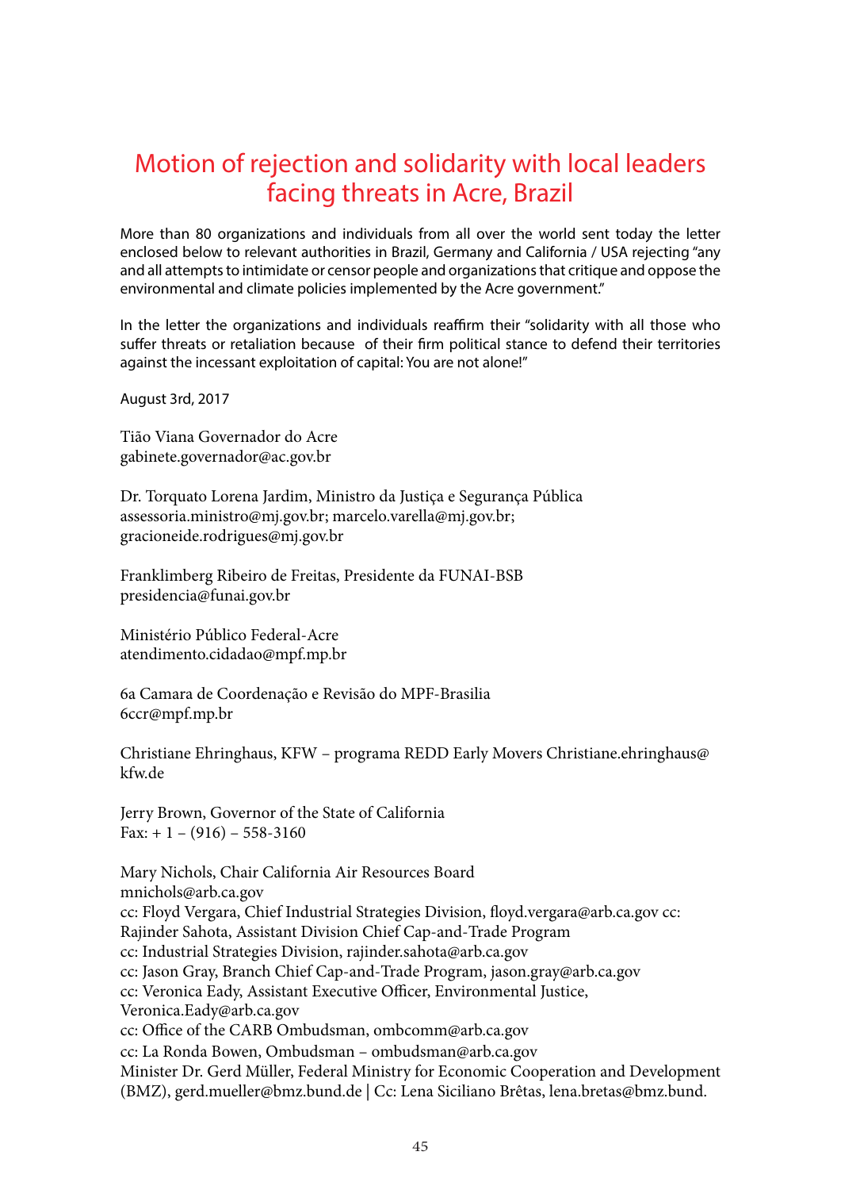# Motion of rejection and solidarity with local leaders facing threats in Acre, Brazil

More than 80 organizations and individuals from all over the world sent today the letter enclosed below to relevant authorities in Brazil, Germany and California / USA rejecting "any and all attempts to intimidate or censor people and organizations that critique and oppose the environmental and climate policies implemented by the Acre government."

In the letter the organizations and individuals reaffirm their "solidarity with all those who suffer threats or retaliation because of their firm political stance to defend their territories against the incessant exploitation of capital: You are not alone!"

August 3rd, 2017

Tião Viana Governador do Acre
gabinete.governador@ac.gov.br

Dr. Torquato Lorena Jardim, Ministro da Justiça e Segurança Pública
assessoria.ministro@mj.gov.br; marcelo.varella@mj.gov.br;
gracioneide.rodrigues@mj.gov.br

Franklimberg Ribeiro de Freitas, Presidente da FUNAI-BSB
presidencia@funai.gov.br

Ministério Público Federal-Acre
atendimento.cidadao@mpf.mp.br

6a Camara de Coordenação e Revisão do MPF-Brasilia
6ccr@mpf.mp.br

Christiane Ehringhaus, KFW – programa REDD Early Movers Christiane.ehringhaus@kfw.de

Jerry Brown, Governor of the State of California
Fax: + 1 – (916) – 558-3160

Mary Nichols, Chair California Air Resources Board
mnichols@arb.ca.gov
cc: Floyd Vergara, Chief Industrial Strategies Division, floyd.vergara@arb.ca.gov cc: Rajinder Sahota, Assistant Division Chief Cap-and-Trade Program
cc: Industrial Strategies Division, rajinder.sahota@arb.ca.gov
cc: Jason Gray, Branch Chief Cap-and-Trade Program, jason.gray@arb.ca.gov
cc: Veronica Eady, Assistant Executive Officer, Environmental Justice, Veronica.Eady@arb.ca.gov
cc: Office of the CARB Ombudsman, ombcomm@arb.ca.gov
cc: La Ronda Bowen, Ombudsman – ombudsman@arb.ca.gov
Minister Dr. Gerd Müller, Federal Ministry for Economic Cooperation and Development (BMZ), gerd.mueller@bmz.bund.de | Cc: Lena Siciliano Brêtas, lena.bretas@bmz.bund.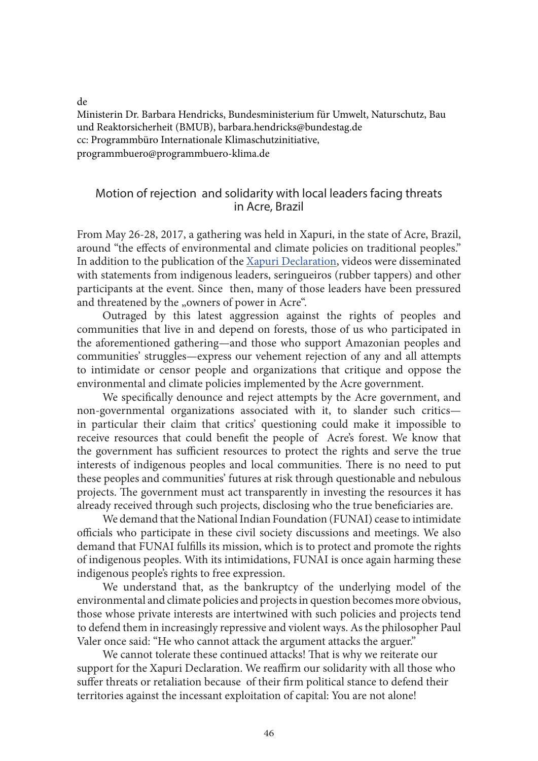de

Ministerin Dr. Barbara Hendricks, Bundesministerium für Umwelt, Naturschutz, Bau und Reaktorsicherheit (BMUB), barbara.hendricks@bundestag.de
cc: Programmbüro Internationale Klimaschutzinitiative, programmbuero@programmbuero-klima.de

## Motion of rejection and solidarity with local leaders facing threats in Acre, Brazil

From May 26-28, 2017, a gathering was held in Xapuri, in the state of Acre, Brazil, around "the effects of environmental and climate policies on traditional peoples." In addition to the publication of the [Xapuri Declaration](), videos were disseminated with statements from indigenous leaders, seringueiros (rubber tappers) and other participants at the event. Since then, many of those leaders have been pressured and threatened by the „owners of power in Acre".

Outraged by this latest aggression against the rights of peoples and communities that live in and depend on forests, those of us who participated in the aforementioned gathering—and those who support Amazonian peoples and communities' struggles—express our vehement rejection of any and all attempts to intimidate or censor people and organizations that critique and oppose the environmental and climate policies implemented by the Acre government.

We specifically denounce and reject attempts by the Acre government, and non-governmental organizations associated with it, to slander such critics—in particular their claim that critics' questioning could make it impossible to receive resources that could benefit the people of Acre's forest. We know that the government has sufficient resources to protect the rights and serve the true interests of indigenous peoples and local communities. There is no need to put these peoples and communities' futures at risk through questionable and nebulous projects. The government must act transparently in investing the resources it has already received through such projects, disclosing who the true beneficiaries are.

We demand that the National Indian Foundation (FUNAI) cease to intimidate officials who participate in these civil society discussions and meetings. We also demand that FUNAI fulfills its mission, which is to protect and promote the rights of indigenous peoples. With its intimidations, FUNAI is once again harming these indigenous people's rights to free expression.

We understand that, as the bankruptcy of the underlying model of the environmental and climate policies and projects in question becomes more obvious, those whose private interests are intertwined with such policies and projects tend to defend them in increasingly repressive and violent ways. As the philosopher Paul Valer once said: "He who cannot attack the argument attacks the arguer."

We cannot tolerate these continued attacks! That is why we reiterate our support for the Xapuri Declaration. We reaffirm our solidarity with all those who suffer threats or retaliation because of their firm political stance to defend their territories against the incessant exploitation of capital: You are not alone!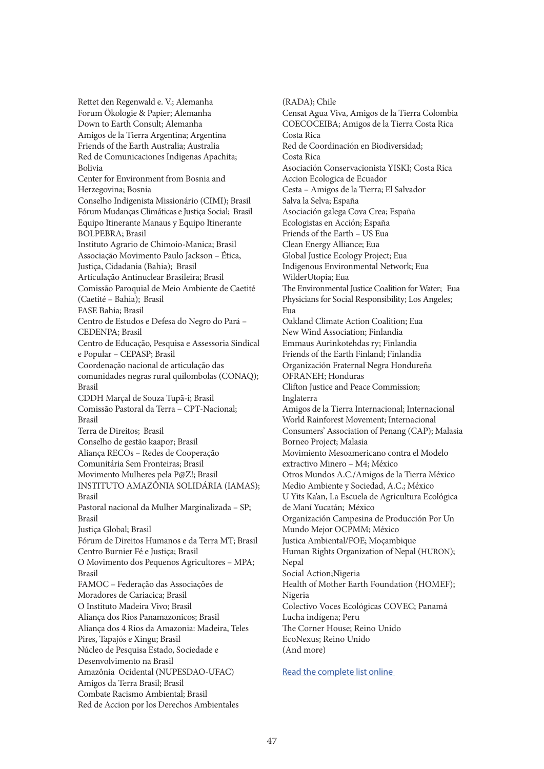Rettet den Regenwald e. V.; Alemanha
Forum Ökologie & Papier; Alemanha
Down to Earth Consult; Alemanha
Amigos de la Tierra Argentina; Argentina
Friends of the Earth Australia; Australia
Red de Comunicaciones Indigenas Apachita; Bolivia
Center for Environment from Bosnia and Herzegovina; Bosnia
Conselho Indigenista Missionário (CIMI); Brasil
Fórum Mudanças Climáticas e Justiça Social; Brasil
Equipo Itinerante Manaus y Equipo Itinerante BOLPEBRA; Brasil
Instituto Agrario de Chimoio-Manica; Brasil
Associação Movimento Paulo Jackson – Ética, Justiça, Cidadania (Bahia); Brasil
Articulação Antinuclear Brasileira; Brasil
Comissão Paroquial de Meio Ambiente de Caetité (Caetité – Bahia); Brasil
FASE Bahia; Brasil
Centro de Estudos e Defesa do Negro do Pará – CEDENPA; Brasil
Centro de Educação, Pesquisa e Assessoria Sindical e Popular – CEPASP; Brasil
Coordenação nacional de articulação das comunidades negras rural quilombolas (CONAQ); Brasil
CDDH Marçal de Souza Tupã-i; Brasil
Comissão Pastoral da Terra – CPT-Nacional; Brasil
Terra de Direitos; Brasil
Conselho de gestão kaapor; Brasil
Aliança RECOs – Redes de Cooperação Comunitária Sem Fronteiras; Brasil
Movimento Mulheres pela P@Z!; Brasil
INSTITUTO AMAZÔNIA SOLIDÁRIA (IAMAS); Brasil
Pastoral nacional da Mulher Marginalizada – SP; Brasil
Justiça Global; Brasil
Fórum de Direitos Humanos e da Terra MT; Brasil
Centro Burnier Fé e Justiça; Brasil
O Movimento dos Pequenos Agricultores – MPA; Brasil
FAMOC – Federação das Associações de Moradores de Cariacica; Brasil
O Instituto Madeira Vivo; Brasil
Aliança dos Rios Panamazonicos; Brasil
Aliança dos 4 Rios da Amazonia: Madeira, Teles Pires, Tapajós e Xingu; Brasil
Núcleo de Pesquisa Estado, Sociedade e Desenvolvimento na Brasil
Amazônia Ocidental (NUPESDAO-UFAC)
Amigos da Terra Brasil; Brasil
Combate Racismo Ambiental; Brasil
Red de Accion por los Derechos Ambientales (RADA); Chile
Censat Agua Viva, Amigos de la Tierra Colombia
COECOCEIBA; Amigos de la Tierra Costa Rica Costa Rica
Red de Coordinación en Biodiversidad; Costa Rica
Asociación Conservacionista YISKI; Costa Rica
Accion Ecologica de Ecuador
Cesta – Amigos de la Tierra; El Salvador
Salva la Selva; España
Asociación galega Cova Crea; España
Ecologistas en Acción; España
Friends of the Earth – US Eua
Clean Energy Alliance; Eua
Global Justice Ecology Project; Eua
Indigenous Environmental Network; Eua
WilderUtopia; Eua
The Environmental Justice Coalition for Water; Eua
Physicians for Social Responsibility; Los Angeles; Eua
Oakland Climate Action Coalition; Eua
New Wind Association; Finlandia
Emmaus Aurinkotehdas ry; Finlandia
Friends of the Earth Finland; Finlandia
Organización Fraternal Negra Hondureña OFRANEH; Honduras
Clifton Justice and Peace Commission; Inglaterra
Amigos de la Tierra Internacional; Internacional
World Rainforest Movement; Internacional
Consumers' Association of Penang (CAP); Malasia
Borneo Project; Malasia
Movimiento Mesoamericano contra el Modelo extractivo Minero – M4; México
Otros Mundos A.C./Amigos de la Tierra México
Medio Ambiente y Sociedad, A.C.; México
U Yits Ka'an, La Escuela de Agricultura Ecológica de Maní Yucatán; México
Organización Campesina de Producción Por Un Mundo Mejor OCPMM; México
Justica Ambiental/FOE; Moçambique
Human Rights Organization of Nepal (HURON); Nepal
Social Action;Nigeria
Health of Mother Earth Foundation (HOMEF); Nigeria
Colectivo Voces Ecológicas COVEC; Panamá
Lucha indígena; Peru
The Corner House; Reino Unido
EcoNexus; Reino Unido
(And more)

Read the complete list online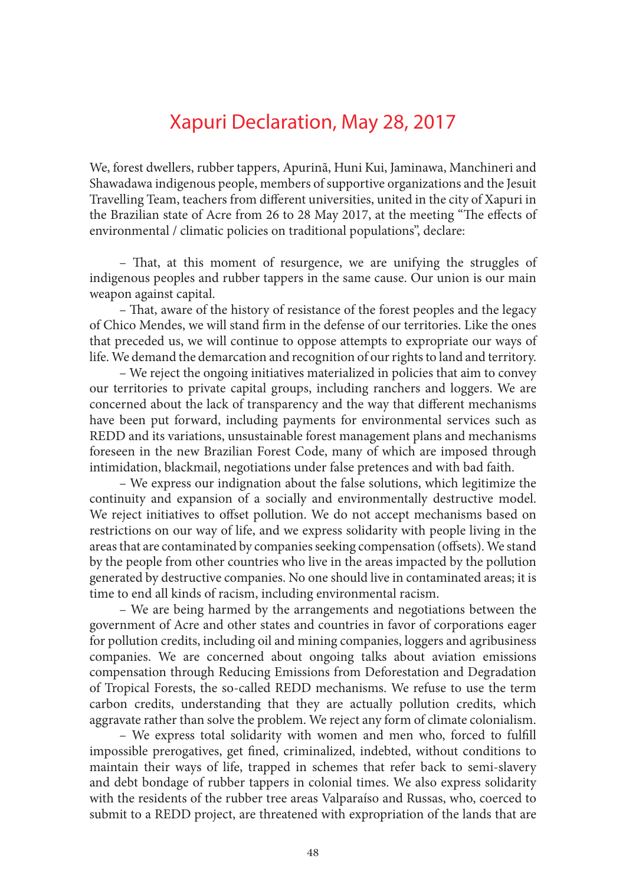# Xapuri Declaration, May 28, 2017

We, forest dwellers, rubber tappers, Apurinã, Huni Kui, Jaminawa, Manchineri and Shawadawa indigenous people, members of supportive organizations and the Jesuit Travelling Team, teachers from different universities, united in the city of Xapuri in the Brazilian state of Acre from 26 to 28 May 2017, at the meeting "The effects of environmental / climatic policies on traditional populations", declare:

– That, at this moment of resurgence, we are unifying the struggles of indigenous peoples and rubber tappers in the same cause. Our union is our main weapon against capital.

– That, aware of the history of resistance of the forest peoples and the legacy of Chico Mendes, we will stand firm in the defense of our territories. Like the ones that preceded us, we will continue to oppose attempts to expropriate our ways of life. We demand the demarcation and recognition of our rights to land and territory.

– We reject the ongoing initiatives materialized in policies that aim to convey our territories to private capital groups, including ranchers and loggers. We are concerned about the lack of transparency and the way that different mechanisms have been put forward, including payments for environmental services such as REDD and its variations, unsustainable forest management plans and mechanisms foreseen in the new Brazilian Forest Code, many of which are imposed through intimidation, blackmail, negotiations under false pretences and with bad faith.

– We express our indignation about the false solutions, which legitimize the continuity and expansion of a socially and environmentally destructive model. We reject initiatives to offset pollution. We do not accept mechanisms based on restrictions on our way of life, and we express solidarity with people living in the areas that are contaminated by companies seeking compensation (offsets). We stand by the people from other countries who live in the areas impacted by the pollution generated by destructive companies. No one should live in contaminated areas; it is time to end all kinds of racism, including environmental racism.

– We are being harmed by the arrangements and negotiations between the government of Acre and other states and countries in favor of corporations eager for pollution credits, including oil and mining companies, loggers and agribusiness companies. We are concerned about ongoing talks about aviation emissions compensation through Reducing Emissions from Deforestation and Degradation of Tropical Forests, the so-called REDD mechanisms. We refuse to use the term carbon credits, understanding that they are actually pollution credits, which aggravate rather than solve the problem. We reject any form of climate colonialism.

– We express total solidarity with women and men who, forced to fulfill impossible prerogatives, get fined, criminalized, indebted, without conditions to maintain their ways of life, trapped in schemes that refer back to semi-slavery and debt bondage of rubber tappers in colonial times. We also express solidarity with the residents of the rubber tree areas Valparaíso and Russas, who, coerced to submit to a REDD project, are threatened with expropriation of the lands that are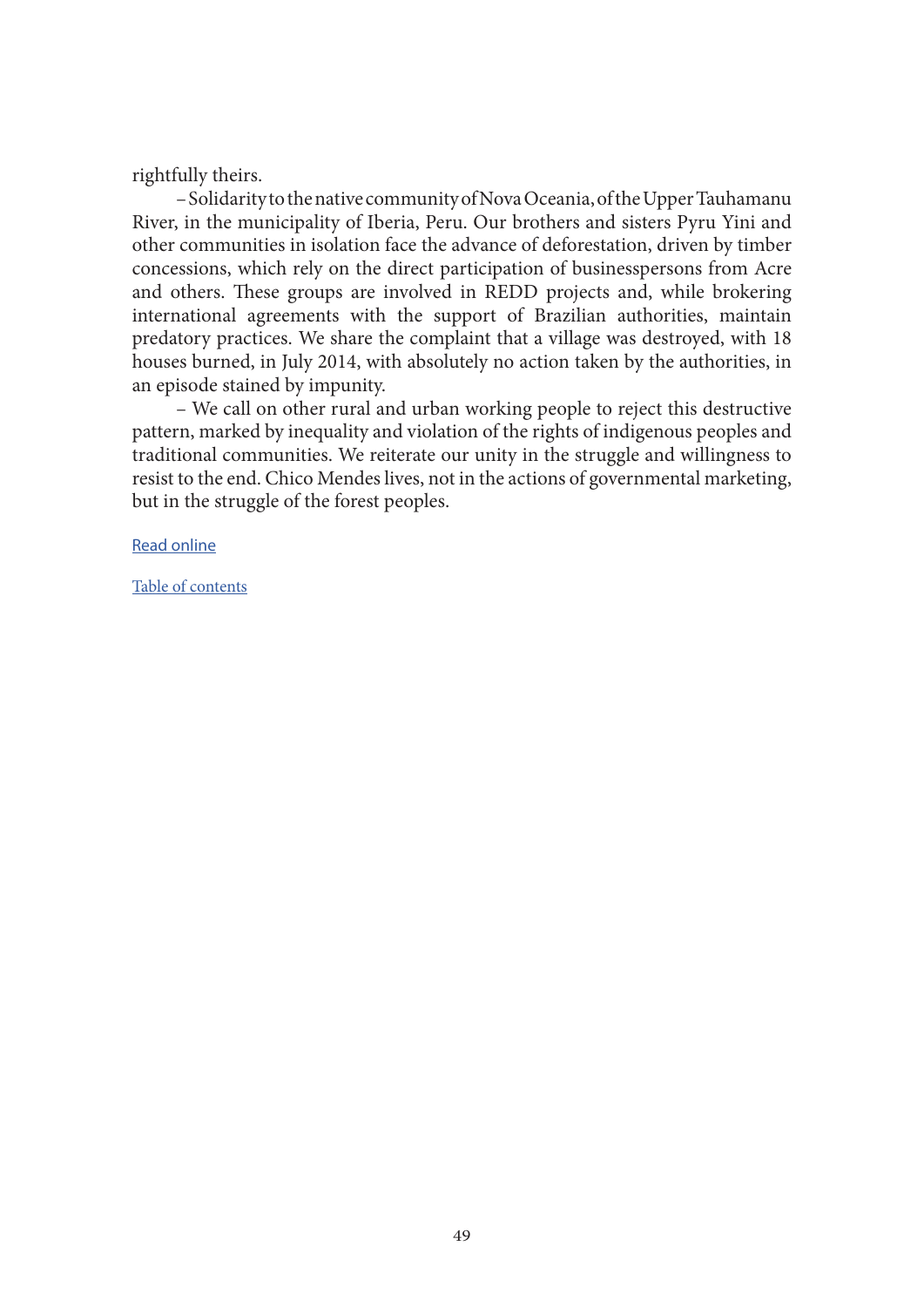rightfully theirs.

– Solidarity to the native community of Nova Oceania, of the Upper Tauhamanu River, in the municipality of Iberia, Peru. Our brothers and sisters Pyru Yini and other communities in isolation face the advance of deforestation, driven by timber concessions, which rely on the direct participation of businesspersons from Acre and others. These groups are involved in REDD projects and, while brokering international agreements with the support of Brazilian authorities, maintain predatory practices. We share the complaint that a village was destroyed, with 18 houses burned, in July 2014, with absolutely no action taken by the authorities, in an episode stained by impunity.

– We call on other rural and urban working people to reject this destructive pattern, marked by inequality and violation of the rights of indigenous peoples and traditional communities. We reiterate our unity in the struggle and willingness to resist to the end. Chico Mendes lives, not in the actions of governmental marketing, but in the struggle of the forest peoples.

Read online

Table of contents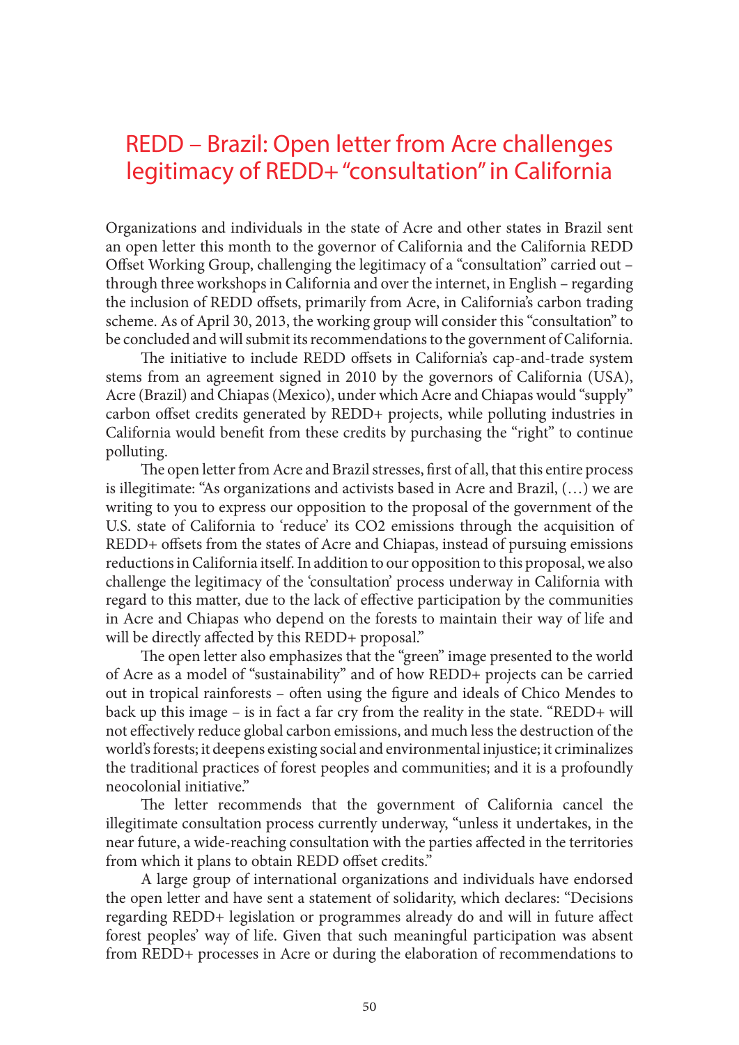# REDD – Brazil: Open letter from Acre challenges legitimacy of REDD+ "consultation" in California

Organizations and individuals in the state of Acre and other states in Brazil sent an open letter this month to the governor of California and the California REDD Offset Working Group, challenging the legitimacy of a "consultation" carried out – through three workshops in California and over the internet, in English – regarding the inclusion of REDD offsets, primarily from Acre, in California's carbon trading scheme. As of April 30, 2013, the working group will consider this "consultation" to be concluded and will submit its recommendations to the government of California.

The initiative to include REDD offsets in California's cap-and-trade system stems from an agreement signed in 2010 by the governors of California (USA), Acre (Brazil) and Chiapas (Mexico), under which Acre and Chiapas would "supply" carbon offset credits generated by REDD+ projects, while polluting industries in California would benefit from these credits by purchasing the "right" to continue polluting.

The open letter from Acre and Brazil stresses, first of all, that this entire process is illegitimate: "As organizations and activists based in Acre and Brazil, (…) we are writing to you to express our opposition to the proposal of the government of the U.S. state of California to 'reduce' its CO2 emissions through the acquisition of REDD+ offsets from the states of Acre and Chiapas, instead of pursuing emissions reductions in California itself. In addition to our opposition to this proposal, we also challenge the legitimacy of the 'consultation' process underway in California with regard to this matter, due to the lack of effective participation by the communities in Acre and Chiapas who depend on the forests to maintain their way of life and will be directly affected by this REDD+ proposal."

The open letter also emphasizes that the "green" image presented to the world of Acre as a model of "sustainability" and of how REDD+ projects can be carried out in tropical rainforests – often using the figure and ideals of Chico Mendes to back up this image – is in fact a far cry from the reality in the state. "REDD+ will not effectively reduce global carbon emissions, and much less the destruction of the world's forests; it deepens existing social and environmental injustice; it criminalizes the traditional practices of forest peoples and communities; and it is a profoundly neocolonial initiative."

The letter recommends that the government of California cancel the illegitimate consultation process currently underway, "unless it undertakes, in the near future, a wide-reaching consultation with the parties affected in the territories from which it plans to obtain REDD offset credits."

A large group of international organizations and individuals have endorsed the open letter and have sent a statement of solidarity, which declares: "Decisions regarding REDD+ legislation or programmes already do and will in future affect forest peoples' way of life. Given that such meaningful participation was absent from REDD+ processes in Acre or during the elaboration of recommendations to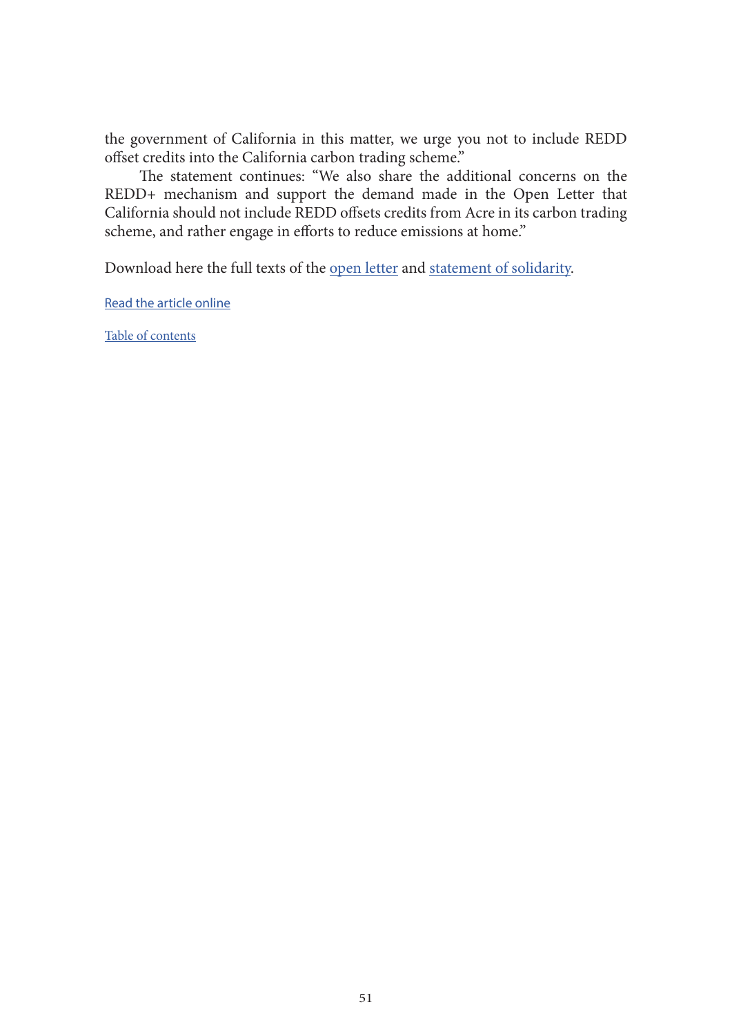the government of California in this matter, we urge you not to include REDD offset credits into the California carbon trading scheme."

The statement continues: "We also share the additional concerns on the REDD+ mechanism and support the demand made in the Open Letter that California should not include REDD offsets credits from Acre in its carbon trading scheme, and rather engage in efforts to reduce emissions at home."

Download here the full texts of the open letter and statement of solidarity.

Read the article online

Table of contents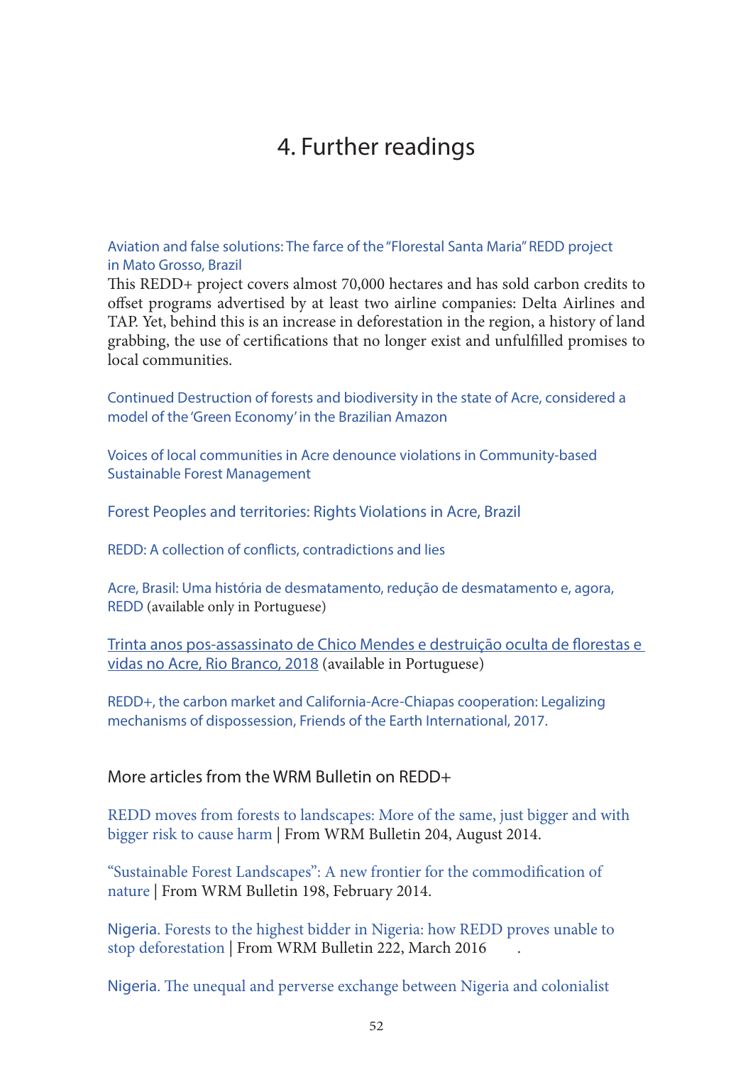# 4. Further readings

Aviation and false solutions: The farce of the "Florestal Santa Maria" REDD project in Mato Grosso, Brazil

This REDD+ project covers almost 70,000 hectares and has sold carbon credits to offset programs advertised by at least two airline companies: Delta Airlines and TAP. Yet, behind this is an increase in deforestation in the region, a history of land grabbing, the use of certifications that no longer exist and unfulfilled promises to local communities.

Continued Destruction of forests and biodiversity in the state of Acre, considered a model of the 'Green Economy' in the Brazilian Amazon

Voices of local communities in Acre denounce violations in Community-based Sustainable Forest Management

Forest Peoples and territories: Rights Violations in Acre, Brazil

REDD: A collection of conflicts, contradictions and lies

Acre, Brasil: Uma história de desmatamento, redução de desmatamento e, agora, REDD (available only in Portuguese)

Trinta anos pos-assassinato de Chico Mendes e destruição oculta de florestas e vidas no Acre, Rio Branco, 2018 (available in Portuguese)

REDD+, the carbon market and California-Acre-Chiapas cooperation: Legalizing mechanisms of dispossession, Friends of the Earth International, 2017.

## More articles from the WRM Bulletin on REDD+

REDD moves from forests to landscapes: More of the same, just bigger and with bigger risk to cause harm | From WRM Bulletin 204, August 2014.

"Sustainable Forest Landscapes": A new frontier for the commodification of nature | From WRM Bulletin 198, February 2014.

Nigeria. Forests to the highest bidder in Nigeria: how REDD proves unable to stop deforestation | From WRM Bulletin 222, March 2016 .

Nigeria. The unequal and perverse exchange between Nigeria and colonialist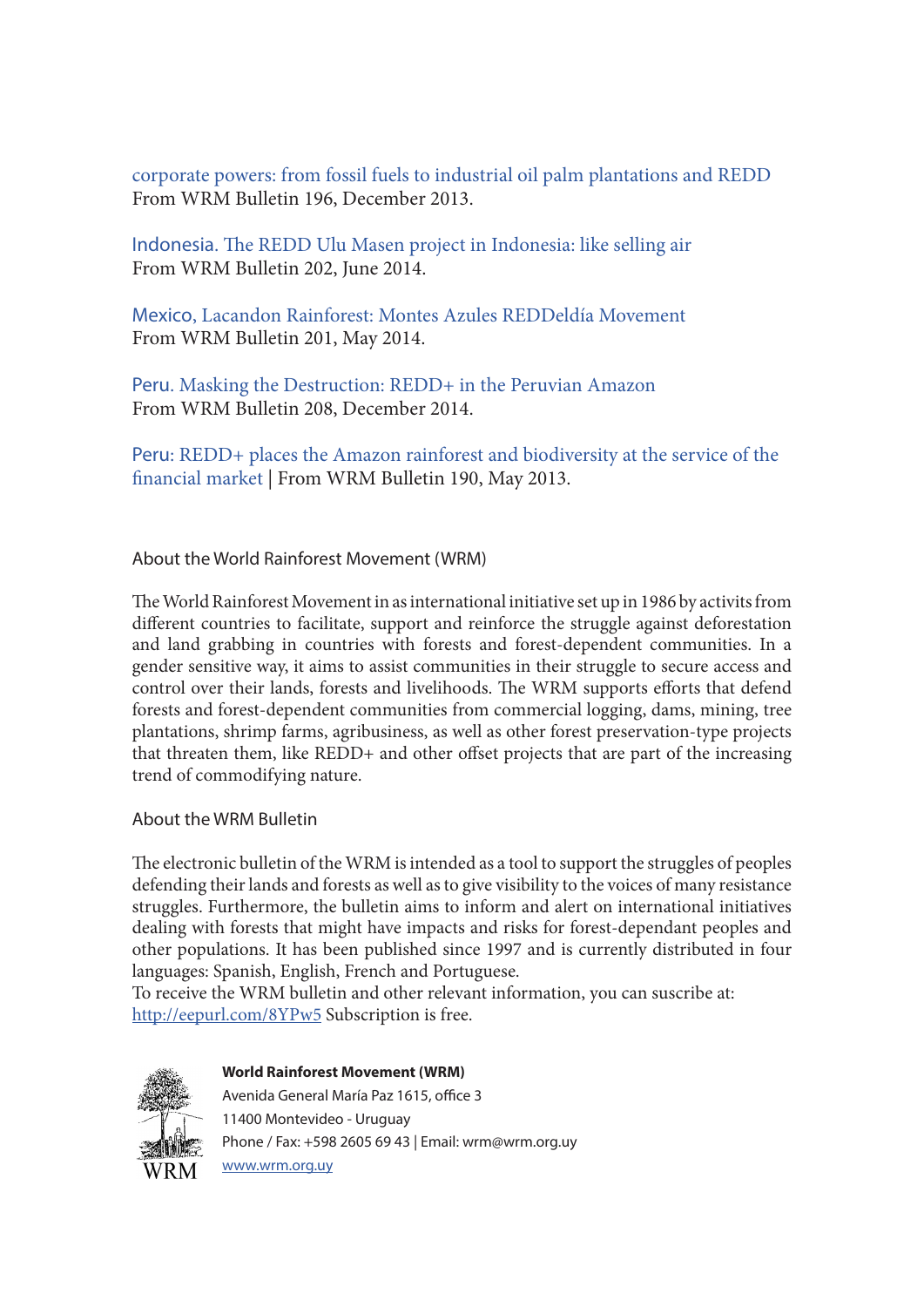corporate powers: from fossil fuels to industrial oil palm plantations and REDD
From WRM Bulletin 196, December 2013.

Indonesia. The REDD Ulu Masen project in Indonesia: like selling air
From WRM Bulletin 202, June 2014.

Mexico, Lacandon Rainforest: Montes Azules REDDeldía Movement
From WRM Bulletin 201, May 2014.

Peru. Masking the Destruction: REDD+ in the Peruvian Amazon
From WRM Bulletin 208, December 2014.

Peru: REDD+ places the Amazon rainforest and biodiversity at the service of the financial market | From WRM Bulletin 190, May 2013.

## About the World Rainforest Movement (WRM)

The World Rainforest Movement in as international initiative set up in 1986 by activits from different countries to facilitate, support and reinforce the struggle against deforestation and land grabbing in countries with forests and forest-dependent communities. In a gender sensitive way, it aims to assist communities in their struggle to secure access and control over their lands, forests and livelihoods. The WRM supports efforts that defend forests and forest-dependent communities from commercial logging, dams, mining, tree plantations, shrimp farms, agribusiness, as well as other forest preservation-type projects that threaten them, like REDD+ and other offset projects that are part of the increasing trend of commodifying nature.

## About the WRM Bulletin

The electronic bulletin of the WRM is intended as a tool to support the struggles of peoples defending their lands and forests as well as to give visibility to the voices of many resistance struggles. Furthermore, the bulletin aims to inform and alert on international initiatives dealing with forests that might have impacts and risks for forest-dependant peoples and other populations. It has been published since 1997 and is currently distributed in four languages: Spanish, English, French and Portuguese.
To receive the WRM bulletin and other relevant information, you can suscribe at: http://eepurl.com/8YPw5 Subscription is free.

WRM

**World Rainforest Movement (WRM)**
Avenida General María Paz 1615, office 3
11400 Montevideo - Uruguay
Phone / Fax: +598 2605 69 43 | Email: wrm@wrm.org.uy
www.wrm.org.uy